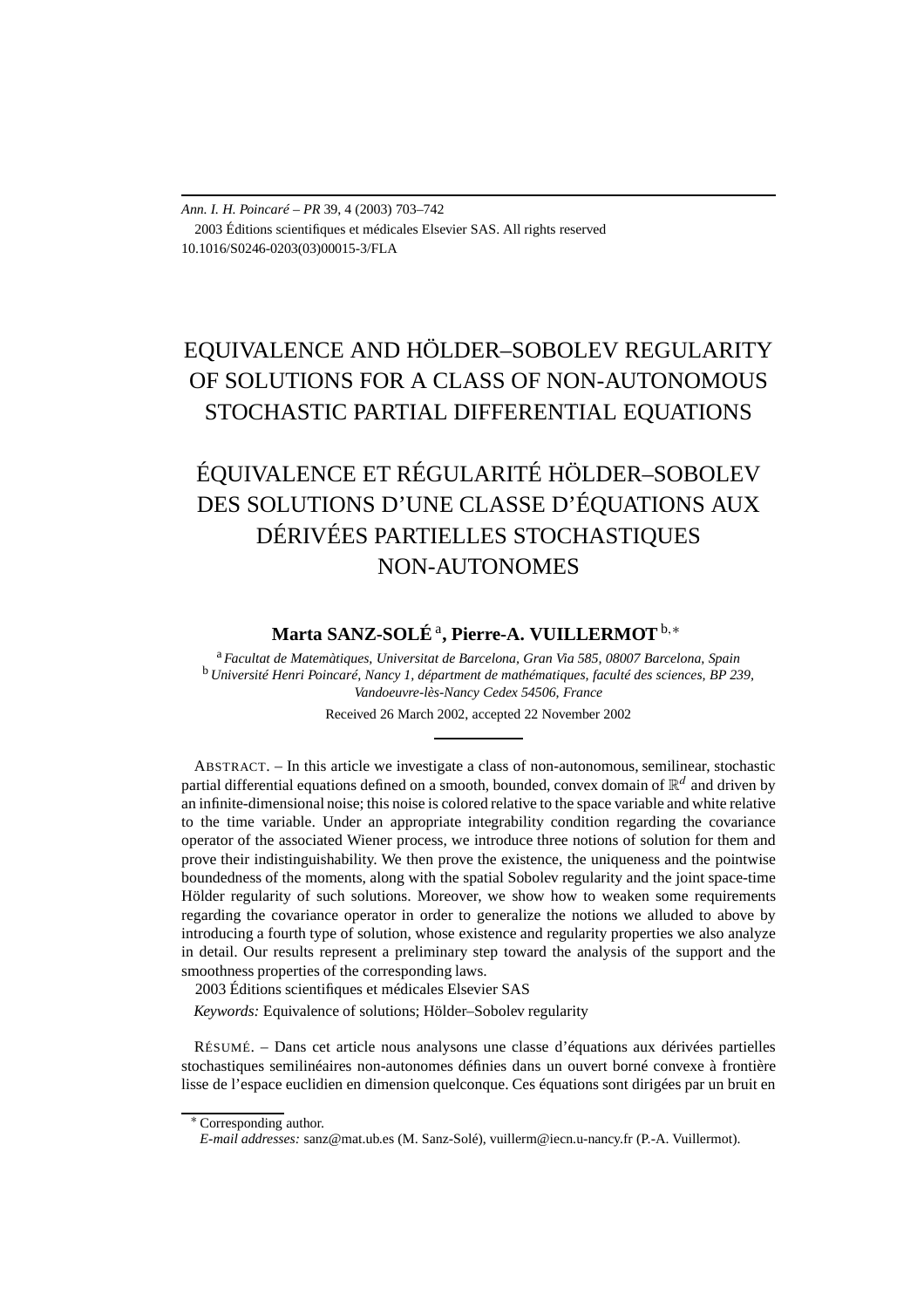Ann. I. H. Poincaré – PR 39, 4 (2003) 703–742
2003 Éditions scientifiques et médicales Elsevier SAS. All rights reserved
10.1016/S0246-0203(03)00015-3/FLA

# EQUIVALENCE AND HÖLDER–SOBOLEV REGULARITY OF SOLUTIONS FOR A CLASS OF NON-AUTONOMOUS STOCHASTIC PARTIAL DIFFERENTIAL EQUATIONS

# ÉQUIVALENCE ET RÉGULARITÉ HÖLDER–SOBOLEV DES SOLUTIONS D'UNE CLASSE D'ÉQUATIONS AUX DÉRIVÉES PARTIELLES STOCHASTIQUES NON-AUTONOMES

**Marta SANZ-SOLÉ** [a], **Pierre-A. VUILLERMOT** [b,∗]

[a] *Facultat de Matemàtiques, Universitat de Barcelona, Gran Via 585, 08007 Barcelona, Spain*
[b] *Université Henri Poincaré, Nancy 1, départment de mathématiques, faculté des sciences, BP 239, Vandoeuvre-lès-Nancy Cedex 54506, France*

Received 26 March 2002, accepted 22 November 2002

ABSTRACT. – In this article we investigate a class of non-autonomous, semilinear, stochastic partial differential equations defined on a smooth, bounded, convex domain of $\mathbb{R}^d$ and driven by an infinite-dimensional noise; this noise is colored relative to the space variable and white relative to the time variable. Under an appropriate integrability condition regarding the covariance operator of the associated Wiener process, we introduce three notions of solution for them and prove their indistinguishability. We then prove the existence, the uniqueness and the pointwise boundedness of the moments, along with the spatial Sobolev regularity and the joint space-time Hölder regularity of such solutions. Moreover, we show how to weaken some requirements regarding the covariance operator in order to generalize the notions we alluded to above by introducing a fourth type of solution, whose existence and regularity properties we also analyze in detail. Our results represent a preliminary step toward the analysis of the support and the smoothness properties of the corresponding laws.
2003 Éditions scientifiques et médicales Elsevier SAS

*Keywords:* Equivalence of solutions; Hölder–Sobolev regularity

RÉSUMÉ. – Dans cet article nous analysons une classe d'équations aux dérivées partielles stochastiques semilinéaires non-autonomes définies dans un ouvert borné convexe à frontière lisse de l'espace euclidien en dimension quelconque. Ces équations sont dirigées par un bruit en

∗ Corresponding author.
*E-mail addresses:* sanz@mat.ub.es (M. Sanz-Solé), vuillerm@iecn.u-nancy.fr (P.-A. Vuillermot).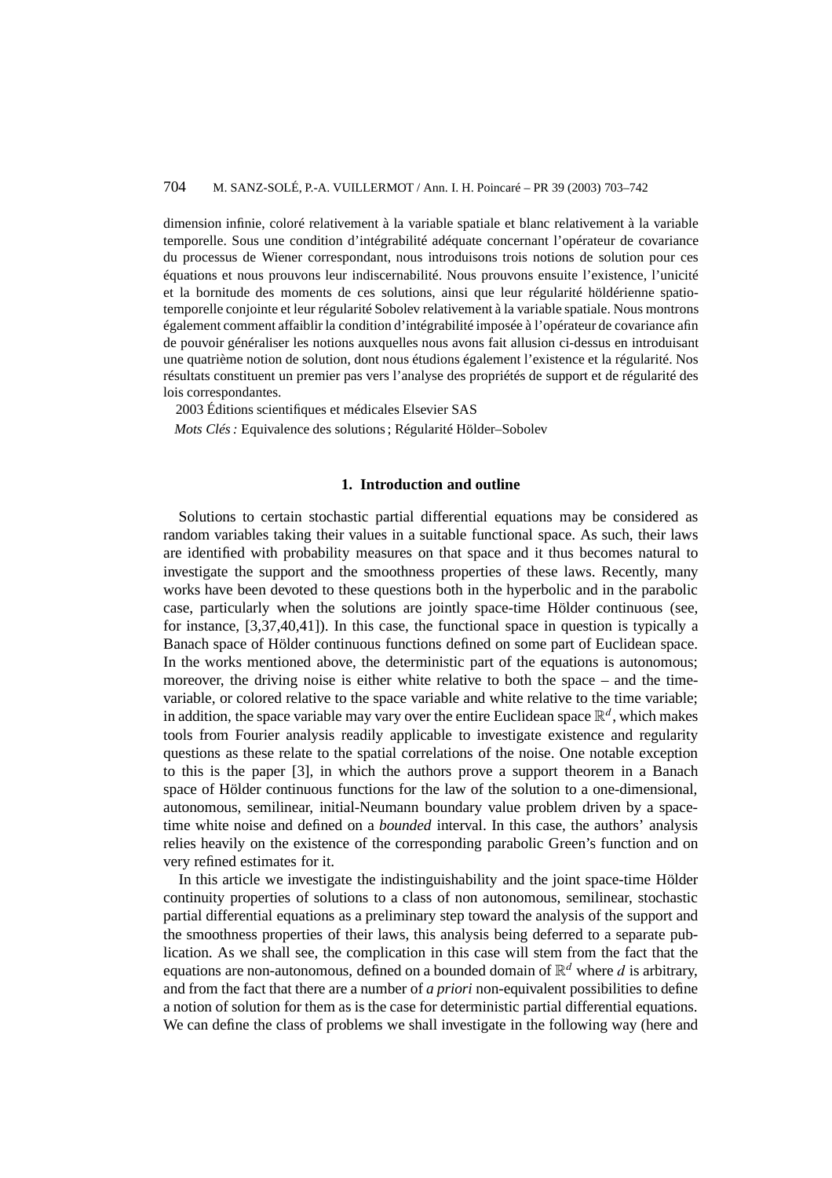dimension infinie, coloré relativement à la variable spatiale et blanc relativement à la variable temporelle. Sous une condition d'intégrabilité adéquate concernant l'opérateur de covariance du processus de Wiener correspondant, nous introduisons trois notions de solution pour ces équations et nous prouvons leur indiscernabilité. Nous prouvons ensuite l'existence, l'unicité et la bornitude des moments de ces solutions, ainsi que leur régularité höldérienne spatio-temporelle conjointe et leur régularité Sobolev relativement à la variable spatiale. Nous montrons également comment affaiblir la condition d'intégrabilité imposée à l'opérateur de covariance afin de pouvoir généraliser les notions auxquelles nous avons fait allusion ci-dessus en introduisant une quatrième notion de solution, dont nous étudions également l'existence et la régularité. Nos résultats constituent un premier pas vers l'analyse des propriétés de support et de régularité des lois correspondantes.

2003 Éditions scientifiques et médicales Elsevier SAS

*Mots Clés :* Equivalence des solutions ; Régularité Hölder–Sobolev

## 1. Introduction and outline

Solutions to certain stochastic partial differential equations may be considered as random variables taking their values in a suitable functional space. As such, their laws are identified with probability measures on that space and it thus becomes natural to investigate the support and the smoothness properties of these laws. Recently, many works have been devoted to these questions both in the hyperbolic and in the parabolic case, particularly when the solutions are jointly space-time Hölder continuous (see, for instance, [3,37,40,41]). In this case, the functional space in question is typically a Banach space of Hölder continuous functions defined on some part of Euclidean space. In the works mentioned above, the deterministic part of the equations is autonomous; moreover, the driving noise is either white relative to both the space – and the time-variable, or colored relative to the space variable and white relative to the time variable; in addition, the space variable may vary over the entire Euclidean space $\mathbb{R}^d$, which makes tools from Fourier analysis readily applicable to investigate existence and regularity questions as these relate to the spatial correlations of the noise. One notable exception to this is the paper [3], in which the authors prove a support theorem in a Banach space of Hölder continuous functions for the law of the solution to a one-dimensional, autonomous, semilinear, initial-Neumann boundary value problem driven by a space-time white noise and defined on a *bounded* interval. In this case, the authors' analysis relies heavily on the existence of the corresponding parabolic Green's function and on very refined estimates for it.

In this article we investigate the indistinguishability and the joint space-time Hölder continuity properties of solutions to a class of non autonomous, semilinear, stochastic partial differential equations as a preliminary step toward the analysis of the support and the smoothness properties of their laws, this analysis being deferred to a separate publication. As we shall see, the complication in this case will stem from the fact that the equations are non-autonomous, defined on a bounded domain of $\mathbb{R}^d$ where $d$ is arbitrary, and from the fact that there are a number of *a priori* non-equivalent possibilities to define a notion of solution for them as is the case for deterministic partial differential equations. We can define the class of problems we shall investigate in the following way (here and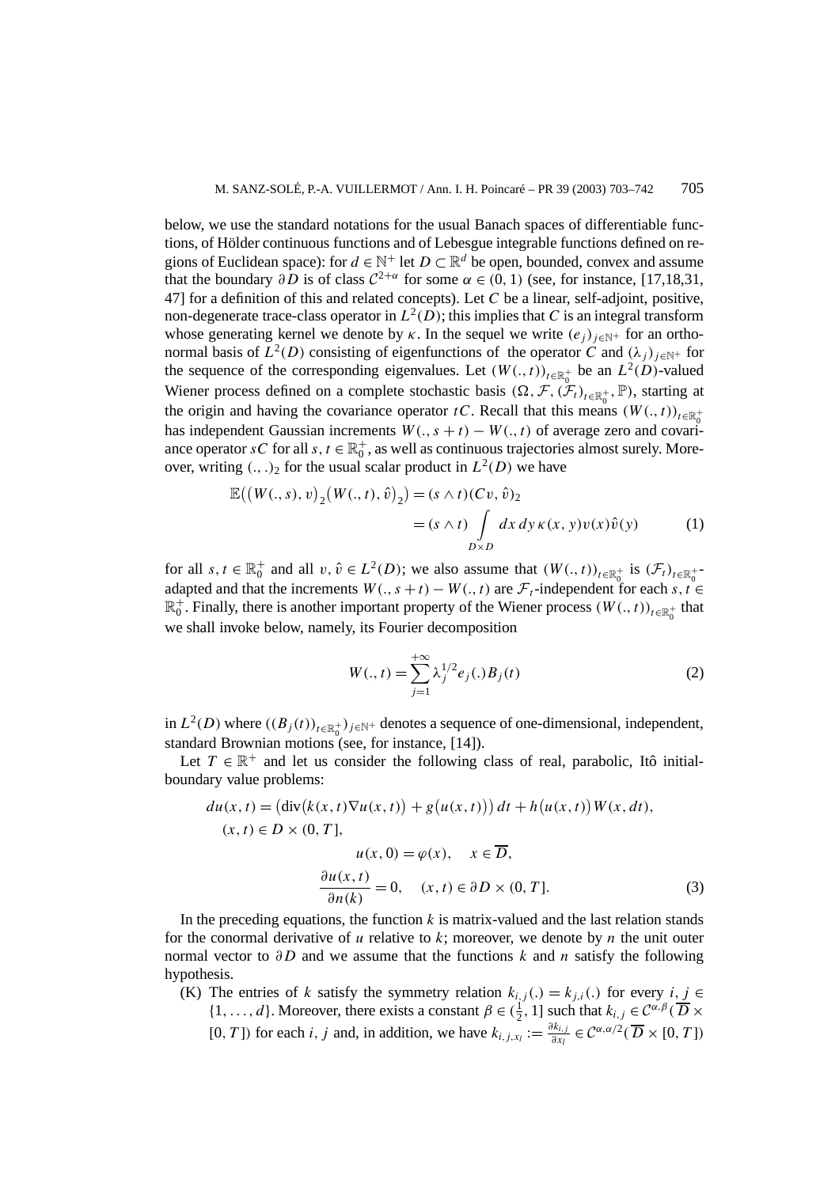below, we use the standard notations for the usual Banach spaces of differentiable functions, of Hölder continuous functions and of Lebesgue integrable functions defined on regions of Euclidean space): for $d \in \mathbb{N}^+$ let $D \subset \mathbb{R}^d$ be open, bounded, convex and assume that the boundary $\partial D$ is of class $\mathcal{C}^{2+\alpha}$ for some $\alpha \in (0,1)$ (see, for instance, [17,18,31, 47] for a definition of this and related concepts). Let $C$ be a linear, self-adjoint, positive, non-degenerate trace-class operator in $L^2(D)$; this implies that $C$ is an integral transform whose generating kernel we denote by $\kappa$. In the sequel we write $(e_j)_{j\in\mathbb{N}^+}$ for an orthonormal basis of $L^2(D)$ consisting of eigenfunctions of the operator $C$ and $(\lambda_j)_{j\in\mathbb{N}^+}$ for the sequence of the corresponding eigenvalues. Let $(W(.,t))_{t\in\mathbb{R}_0^+}$ be an $L^2(D)$-valued Wiener process defined on a complete stochastic basis $(\Omega, \mathcal{F}, (\mathcal{F}_t)_{t\in\mathbb{R}_0^+}, \mathbb{P})$, starting at the origin and having the covariance operator $tC$. Recall that this means $(W(.,t))_{t\in\mathbb{R}_0^+}$ has independent Gaussian increments $W(.,s+t) - W(.,t)$ of average zero and covariance operator $sC$ for all $s,t \in \mathbb{R}_0^+$, as well as continuous trajectories almost surely. Moreover, writing $(.,.)_2$ for the usual scalar product in $L^2(D)$ we have

$$\begin{aligned}
\mathbb{E}\big((W(.,s),v)_2 (W(.,t),\hat{v})_2\big) &= (s\wedge t)(Cv,\hat{v})_2 \\
&= (s\wedge t)\int_{D\times D} dx\,dy\,\kappa(x,y)v(x)\hat{v}(y)
\end{aligned} \tag{1}$$

for all $s,t \in \mathbb{R}_0^+$ and all $v, \hat{v} \in L^2(D)$; we also assume that $(W(.,t))_{t\in\mathbb{R}_0^+}$ is $(\mathcal{F}_t)_{t\in\mathbb{R}_0^+}$-adapted and that the increments $W(.,s+t) - W(.,t)$ are $\mathcal{F}_t$-independent for each $s,t \in \mathbb{R}_0^+$. Finally, there is another important property of the Wiener process $(W(.,t))_{t\in\mathbb{R}_0^+}$ that we shall invoke below, namely, its Fourier decomposition

$$W(.,t) = \sum_{j=1}^{+\infty} \lambda_j^{1/2} e_j(.) B_j(t) \tag{2}$$

in $L^2(D)$ where $((B_j(t))_{t\in\mathbb{R}_0^+})_{j\in\mathbb{N}^+}$ denotes a sequence of one-dimensional, independent, standard Brownian motions (see, for instance, [14]).

Let $T \in \mathbb{R}^+$ and let us consider the following class of real, parabolic, Itô initial-boundary value problems:

$$\begin{aligned}
&du(x,t) = \big(\operatorname{div}\big(k(x,t)\nabla u(x,t)\big) + g\big(u(x,t)\big)\big)\,dt + h\big(u(x,t)\big)W(x,dt), \\
&\quad (x,t) \in D\times(0,T], \\
&\qquad\qquad u(x,0) = \varphi(x), \quad x \in \overline{D}, \\
&\qquad\qquad \frac{\partial u(x,t)}{\partial n(k)} = 0, \quad (x,t) \in \partial D \times (0,T].
\end{aligned} \tag{3}$$

In the preceding equations, the function $k$ is matrix-valued and the last relation stands for the conormal derivative of $u$ relative to $k$; moreover, we denote by $n$ the unit outer normal vector to $\partial D$ and we assume that the functions $k$ and $n$ satisfy the following hypothesis.

(K) The entries of $k$ satisfy the symmetry relation $k_{i,j}(.) = k_{j,i}(.)$ for every $i,j \in \{1,\dots,d\}$. Moreover, there exists a constant $\beta \in (\frac{1}{2}, 1]$ such that $k_{i,j} \in \mathcal{C}^{\alpha,\beta}(\overline{D} \times [0,T])$ for each $i,j$ and, in addition, we have $k_{i,j,x_l} := \frac{\partial k_{i,j}}{\partial x_l} \in \mathcal{C}^{\alpha,\alpha/2}(\overline{D} \times [0,T])$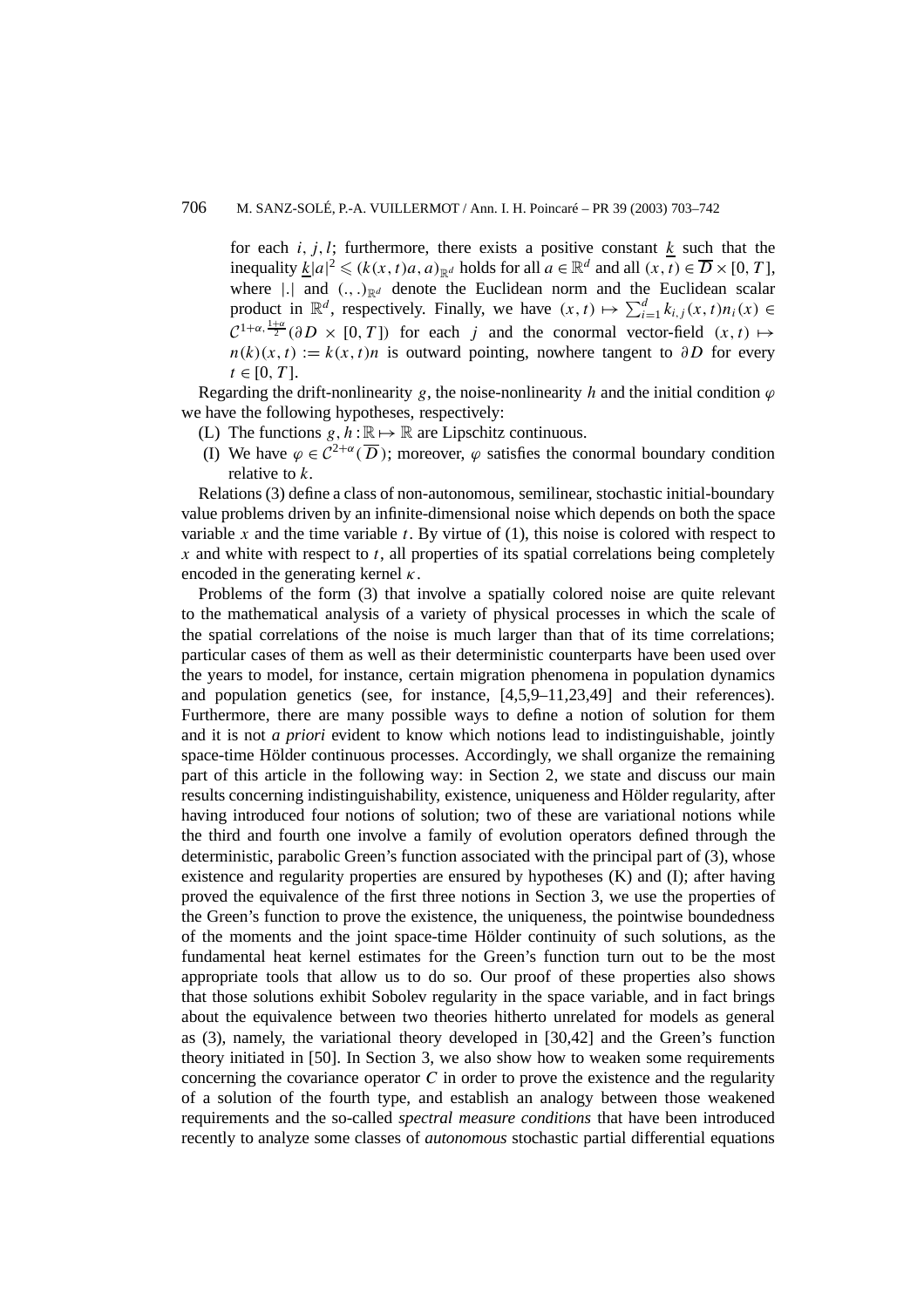for each $i, j, l$; furthermore, there exists a positive constant $\underline{k}$ such that the inequality $\underline{k}|a|^2 \leqslant (k(x,t)a, a)_{\mathbb{R}^d}$ holds for all $a \in \mathbb{R}^d$ and all $(x,t) \in \overline{D} \times [0,T]$, where $|.|$ and $(.,.)_{\mathbb{R}^d}$ denote the Euclidean norm and the Euclidean scalar product in $\mathbb{R}^d$, respectively. Finally, we have $(x,t) \mapsto \sum_{i=1}^{d} k_{i,j}(x,t)n_i(x) \in \mathcal{C}^{1+\alpha, \frac{1+\alpha}{2}}(\partial D \times [0,T])$ for each $j$ and the conormal vector-field $(x,t) \mapsto n(k)(x,t) := k(x,t)n$ is outward pointing, nowhere tangent to $\partial D$ for every $t \in [0,T]$.

Regarding the drift-nonlinearity $g$, the noise-nonlinearity $h$ and the initial condition $\varphi$ we have the following hypotheses, respectively:

(L) The functions $g, h : \mathbb{R} \mapsto \mathbb{R}$ are Lipschitz continuous.

(I) We have $\varphi \in \mathcal{C}^{2+\alpha}(\overline{D})$; moreover, $\varphi$ satisfies the conormal boundary condition relative to $k$.

Relations (3) define a class of non-autonomous, semilinear, stochastic initial-boundary value problems driven by an infinite-dimensional noise which depends on both the space variable $x$ and the time variable $t$. By virtue of (1), this noise is colored with respect to $x$ and white with respect to $t$, all properties of its spatial correlations being completely encoded in the generating kernel $\kappa$.

Problems of the form (3) that involve a spatially colored noise are quite relevant to the mathematical analysis of a variety of physical processes in which the scale of the spatial correlations of the noise is much larger than that of its time correlations; particular cases of them as well as their deterministic counterparts have been used over the years to model, for instance, certain migration phenomena in population dynamics and population genetics (see, for instance, [4,5,9–11,23,49] and their references). Furthermore, there are many possible ways to define a notion of solution for them and it is not *a priori* evident to know which notions lead to indistinguishable, jointly space-time Hölder continuous processes. Accordingly, we shall organize the remaining part of this article in the following way: in Section 2, we state and discuss our main results concerning indistinguishability, existence, uniqueness and Hölder regularity, after having introduced four notions of solution; two of these are variational notions while the third and fourth one involve a family of evolution operators defined through the deterministic, parabolic Green's function associated with the principal part of (3), whose existence and regularity properties are ensured by hypotheses (K) and (I); after having proved the equivalence of the first three notions in Section 3, we use the properties of the Green's function to prove the existence, the uniqueness, the pointwise boundedness of the moments and the joint space-time Hölder continuity of such solutions, as the fundamental heat kernel estimates for the Green's function turn out to be the most appropriate tools that allow us to do so. Our proof of these properties also shows that those solutions exhibit Sobolev regularity in the space variable, and in fact brings about the equivalence between two theories hitherto unrelated for models as general as (3), namely, the variational theory developed in [30,42] and the Green's function theory initiated in [50]. In Section 3, we also show how to weaken some requirements concerning the covariance operator $C$ in order to prove the existence and the regularity of a solution of the fourth type, and establish an analogy between those weakened requirements and the so-called *spectral measure conditions* that have been introduced recently to analyze some classes of *autonomous* stochastic partial differential equations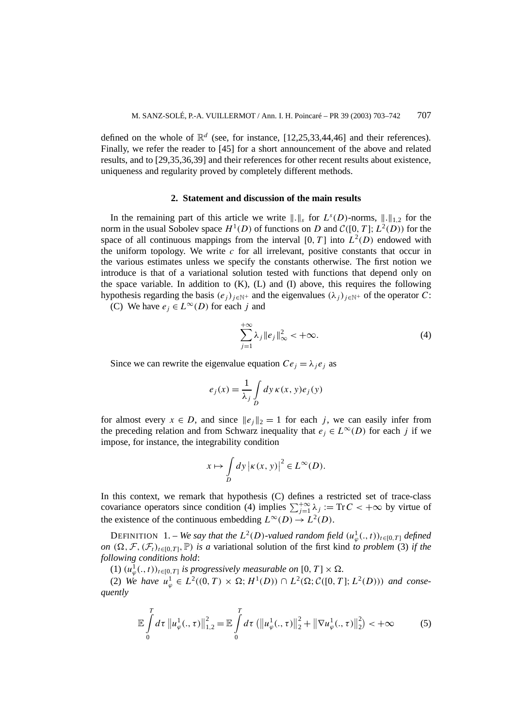defined on the whole of $\mathbb{R}^d$ (see, for instance, [12,25,33,44,46] and their references). Finally, we refer the reader to [45] for a short announcement of the above and related results, and to [29,35,36,39] and their references for other recent results about existence, uniqueness and regularity proved by completely different methods.

## 2. Statement and discussion of the main results

In the remaining part of this article we write $\|.\|_s$ for $L^s(D)$-norms, $\|.\|_{1,2}$ for the norm in the usual Sobolev space $H^1(D)$ of functions on $D$ and $\mathcal{C}([0,T];L^2(D))$ for the space of all continuous mappings from the interval $[0,T]$ into $L^2(D)$ endowed with the uniform topology. We write $c$ for all irrelevant, positive constants that occur in the various estimates unless we specify the constants otherwise. The first notion we introduce is that of a variational solution tested with functions that depend only on the space variable. In addition to (K), (L) and (I) above, this requires the following hypothesis regarding the basis $(e_j)_{j\in\mathbb{N}^+}$ and the eigenvalues $(\lambda_j)_{j\in\mathbb{N}^+}$ of the operator $C$:

(C) We have $e_j \in L^\infty(D)$ for each $j$ and

$$\sum_{j=1}^{+\infty} \lambda_j \|e_j\|_\infty^2 < +\infty. \tag{4}$$

Since we can rewrite the eigenvalue equation $Ce_j = \lambda_j e_j$ as

$$e_j(x) = \frac{1}{\lambda_j}\int_D dy\, \kappa(x,y) e_j(y)$$

for almost every $x \in D$, and since $\|e_j\|_2 = 1$ for each $j$, we can easily infer from the preceding relation and from Schwarz inequality that $e_j \in L^\infty(D)$ for each $j$ if we impose, for instance, the integrability condition

$$x \mapsto \int_D dy\, \left|\kappa(x,y)\right|^2 \in L^\infty(D).$$

In this context, we remark that hypothesis (C) defines a restricted set of trace-class covariance operators since condition (4) implies $\sum_{j=1}^{+\infty}\lambda_j := \operatorname{Tr} C < +\infty$ by virtue of the existence of the continuous embedding $L^\infty(D) \to L^2(D)$.

DEFINITION 1. – *We say that the $L^2(D)$-valued random field $(u_\varphi^1(.,t))_{t\in[0,T]}$ defined on $(\Omega, \mathcal{F}, (\mathcal{F}_t)_{t\in[0,T]}, \mathbb{P})$ is a* variational solution of the first kind *to problem* (3) *if the following conditions hold*:

(1) $(u_\varphi^1(.,t))_{t\in[0,T]}$ *is progressively measurable on* $[0,T]\times\Omega$.

(2) *We have* $u_\varphi^1 \in L^2((0,T)\times\Omega; H^1(D)) \cap L^2(\Omega; \mathcal{C}([0,T];L^2(D)))$ *and consequently*

$$\mathbb{E}\int_0^T d\tau\, \left\|u_\varphi^1(.,\tau)\right\|_{1,2}^2 = \mathbb{E}\int_0^T d\tau\, \left(\left\|u_\varphi^1(.,\tau)\right\|_2^2 + \left\|\nabla u_\varphi^1(.,\tau)\right\|_2^2\right) < +\infty \tag{5}$$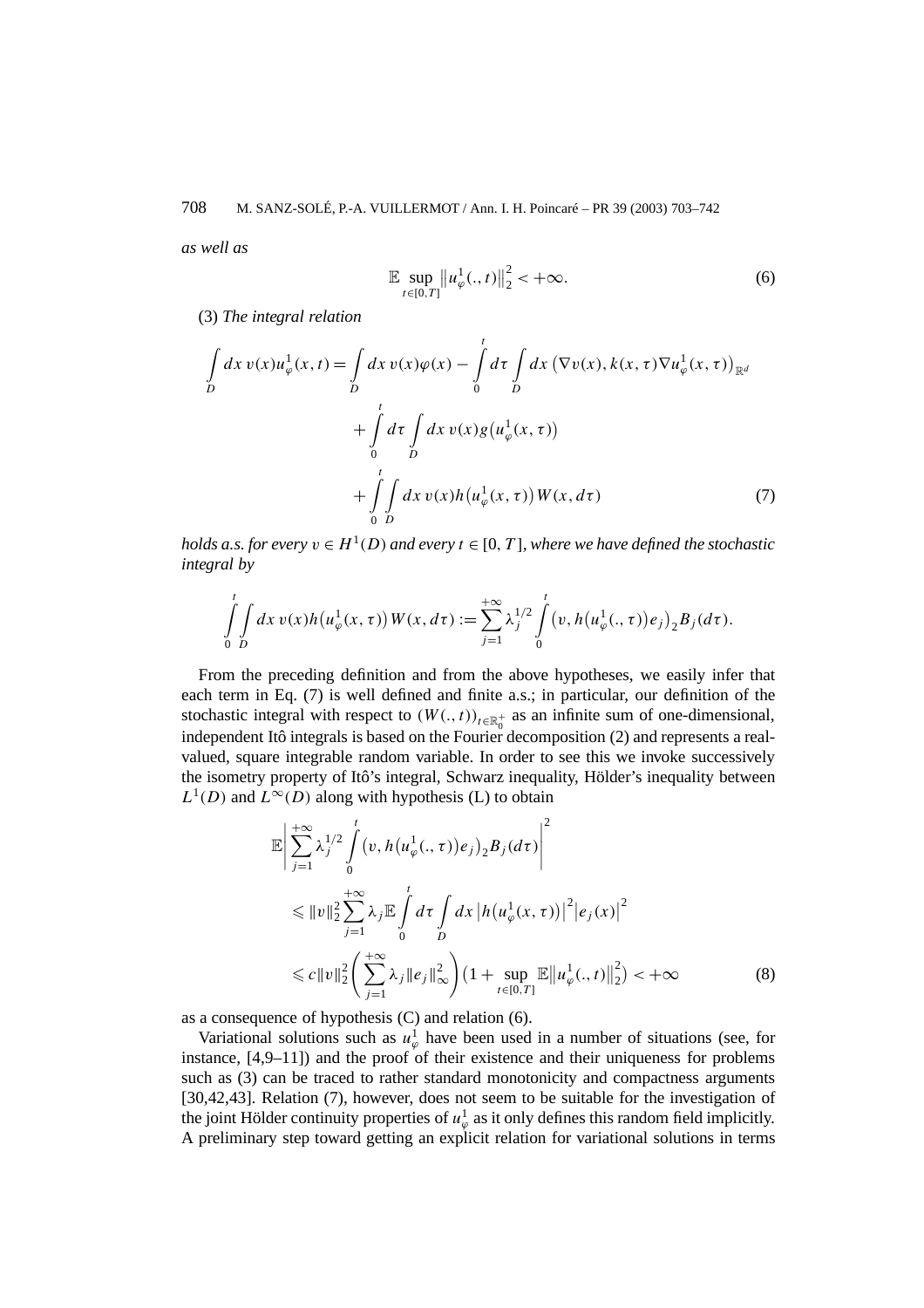*as well as*

$$\mathbb{E} \sup_{t\in[0,T]} \left\| u_{\varphi}^{1}(.,t)\right\|_{2}^{2} < +\infty. \tag{6}$$

(3) *The integral relation*

$$\begin{aligned}
\int_D dx\, v(x) u_{\varphi}^{1}(x,t) &= \int_D dx\, v(x)\varphi(x) - \int_0^t d\tau \int_D dx\, \left(\nabla v(x), k(x,\tau)\nabla u_{\varphi}^{1}(x,\tau)\right)_{\mathbb{R}^d} \\
&\quad + \int_0^t d\tau \int_D dx\, v(x) g\left(u_{\varphi}^{1}(x,\tau)\right) \\
&\quad + \int_0^t \int_D dx\, v(x) h\left(u_{\varphi}^{1}(x,\tau)\right) W(x,d\tau)
\end{aligned} \tag{7}$$

*holds a.s. for every $v \in H^1(D)$ and every $t \in [0,T]$, where we have defined the stochastic integral by*

$$\int_0^t \int_D dx\, v(x) h\left(u_{\varphi}^{1}(x,\tau)\right) W(x,d\tau) := \sum_{j=1}^{+\infty} \lambda_j^{1/2} \int_0^t \left(v, h\left(u_{\varphi}^{1}(.,\tau)\right) e_j\right)_2 B_j(d\tau).$$

From the preceding definition and from the above hypotheses, we easily infer that each term in Eq. (7) is well defined and finite a.s.; in particular, our definition of the stochastic integral with respect to $(W(.,t))_{t\in\mathbb{R}_0^+}$ as an infinite sum of one-dimensional, independent Itô integrals is based on the Fourier decomposition (2) and represents a real-valued, square integrable random variable. In order to see this we invoke successively the isometry property of Itô's integral, Schwarz inequality, Hölder's inequality between $L^1(D)$ and $L^{\infty}(D)$ along with hypothesis (L) to obtain

$$\begin{aligned}
&\mathbb{E}\left| \sum_{j=1}^{+\infty} \lambda_j^{1/2} \int_0^t \left(v, h\left(u_{\varphi}^{1}(.,\tau)\right) e_j\right)_2 B_j(d\tau)\right|^2 \\
&\quad \leqslant \|v\|_2^2 \sum_{j=1}^{+\infty} \lambda_j \mathbb{E} \int_0^t d\tau \int_D dx\, \left|h\left(u_{\varphi}^{1}(x,\tau)\right)\right|^2 \left|e_j(x)\right|^2 \\
&\quad \leqslant c\|v\|_2^2 \left(\sum_{j=1}^{+\infty} \lambda_j \|e_j\|_{\infty}^2\right) \left(1 + \sup_{t\in[0,T]} \mathbb{E}\left\|u_{\varphi}^{1}(.,t)\right\|_2^2\right) < +\infty
\end{aligned} \tag{8}$$

as a consequence of hypothesis (C) and relation (6).

Variational solutions such as $u_{\varphi}^{1}$ have been used in a number of situations (see, for instance, [4,9–11]) and the proof of their existence and their uniqueness for problems such as (3) can be traced to rather standard monotonicity and compactness arguments [30,42,43]. Relation (7), however, does not seem to be suitable for the investigation of the joint Hölder continuity properties of $u_{\varphi}^{1}$ as it only defines this random field implicitly. A preliminary step toward getting an explicit relation for variational solutions in terms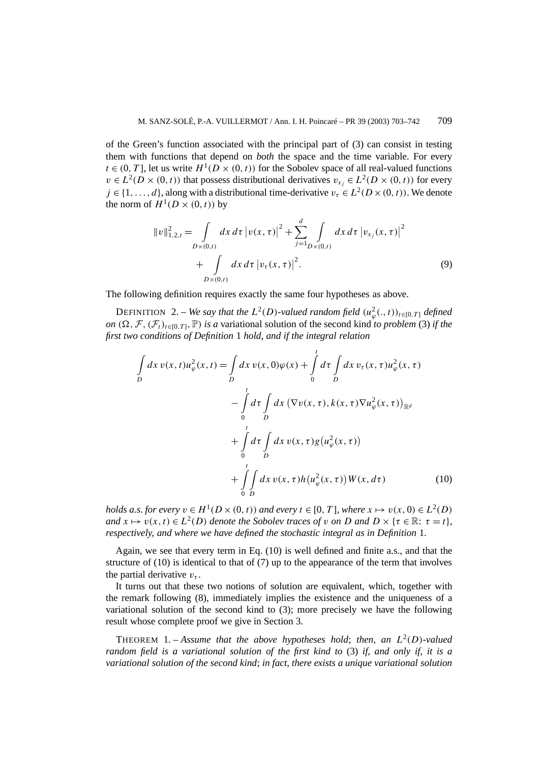of the Green's function associated with the principal part of (3) can consist in testing them with functions that depend on *both* the space and the time variable. For every $t \in (0, T]$, let us write $H^1(D \times (0, t))$ for the Sobolev space of all real-valued functions $v \in L^2(D \times (0, t))$ that possess distributional derivatives $v_{x_j} \in L^2(D \times (0, t))$ for every $j \in \{1, \ldots, d\}$, along with a distributional time-derivative $v_\tau \in L^2(D \times (0, t))$. We denote the norm of $H^1(D \times (0, t))$ by

$$\|v\|_{1,2,t}^2 = \int_{D \times (0,t)} dx\, d\tau \left|v(x, \tau)\right|^2 + \sum_{j=1}^{d} \int_{D \times (0,t)} dx\, d\tau \left|v_{x_j}(x, \tau)\right|^2 + \int_{D \times (0,t)} dx\, d\tau \left|v_\tau(x, \tau)\right|^2. \tag{9}$$

The following definition requires exactly the same four hypotheses as above.

DEFINITION 2. – *We say that the $L^2(D)$-valued random field $(u_\varphi^2(., t))_{t \in [0,T]}$ defined on $(\Omega, \mathcal{F}, (\mathcal{F}_t)_{t \in [0,T]}, \mathbb{P})$ is a* variational solution of the second kind *to problem* (3) *if the first two conditions of Definition* 1 *hold, and if the integral relation*

$$\begin{aligned}
\int_D dx\, v(x, t) u_\varphi^2(x, t) &= \int_D dx\, v(x, 0) \varphi(x) + \int_0^t d\tau \int_D dx\, v_\tau(x, \tau) u_\varphi^2(x, \tau) \\
&\quad - \int_0^t d\tau \int_D dx \left(\nabla v(x, \tau), k(x, \tau) \nabla u_\varphi^2(x, \tau)\right)_{\mathbb{R}^d} \\
&\quad + \int_0^t d\tau \int_D dx\, v(x, \tau) g\left(u_\varphi^2(x, \tau)\right) \\
&\quad + \int_0^t \int_D dx\, v(x, \tau) h\left(u_\varphi^2(x, \tau)\right) W(x, d\tau)
\end{aligned} \tag{10}$$

*holds a.s. for every $v \in H^1(D \times (0, t))$ and every $t \in [0, T]$, where $x \mapsto v(x, 0) \in L^2(D)$ and $x \mapsto v(x, t) \in L^2(D)$ denote the Sobolev traces of $v$ on $D$ and $D \times \{\tau \in \mathbb{R}\colon \tau = t\}$, respectively, and where we have defined the stochastic integral as in Definition* 1*.*

Again, we see that every term in Eq. (10) is well defined and finite a.s., and that the structure of (10) is identical to that of (7) up to the appearance of the term that involves the partial derivative $v_\tau$.

It turns out that these two notions of solution are equivalent, which, together with the remark following (8), immediately implies the existence and the uniqueness of a variational solution of the second kind to (3); more precisely we have the following result whose complete proof we give in Section 3.

THEOREM 1. – *Assume that the above hypotheses hold; then, an $L^2(D)$-valued random field is a variational solution of the first kind to* (3) *if, and only if, it is a variational solution of the second kind; in fact, there exists a unique variational solution*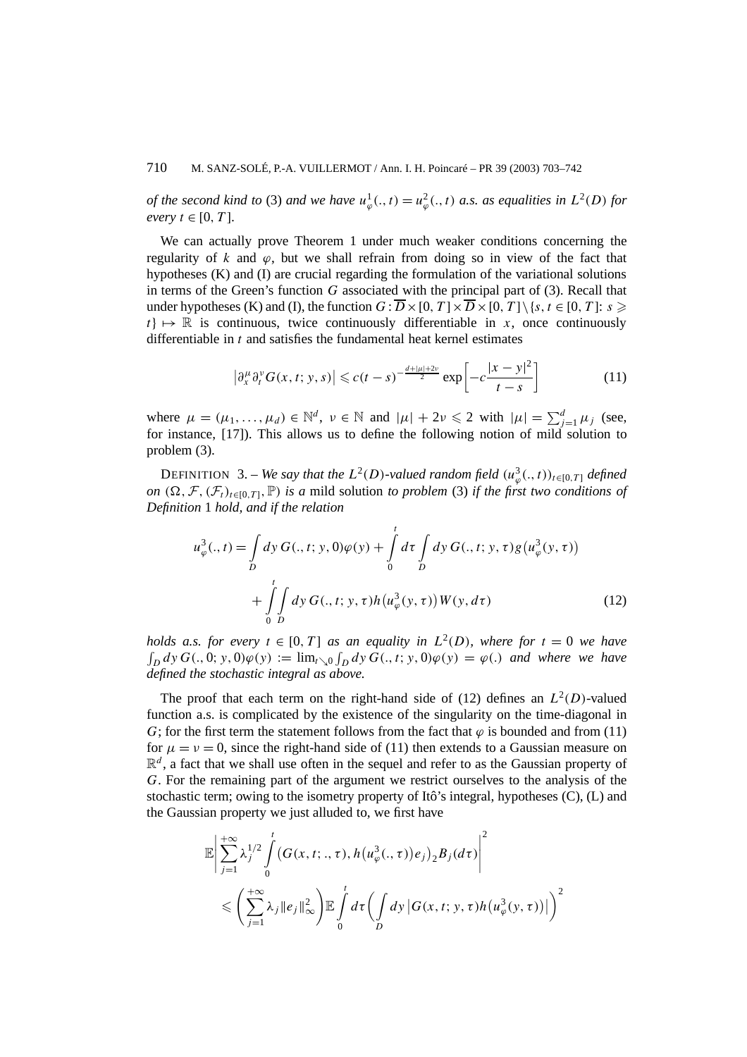*of the second kind to* (3) *and we have* $u_\varphi^1(.,t) = u_\varphi^2(.,t)$ *a.s. as equalities in* $L^2(D)$ *for every* $t \in [0,T]$.

We can actually prove Theorem 1 under much weaker conditions concerning the regularity of $k$ and $\varphi$, but we shall refrain from doing so in view of the fact that hypotheses (K) and (I) are crucial regarding the formulation of the variational solutions in terms of the Green's function $G$ associated with the principal part of (3). Recall that under hypotheses (K) and (I), the function $G : \overline{D} \times [0,T] \times \overline{D} \times [0,T] \setminus \{s,t \in [0,T]: s \geqslant t\} \mapsto \mathbb{R}$ is continuous, twice continuously differentiable in $x$, once continuously differentiable in $t$ and satisfies the fundamental heat kernel estimates

$$\left|\partial_x^\mu \partial_t^\nu G(x,t;y,s)\right| \leqslant c(t-s)^{-\frac{d+|\mu|+2\nu}{2}} \exp\left[-c\frac{|x-y|^2}{t-s}\right] \tag{11}$$

where $\mu = (\mu_1, \ldots, \mu_d) \in \mathbb{N}^d$, $\nu \in \mathbb{N}$ and $|\mu| + 2\nu \leqslant 2$ with $|\mu| = \sum_{j=1}^d \mu_j$ (see, for instance, [17]). This allows us to define the following notion of mild solution to problem (3).

DEFINITION 3. – *We say that the* $L^2(D)$*-valued random field* $(u_\varphi^3(.,t))_{t\in[0,T]}$ *defined on* $(\Omega, \mathcal{F}, (\mathcal{F}_t)_{t\in[0,T]}, \mathbb{P})$ *is a* mild solution *to problem* (3) *if the first two conditions of Definition* 1 *hold, and if the relation*

$$\begin{aligned} u_\varphi^3(.,t) = \int_D dy\, G(.,t;y,0)\varphi(y) + \int_0^t d\tau \int_D dy\, G(.,t;y,\tau) g\big(u_\varphi^3(y,\tau)\big) \\ + \int_0^t \int_D dy\, G(.,t;y,\tau) h\big(u_\varphi^3(y,\tau)\big) W(y,d\tau) \end{aligned} \tag{12}$$

*holds a.s. for every* $t \in [0,T]$ *as an equality in* $L^2(D)$, *where for* $t = 0$ *we have* $\int_D dy\, G(.,0;y,0)\varphi(y) := \lim_{t\searrow 0} \int_D dy\, G(.,t;y,0)\varphi(y) = \varphi(.)$ *and where we have defined the stochastic integral as above.*

The proof that each term on the right-hand side of (12) defines an $L^2(D)$-valued function a.s. is complicated by the existence of the singularity on the time-diagonal in $G$; for the first term the statement follows from the fact that $\varphi$ is bounded and from (11) for $\mu = \nu = 0$, since the right-hand side of (11) then extends to a Gaussian measure on $\mathbb{R}^d$, a fact that we shall use often in the sequel and refer to as the Gaussian property of $G$. For the remaining part of the argument we restrict ourselves to the analysis of the stochastic term; owing to the isometry property of Itô's integral, hypotheses (C), (L) and the Gaussian property we just alluded to, we first have

$$\begin{aligned} &\mathbb{E}\left|\sum_{j=1}^{+\infty} \lambda_j^{1/2} \int_0^t \big(G(x,t;.,\tau), h\big(u_\varphi^3(.,\tau)\big)e_j\big)_2 B_j(d\tau)\right|^2 \\ &\quad\leqslant \left(\sum_{j=1}^{+\infty} \lambda_j \|e_j\|_\infty^2\right) \mathbb{E}\int_0^t d\tau \left(\int_D dy\, \big|G(x,t;y,\tau) h\big(u_\varphi^3(y,\tau)\big)\big|\right)^2 \end{aligned}$$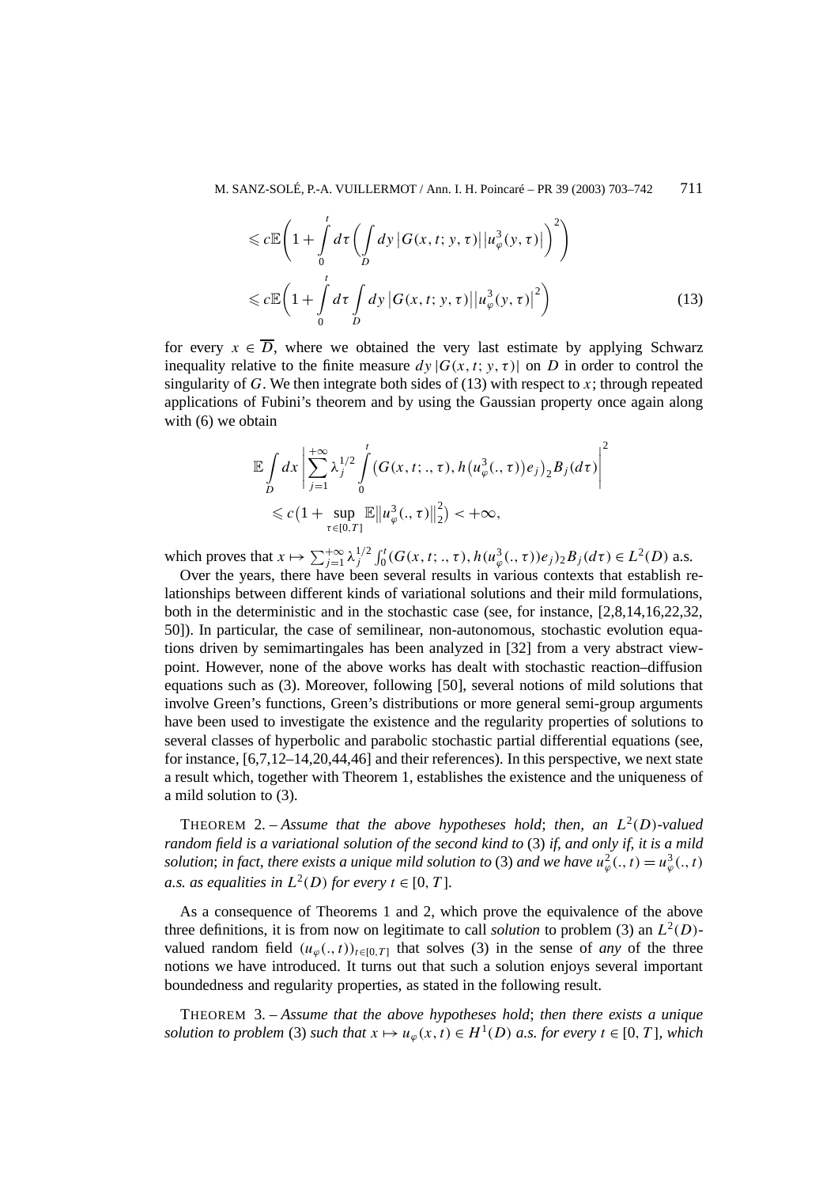$$
\leqslant c\mathbb{E}\left(1+\int_0^t d\tau \left(\int_D dy \left|G(x,t;y,\tau)\right|\left|u_\varphi^3(y,\tau)\right|\right)^2\right)
$$

$$
\leqslant c\mathbb{E}\left(1+\int_0^t d\tau \int_D dy \left|G(x,t;y,\tau)\right|\left|u_\varphi^3(y,\tau)\right|^2\right) \tag{13}
$$

for every $x \in \overline{D}$, where we obtained the very last estimate by applying Schwarz inequality relative to the finite measure $dy\,|G(x,t;y,\tau)|$ on $D$ in order to control the singularity of $G$. We then integrate both sides of (13) with respect to $x$; through repeated applications of Fubini's theorem and by using the Gaussian property once again along with (6) we obtain

$$
\mathbb{E}\int_D dx \left|\sum_{j=1}^{+\infty} \lambda_j^{1/2} \int_0^t \big(G(x,t;.,\tau), h\big(u_\varphi^3(.,\tau)\big)e_j\big)_2 B_j(d\tau)\right|^2
$$

$$
\leqslant c\big(1+\sup_{\tau\in[0,T]} \mathbb{E}\big\|u_\varphi^3(.,\tau)\big\|_2^2\big) < +\infty,
$$

which proves that $x \mapsto \sum_{j=1}^{+\infty} \lambda_j^{1/2} \int_0^t (G(x,t;.,\tau), h(u_\varphi^3(.,\tau))e_j)_2 B_j(d\tau) \in L^2(D)$ a.s.

Over the years, there have been several results in various contexts that establish relationships between different kinds of variational solutions and their mild formulations, both in the deterministic and in the stochastic case (see, for instance, [2,8,14,16,22,32,50]). In particular, the case of semilinear, non-autonomous, stochastic evolution equations driven by semimartingales has been analyzed in [32] from a very abstract viewpoint. However, none of the above works has dealt with stochastic reaction–diffusion equations such as (3). Moreover, following [50], several notions of mild solutions that involve Green's functions, Green's distributions or more general semi-group arguments have been used to investigate the existence and the regularity properties of solutions to several classes of hyperbolic and parabolic stochastic partial differential equations (see, for instance, [6,7,12–14,20,44,46] and their references). In this perspective, we next state a result which, together with Theorem 1, establishes the existence and the uniqueness of a mild solution to (3).

THEOREM 2. – *Assume that the above hypotheses hold; then, an $L^2(D)$-valued random field is a variational solution of the second kind to* (3) *if, and only if, it is a mild solution; in fact, there exists a unique mild solution to* (3) *and we have $u_\varphi^2(.,t) = u_\varphi^3(.,t)$ a.s. as equalities in $L^2(D)$ for every $t \in [0,T]$.*

As a consequence of Theorems 1 and 2, which prove the equivalence of the above three definitions, it is from now on legitimate to call *solution* to problem (3) an $L^2(D)$-valued random field $(u_\varphi(.,t))_{t\in[0,T]}$ that solves (3) in the sense of *any* of the three notions we have introduced. It turns out that such a solution enjoys several important boundedness and regularity properties, as stated in the following result.

THEOREM 3. – *Assume that the above hypotheses hold; then there exists a unique solution to problem* (3) *such that $x \mapsto u_\varphi(x,t) \in H^1(D)$ a.s. for every $t \in [0,T]$, which*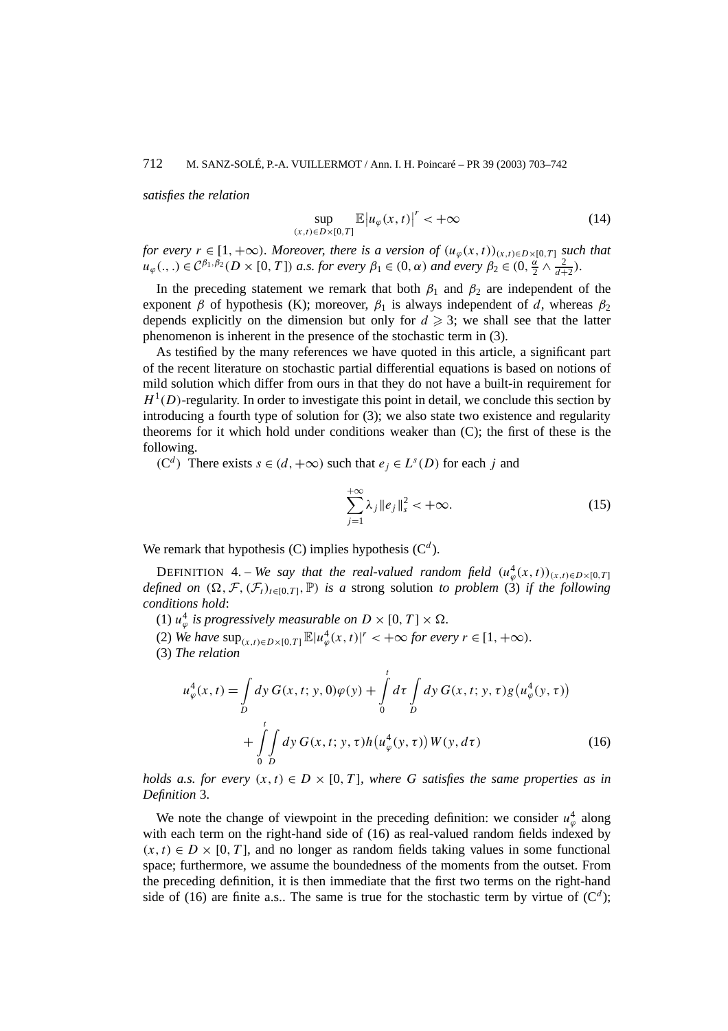*satisfies the relation*

$$\sup_{(x,t)\in D\times[0,T]} \mathbb{E}\left|u_\varphi(x,t)\right|^r < +\infty \tag{14}$$

*for every $r \in [1, +\infty)$. Moreover, there is a version of $(u_\varphi(x,t))_{(x,t)\in D\times[0,T]}$ such that $u_\varphi(.,.) \in \mathcal{C}^{\beta_1,\beta_2}(D \times [0,T])$ a.s. for every $\beta_1 \in (0,\alpha)$ and every $\beta_2 \in (0, \frac{\alpha}{2} \wedge \frac{2}{d+2})$.*

In the preceding statement we remark that both $\beta_1$ and $\beta_2$ are independent of the exponent $\beta$ of hypothesis (K); moreover, $\beta_1$ is always independent of $d$, whereas $\beta_2$ depends explicitly on the dimension but only for $d \geqslant 3$; we shall see that the latter phenomenon is inherent in the presence of the stochastic term in (3).

As testified by the many references we have quoted in this article, a significant part of the recent literature on stochastic partial differential equations is based on notions of mild solution which differ from ours in that they do not have a built-in requirement for $H^1(D)$-regularity. In order to investigate this point in detail, we conclude this section by introducing a fourth type of solution for (3); we also state two existence and regularity theorems for it which hold under conditions weaker than (C); the first of these is the following.

($\mathrm{C}^d$) There exists $s \in (d, +\infty)$ such that $e_j \in L^s(D)$ for each $j$ and

$$\sum_{j=1}^{+\infty} \lambda_j \|e_j\|_s^2 < +\infty. \tag{15}$$

We remark that hypothesis (C) implies hypothesis ($\mathrm{C}^d$).

DEFINITION 4. – *We say that the real-valued random field $(u_\varphi^4(x,t))_{(x,t)\in D\times[0,T]}$ defined on $(\Omega, \mathcal{F}, (\mathcal{F}_t)_{t\in[0,T]}, \mathbb{P})$ is a* strong solution *to problem* (3) *if the following conditions hold*:

(1) *$u_\varphi^4$ is progressively measurable on $D \times [0,T] \times \Omega$.*

(2) *We have $\sup_{(x,t)\in D\times[0,T]} \mathbb{E}|u_\varphi^4(x,t)|^r < +\infty$ for every $r \in [1, +\infty)$.*

(3) *The relation*

$$u_\varphi^4(x,t) = \int_D dy\, G(x,t;y,0)\varphi(y) + \int_0^t d\tau \int_D dy\, G(x,t;y,\tau) g\big(u_\varphi^4(y,\tau)\big)$$
$$+ \int_0^t \int_D dy\, G(x,t;y,\tau) h\big(u_\varphi^4(y,\tau)\big) W(y,d\tau) \tag{16}$$

*holds a.s. for every $(x,t) \in D \times [0,T]$, where $G$ satisfies the same properties as in Definition* 3.

We note the change of viewpoint in the preceding definition: we consider $u_\varphi^4$ along with each term on the right-hand side of (16) as real-valued random fields indexed by $(x,t) \in D \times [0,T]$, and no longer as random fields taking values in some functional space; furthermore, we assume the boundedness of the moments from the outset. From the preceding definition, it is then immediate that the first two terms on the right-hand side of (16) are finite a.s.. The same is true for the stochastic term by virtue of ($\mathrm{C}^d$);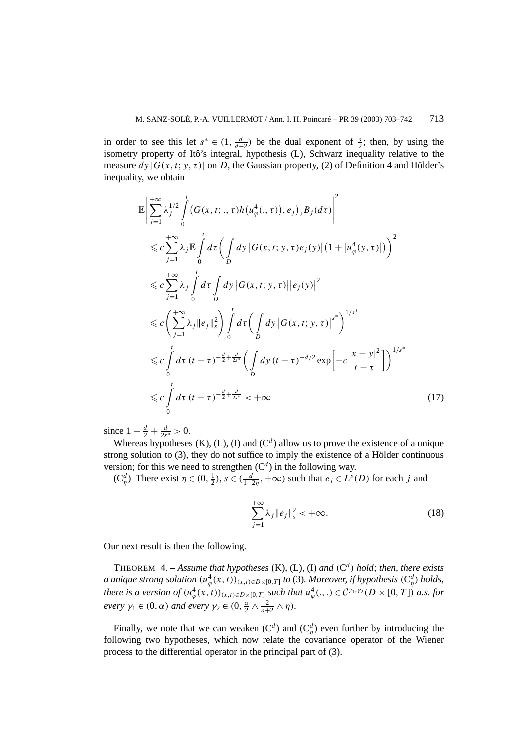in order to see this let $s^* \in (1, \frac{d}{d-2})$ be the dual exponent of $\frac{s}{2}$; then, by using the isometry property of Itô's integral, hypothesis (L), Schwarz inequality relative to the measure $dy\,|G(x,t;y,\tau)|$ on $D$, the Gaussian property, (2) of Definition 4 and Hölder's inequality, we obtain

$$
\begin{aligned}
&\mathbb{E}\left|\sum_{j=1}^{+\infty}\lambda_j^{1/2}\int_0^t \big(G(x,t;.,\tau)h\big(u_\varphi^4(.,\tau)\big),e_j\big)_2 B_j(d\tau)\right|^2 \\
&\quad\leqslant c\sum_{j=1}^{+\infty}\lambda_j\mathbb{E}\int_0^t d\tau\bigg(\int_D dy\,\big|G(x,t;y,\tau)e_j(y)\big|\big(1+\big|u_\varphi^4(y,\tau)\big|\big)\bigg)^2 \\
&\quad\leqslant c\sum_{j=1}^{+\infty}\lambda_j\int_0^t d\tau\int_D dy\,\big|G(x,t;y,\tau)\big|\big|e_j(y)\big|^2 \\
&\quad\leqslant c\bigg(\sum_{j=1}^{+\infty}\lambda_j\|e_j\|_s^2\bigg)\int_0^t d\tau\bigg(\int_D dy\,\big|G(x,t;y,\tau)\big|^{s^*}\bigg)^{1/s^*} \\
&\quad\leqslant c\int_0^t d\tau\,(t-\tau)^{-\frac{d}{2}+\frac{d}{2s^*}}\bigg(\int_D dy\,(t-\tau)^{-d/2}\exp\bigg[-c\frac{|x-y|^2}{t-\tau}\bigg]\bigg)^{1/s^*} \\
&\quad\leqslant c\int_0^t d\tau\,(t-\tau)^{-\frac{d}{2}+\frac{d}{2s^*}}<+\infty
\end{aligned}
\tag{17}
$$

since $1-\frac{d}{2}+\frac{d}{2s^*}>0$.

Whereas hypotheses (K), (L), (I) and $(\mathrm{C}^d)$ allow us to prove the existence of a unique strong solution to (3), they do not suffice to imply the existence of a Hölder continuous version; for this we need to strengthen $(\mathrm{C}^d)$ in the following way.

$(\mathrm{C}^d_\eta)$ There exist $\eta \in (0,\frac{1}{2})$, $s \in (\frac{d}{1-2\eta}, +\infty)$ such that $e_j \in L^s(D)$ for each $j$ and

$$
\sum_{j=1}^{+\infty}\lambda_j\|e_j\|_s^2 < +\infty. \tag{18}
$$

Our next result is then the following.

THEOREM 4. – *Assume that hypotheses* (K), (L), (I) *and* $(\mathrm{C}^d)$ *hold*; *then, there exists a unique strong solution* $(u_\varphi^4(x,t))_{(x,t)\in D\times[0,T]}$ *to* (3). *Moreover, if hypothesis* $(\mathrm{C}^d_\eta)$ *holds, there is a version of* $(u_\varphi^4(x,t))_{(x,t)\in D\times[0,T]}$ *such that* $u_\varphi^4(.,.) \in \mathcal{C}^{\gamma_1,\gamma_2}(D\times[0,T])$ *a.s. for every* $\gamma_1 \in (0,\alpha)$ *and every* $\gamma_2 \in (0, \frac{\alpha}{2}\wedge\frac{2}{d+2}\wedge\eta)$.

Finally, we note that we can weaken $(\mathrm{C}^d)$ and $(\mathrm{C}^d_\eta)$ even further by introducing the following two hypotheses, which now relate the covariance operator of the Wiener process to the differential operator in the principal part of (3).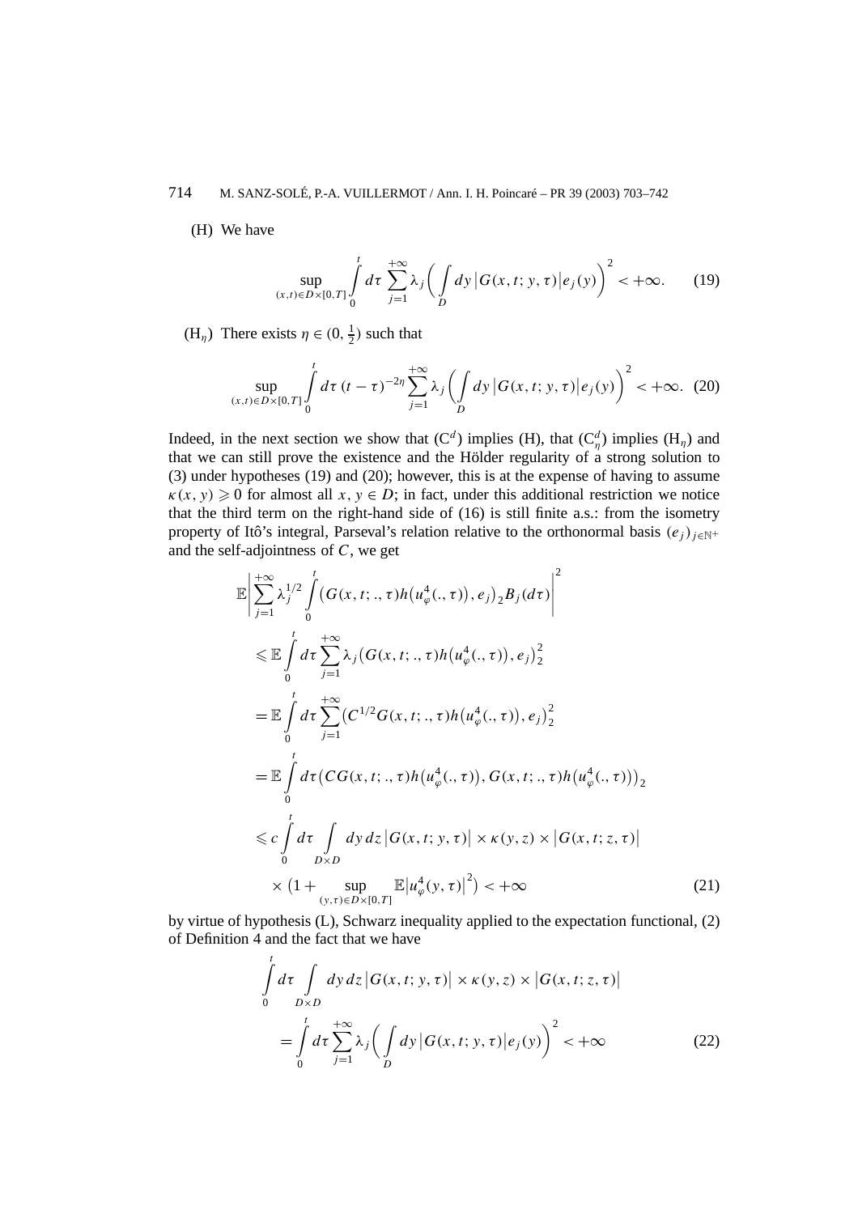(H) We have

$$\sup_{(x,t)\in D\times[0,T]} \int_0^t d\tau \sum_{j=1}^{+\infty} \lambda_j \left( \int_D dy \left| G(x,t;y,\tau) \right| e_j(y) \right)^2 < +\infty. \tag{19}$$

($\mathrm{H}_\eta$) There exists $\eta \in (0, \frac{1}{2})$ such that

$$\sup_{(x,t)\in D\times[0,T]} \int_0^t d\tau \, (t-\tau)^{-2\eta} \sum_{j=1}^{+\infty} \lambda_j \left( \int_D dy \left| G(x,t;y,\tau) \right| e_j(y) \right)^2 < +\infty. \tag{20}$$

Indeed, in the next section we show that ($\mathrm{C}^d$) implies (H), that ($\mathrm{C}^d_\eta$) implies ($\mathrm{H}_\eta$) and that we can still prove the existence and the Hölder regularity of a strong solution to (3) under hypotheses (19) and (20); however, this is at the expense of having to assume $\kappa(x,y) \geqslant 0$ for almost all $x, y \in D$; in fact, under this additional restriction we notice that the third term on the right-hand side of (16) is still finite a.s.: from the isometry property of Itô's integral, Parseval's relation relative to the orthonormal basis $(e_j)_{j\in\mathbb{N}^+}$ and the self-adjointness of $C$, we get

$$\begin{aligned}
&\mathbb{E}\left| \sum_{j=1}^{+\infty} \lambda_j^{1/2} \int_0^t \left( G(x,t;.,\tau) h\left(u_\varphi^4(.,\tau)\right), e_j \right)_2 B_j(d\tau) \right|^2 \\
&\quad \leqslant \mathbb{E} \int_0^t d\tau \sum_{j=1}^{+\infty} \lambda_j \left( G(x,t;.,\tau) h\left(u_\varphi^4(.,\tau)\right), e_j \right)_2^2 \\
&\quad = \mathbb{E} \int_0^t d\tau \sum_{j=1}^{+\infty} \left( C^{1/2} G(x,t;.,\tau) h\left(u_\varphi^4(.,\tau)\right), e_j \right)_2^2 \\
&\quad = \mathbb{E} \int_0^t d\tau \left( C G(x,t;.,\tau) h\left(u_\varphi^4(.,\tau)\right), G(x,t;.,\tau) h\left(u_\varphi^4(.,\tau)\right) \right)_2 \\
&\quad \leqslant c \int_0^t d\tau \int_{D\times D} dy\, dz \left| G(x,t;y,\tau) \right| \times \kappa(y,z) \times \left| G(x,t;z,\tau) \right| \\
&\qquad \times \left( 1 + \sup_{(y,\tau)\in D\times[0,T]} \mathbb{E}\left| u_\varphi^4(y,\tau) \right|^2 \right) < +\infty
\end{aligned} \tag{21}$$

by virtue of hypothesis (L), Schwarz inequality applied to the expectation functional, (2) of Definition 4 and the fact that we have

$$\begin{aligned}
&\int_0^t d\tau \int_{D\times D} dy\, dz \left| G(x,t;y,\tau) \right| \times \kappa(y,z) \times \left| G(x,t;z,\tau) \right| \\
&\quad = \int_0^t d\tau \sum_{j=1}^{+\infty} \lambda_j \left( \int_D dy \left| G(x,t;y,\tau) \right| e_j(y) \right)^2 < +\infty
\end{aligned} \tag{22}$$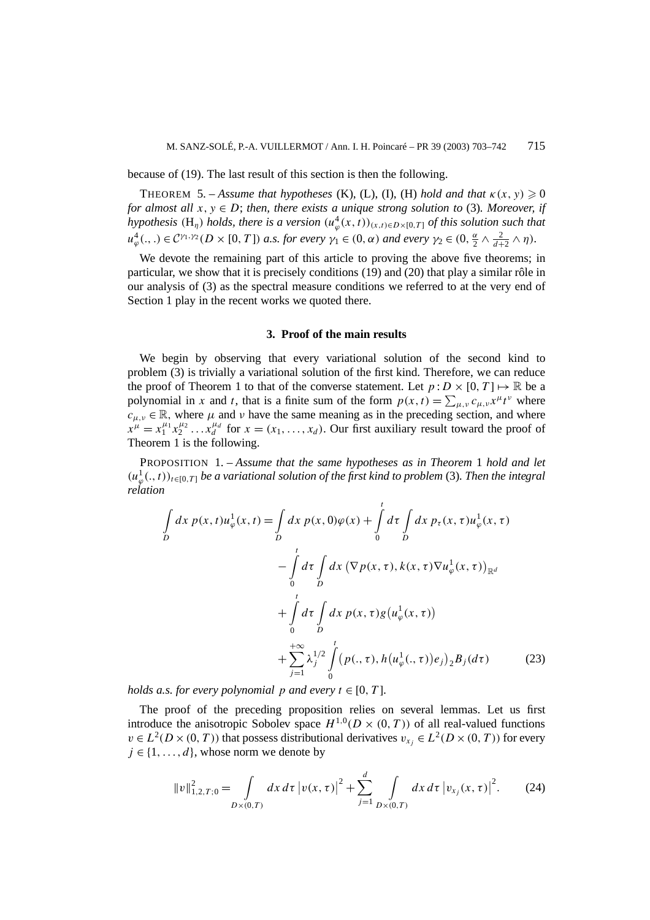because of (19). The last result of this section is then the following.

THEOREM 5. – *Assume that hypotheses* (K), (L), (I), (H) *hold and that* $\kappa(x, y) \geqslant 0$ *for almost all* $x, y \in D$; *then, there exists a unique strong solution to* (3). *Moreover, if hypothesis* $(\mathrm{H}_\eta)$ *holds, there is a version* $(u_\varphi^4(x,t))_{(x,t)\in D\times[0,T]}$ *of this solution such that* $u_\varphi^4(.,.) \in \mathcal{C}^{\gamma_1,\gamma_2}(D \times [0,T])$ *a.s. for every* $\gamma_1 \in (0,\alpha)$ *and every* $\gamma_2 \in (0, \frac{\alpha}{2} \wedge \frac{2}{d+2} \wedge \eta)$.

We devote the remaining part of this article to proving the above five theorems; in particular, we show that it is precisely conditions (19) and (20) that play a similar rôle in our analysis of (3) as the spectral measure conditions we referred to at the very end of Section 1 play in the recent works we quoted there.

## 3. Proof of the main results

We begin by observing that every variational solution of the second kind to problem (3) is trivially a variational solution of the first kind. Therefore, we can reduce the proof of Theorem 1 to that of the converse statement. Let $p : D \times [0,T] \mapsto \mathbb{R}$ be a polynomial in $x$ and $t$, that is a finite sum of the form $p(x,t) = \sum_{\mu,\nu} c_{\mu,\nu} x^\mu t^\nu$ where $c_{\mu,\nu} \in \mathbb{R}$, where $\mu$ and $\nu$ have the same meaning as in the preceding section, and where $x^\mu = x_1^{\mu_1} x_2^{\mu_2} \ldots x_d^{\mu_d}$ for $x = (x_1, \ldots, x_d)$. Our first auxiliary result toward the proof of Theorem 1 is the following.

PROPOSITION 1. – *Assume that the same hypotheses as in Theorem* 1 *hold and let* $(u_\varphi^1(.,t))_{t\in[0,T]}$ *be a variational solution of the first kind to problem* (3). *Then the integral relation*

$$
\begin{aligned}
\int_D dx\, p(x,t) u_\varphi^1(x,t) = {} & \int_D dx\, p(x,0)\varphi(x) + \int_0^t d\tau \int_D dx\, p_\tau(x,\tau) u_\varphi^1(x,\tau) \\
& - \int_0^t d\tau \int_D dx\, \big(\nabla p(x,\tau), k(x,\tau)\nabla u_\varphi^1(x,\tau)\big)_{\mathbb{R}^d} \\
& + \int_0^t d\tau \int_D dx\, p(x,\tau) g\big(u_\varphi^1(x,\tau)\big) \\
& + \sum_{j=1}^{+\infty} \lambda_j^{1/2} \int_0^t \big(p(.,\tau), h\big(u_\varphi^1(.,\tau)\big)e_j\big)_2 B_j(d\tau)
\end{aligned}
\tag{23}
$$

*holds a.s. for every polynomial* $p$ *and every* $t \in [0,T]$.

The proof of the preceding proposition relies on several lemmas. Let us first introduce the anisotropic Sobolev space $H^{1,0}(D \times (0,T))$ of all real-valued functions $v \in L^2(D \times (0,T))$ that possess distributional derivatives $v_{x_j} \in L^2(D \times (0,T))$ for every $j \in \{1, \ldots, d\}$, whose norm we denote by

$$
\|v\|_{1,2,T;0}^2 = \int_{D\times(0,T)} dx\, d\tau\, \big|v(x,\tau)\big|^2 + \sum_{j=1}^d \int_{D\times(0,T)} dx\, d\tau\, \big|v_{x_j}(x,\tau)\big|^2. \tag{24}
$$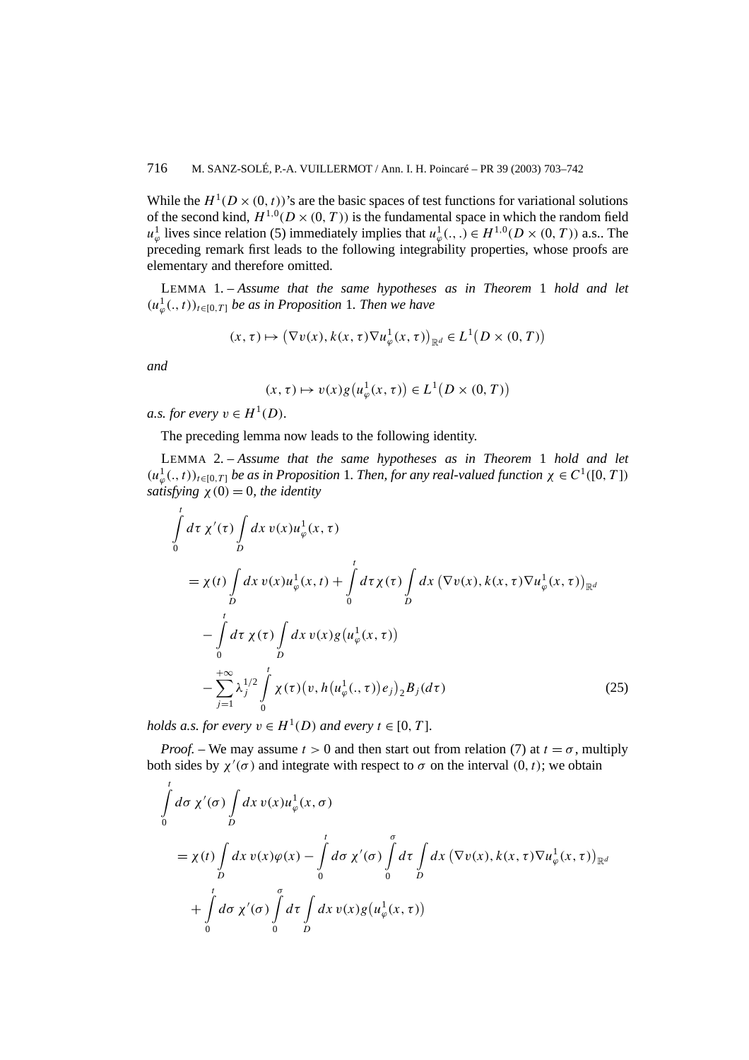While the $H^1(D \times (0,t))$'s are the basic spaces of test functions for variational solutions of the second kind, $H^{1,0}(D \times (0,T))$ is the fundamental space in which the random field $u^1_\varphi$ lives since relation (5) immediately implies that $u^1_\varphi(.,.) \in H^{1,0}(D \times (0,T))$ a.s.. The preceding remark first leads to the following integrability properties, whose proofs are elementary and therefore omitted.

LEMMA 1. – *Assume that the same hypotheses as in Theorem* 1 *hold and let* $(u^1_\varphi(.,t))_{t\in[0,T]}$ *be as in Proposition* 1. *Then we have*

$$(x,\tau) \mapsto \big(\nabla v(x), k(x,\tau)\nabla u^1_\varphi(x,\tau)\big)_{\mathbb{R}^d} \in L^1\big(D \times (0,T)\big)$$

*and*

$$(x,\tau) \mapsto v(x) g\big(u^1_\varphi(x,\tau)\big) \in L^1\big(D \times (0,T)\big)$$

*a.s. for every* $v \in H^1(D)$.

The preceding lemma now leads to the following identity.

LEMMA 2. – *Assume that the same hypotheses as in Theorem* 1 *hold and let* $(u^1_\varphi(.,t))_{t\in[0,T]}$ *be as in Proposition* 1. *Then, for any real-valued function* $\chi \in C^1([0,T])$ *satisfying* $\chi(0) = 0$, *the identity*

$$\begin{aligned}
&\int_0^t d\tau\, \chi'(\tau) \int_D dx\, v(x) u^1_\varphi(x,\tau) \\
&\quad = \chi(t) \int_D dx\, v(x) u^1_\varphi(x,t) + \int_0^t d\tau\, \chi(\tau) \int_D dx\, \big(\nabla v(x), k(x,\tau)\nabla u^1_\varphi(x,\tau)\big)_{\mathbb{R}^d} \\
&\qquad - \int_0^t d\tau\, \chi(\tau) \int_D dx\, v(x) g\big(u^1_\varphi(x,\tau)\big) \\
&\qquad - \sum_{j=1}^{+\infty} \lambda_j^{1/2} \int_0^t \chi(\tau)\big(v, h\big(u^1_\varphi(.,\tau)\big)e_j\big)_2 B_j(d\tau)
\end{aligned} \tag{25}$$

*holds a.s. for every* $v \in H^1(D)$ *and every* $t \in [0,T]$.

*Proof.* – We may assume $t > 0$ and then start out from relation (7) at $t = \sigma$, multiply both sides by $\chi'(\sigma)$ and integrate with respect to $\sigma$ on the interval $(0,t)$; we obtain

$$\begin{aligned}
&\int_0^t d\sigma\, \chi'(\sigma) \int_D dx\, v(x) u^1_\varphi(x,\sigma) \\
&\quad = \chi(t) \int_D dx\, v(x)\varphi(x) - \int_0^t d\sigma\, \chi'(\sigma) \int_0^\sigma d\tau \int_D dx\, \big(\nabla v(x), k(x,\tau)\nabla u^1_\varphi(x,\tau)\big)_{\mathbb{R}^d} \\
&\qquad + \int_0^t d\sigma\, \chi'(\sigma) \int_0^\sigma d\tau \int_D dx\, v(x) g\big(u^1_\varphi(x,\tau)\big)
\end{aligned}$$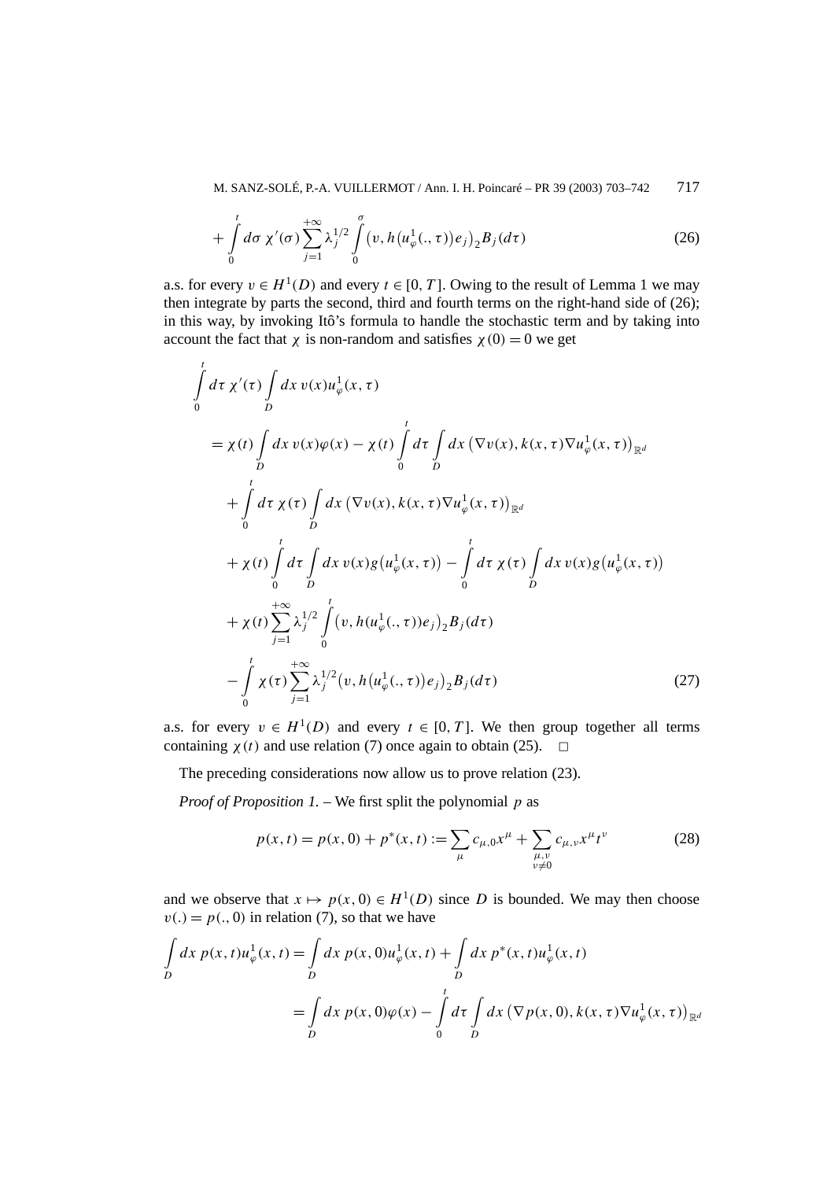$$+\int_0^t d\sigma\, \chi'(\sigma) \sum_{j=1}^{+\infty} \lambda_j^{1/2} \int_0^\sigma \big(v, h\big(u_\varphi^1(.,\tau)\big)e_j\big)_2 B_j(d\tau) \tag{26}$$

a.s. for every $v \in H^1(D)$ and every $t \in [0,T]$. Owing to the result of Lemma 1 we may then integrate by parts the second, third and fourth terms on the right-hand side of (26); in this way, by invoking Itô's formula to handle the stochastic term and by taking into account the fact that $\chi$ is non-random and satisfies $\chi(0) = 0$ we get

$$\begin{aligned}
&\int_0^t d\tau\, \chi'(\tau) \int_D dx\, v(x) u_\varphi^1(x,\tau) \\
&= \chi(t) \int_D dx\, v(x)\varphi(x) - \chi(t) \int_0^t d\tau \int_D dx\, \big(\nabla v(x), k(x,\tau)\nabla u_\varphi^1(x,\tau)\big)_{\mathbb{R}^d} \\
&\quad + \int_0^t d\tau\, \chi(\tau) \int_D dx\, \big(\nabla v(x), k(x,\tau)\nabla u_\varphi^1(x,\tau)\big)_{\mathbb{R}^d} \\
&\quad + \chi(t) \int_0^t d\tau \int_D dx\, v(x) g\big(u_\varphi^1(x,\tau)\big) - \int_0^t d\tau\, \chi(\tau) \int_D dx\, v(x) g\big(u_\varphi^1(x,\tau)\big) \\
&\quad + \chi(t) \sum_{j=1}^{+\infty} \lambda_j^{1/2} \int_0^t \big(v, h(u_\varphi^1(.,\tau))e_j\big)_2 B_j(d\tau) \\
&\quad - \int_0^t \chi(\tau) \sum_{j=1}^{+\infty} \lambda_j^{1/2} \big(v, h\big(u_\varphi^1(.,\tau)\big)e_j\big)_2 B_j(d\tau)
\end{aligned} \tag{27}$$

a.s. for every $v \in H^1(D)$ and every $t \in [0,T]$. We then group together all terms containing $\chi(t)$ and use relation (7) once again to obtain (25). $\square$

The preceding considerations now allow us to prove relation (23).

*Proof of Proposition 1.* – We first split the polynomial $p$ as

$$p(x,t) = p(x,0) + p^*(x,t) := \sum_\mu c_{\mu,0} x^\mu + \sum_{\substack{\mu,\nu \\ \nu \neq 0}} c_{\mu,\nu} x^\mu t^\nu \tag{28}$$

and we observe that $x \mapsto p(x,0) \in H^1(D)$ since $D$ is bounded. We may then choose $v(.) = p(.,0)$ in relation (7), so that we have

$$\begin{aligned}
\int_D dx\, p(x,t) u_\varphi^1(x,t) &= \int_D dx\, p(x,0) u_\varphi^1(x,t) + \int_D dx\, p^*(x,t) u_\varphi^1(x,t) \\
&= \int_D dx\, p(x,0)\varphi(x) - \int_0^t d\tau \int_D dx\, \big(\nabla p(x,0), k(x,\tau)\nabla u_\varphi^1(x,\tau)\big)_{\mathbb{R}^d}
\end{aligned}$$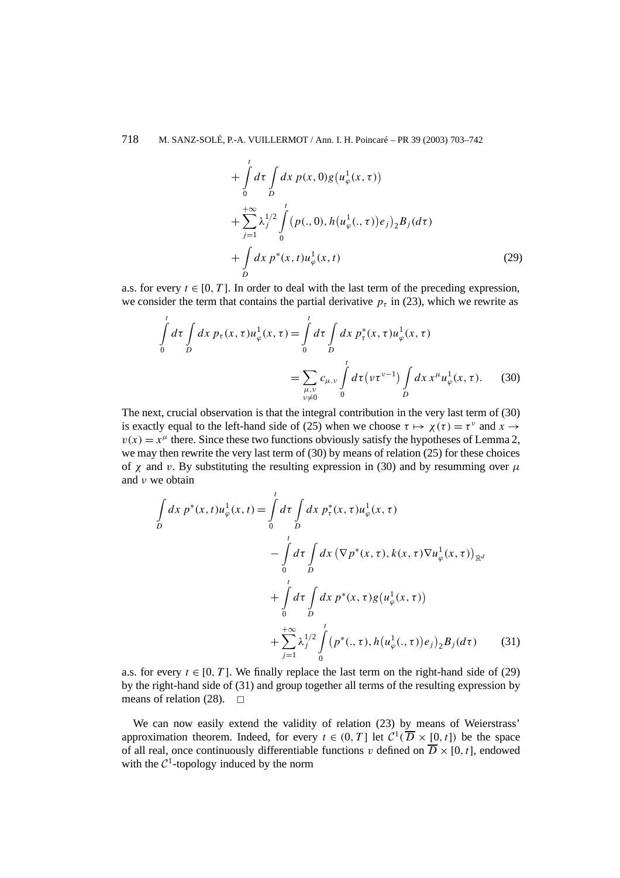$$
\begin{aligned}
&+\int_0^t d\tau \int_D dx\, p(x,0) g\big(u_\varphi^1(x,\tau)\big) \\
&+\sum_{j=1}^{+\infty} \lambda_j^{1/2} \int_0^t \big(p(.,0), h\big(u_\varphi^1(.,\tau)\big)e_j\big)_2 B_j(d\tau) \\
&+\int_D dx\, p^*(x,t) u_\varphi^1(x,t)
\end{aligned}
\tag{29}
$$

a.s. for every $t \in [0,T]$. In order to deal with the last term of the preceding expression, we consider the term that contains the partial derivative $p_\tau$ in (23), which we rewrite as

$$
\begin{aligned}
\int_0^t d\tau \int_D dx\, p_\tau(x,\tau) u_\varphi^1(x,\tau) &= \int_0^t d\tau \int_D dx\, p_\tau^*(x,\tau) u_\varphi^1(x,\tau) \\
&= \sum_{\substack{\mu,\nu \\ \nu \neq 0}} c_{\mu,\nu} \int_0^t d\tau \big(\nu \tau^{\nu-1}\big) \int_D dx\, x^\mu u_\varphi^1(x,\tau).
\end{aligned}
\tag{30}
$$

The next, crucial observation is that the integral contribution in the very last term of (30) is exactly equal to the left-hand side of (25) when we choose $\tau \mapsto \chi(\tau) = \tau^\nu$ and $x \to v(x) = x^\mu$ there. Since these two functions obviously satisfy the hypotheses of Lemma 2, we may then rewrite the very last term of (30) by means of relation (25) for these choices of $\chi$ and $v$. By substituting the resulting expression in (30) and by resumming over $\mu$ and $\nu$ we obtain

$$
\begin{aligned}
\int_D dx\, p^*(x,t) u_\varphi^1(x,t) &= \int_0^t d\tau \int_D dx\, p_\tau^*(x,\tau) u_\varphi^1(x,\tau) \\
&\quad - \int_0^t d\tau \int_D dx\, \big(\nabla p^*(x,\tau), k(x,\tau) \nabla u_\varphi^1(x,\tau)\big)_{\mathbb{R}^d} \\
&\quad + \int_0^t d\tau \int_D dx\, p^*(x,\tau) g\big(u_\varphi^1(x,\tau)\big) \\
&\quad + \sum_{j=1}^{+\infty} \lambda_j^{1/2} \int_0^t \big(p^*(.,\tau), h\big(u_\varphi^1(.,\tau)\big)e_j\big)_2 B_j(d\tau)
\end{aligned}
\tag{31}
$$

a.s. for every $t \in [0,T]$. We finally replace the last term on the right-hand side of (29) by the right-hand side of (31) and group together all terms of the resulting expression by means of relation (28). $\square$

We can now easily extend the validity of relation (23) by means of Weierstrass' approximation theorem. Indeed, for every $t \in (0,T]$ let $\mathcal{C}^1(\overline{D} \times [0,t])$ be the space of all real, once continuously differentiable functions $v$ defined on $\overline{D} \times [0,t]$, endowed with the $\mathcal{C}^1$-topology induced by the norm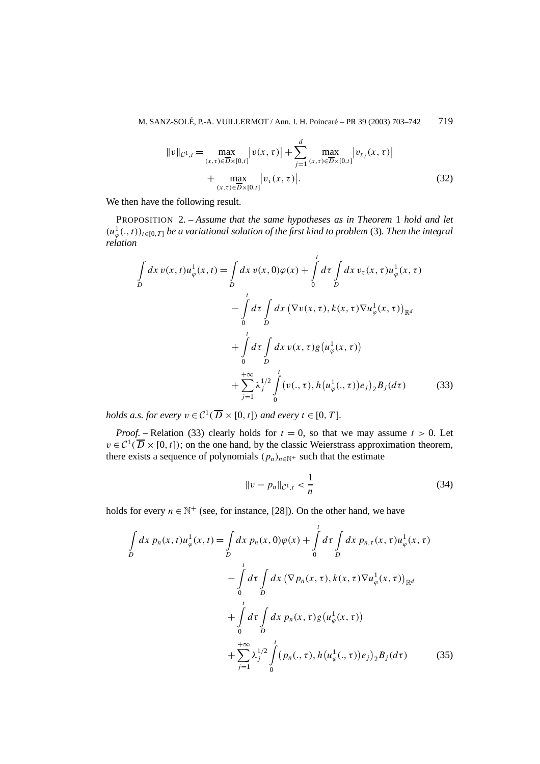$$\|v\|_{\mathcal{C}^1,t} = \max_{(x,\tau)\in\overline{D}\times[0,t]} \big|v(x,\tau)\big| + \sum_{j=1}^{d} \max_{(x,\tau)\in\overline{D}\times[0,t]} \big|v_{x_j}(x,\tau)\big| + \max_{(x,\tau)\in\overline{D}\times[0,t]} \big|v_\tau(x,\tau)\big|. \tag{32}$$

We then have the following result.

PROPOSITION 2. – *Assume that the same hypotheses as in Theorem* 1 *hold and let* $(u^1_\varphi(.,t))_{t\in[0,T]}$ *be a variational solution of the first kind to problem* (3)*. Then the integral relation*

$$\begin{aligned}
\int_D dx\, v(x,t)u^1_\varphi(x,t) &= \int_D dx\, v(x,0)\varphi(x) + \int_0^t d\tau \int_D dx\, v_\tau(x,\tau)u^1_\varphi(x,\tau) \\
&\quad - \int_0^t d\tau \int_D dx\, \big(\nabla v(x,\tau), k(x,\tau)\nabla u^1_\varphi(x,\tau)\big)_{\mathbb{R}^d} \\
&\quad + \int_0^t d\tau \int_D dx\, v(x,\tau) g\big(u^1_\varphi(x,\tau)\big) \\
&\quad + \sum_{j=1}^{+\infty} \lambda_j^{1/2} \int_0^t \big(v(.,\tau), h\big(u^1_\varphi(.,\tau)\big)e_j\big)_2 B_j(d\tau)
\end{aligned} \tag{33}$$

*holds a.s. for every* $v \in \mathcal{C}^1(\overline{D}\times[0,t])$ *and every* $t\in[0,T]$.

*Proof.* – Relation (33) clearly holds for $t = 0$, so that we may assume $t > 0$. Let $v \in \mathcal{C}^1(\overline{D}\times[0,t])$; on the one hand, by the classic Weierstrass approximation theorem, there exists a sequence of polynomials $(p_n)_{n\in\mathbb{N}^+}$ such that the estimate

$$\|v - p_n\|_{\mathcal{C}^1,t} < \frac{1}{n} \tag{34}$$

holds for every $n \in \mathbb{N}^+$ (see, for instance, [28]). On the other hand, we have

$$\begin{aligned}
\int_D dx\, p_n(x,t)u^1_\varphi(x,t) &= \int_D dx\, p_n(x,0)\varphi(x) + \int_0^t d\tau \int_D dx\, p_{n,\tau}(x,\tau)u^1_\varphi(x,\tau) \\
&\quad - \int_0^t d\tau \int_D dx\, \big(\nabla p_n(x,\tau), k(x,\tau)\nabla u^1_\varphi(x,\tau)\big)_{\mathbb{R}^d} \\
&\quad + \int_0^t d\tau \int_D dx\, p_n(x,\tau) g\big(u^1_\varphi(x,\tau)\big) \\
&\quad + \sum_{j=1}^{+\infty} \lambda_j^{1/2} \int_0^t \big(p_n(.,\tau), h\big(u^1_\varphi(.,\tau)\big)e_j\big)_2 B_j(d\tau)
\end{aligned} \tag{35}$$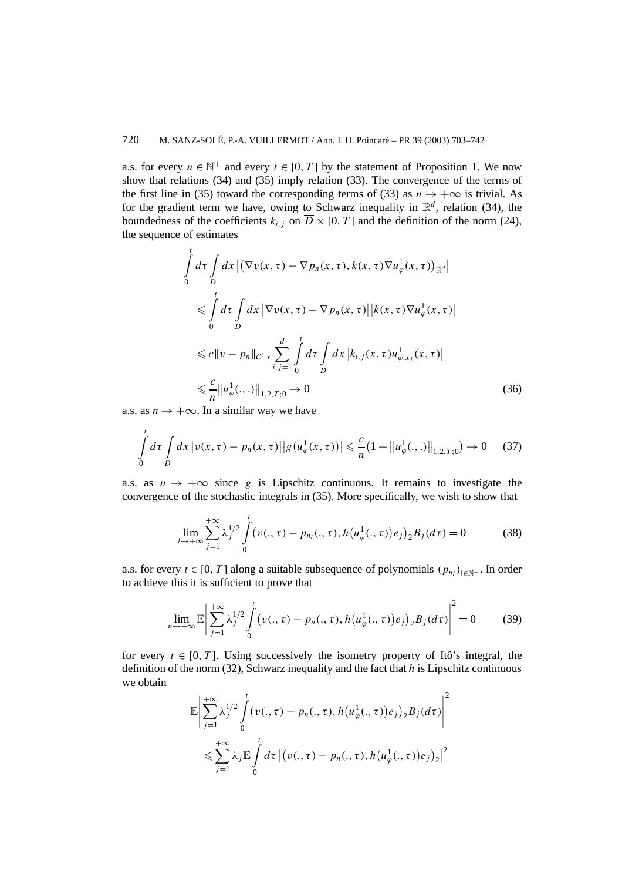a.s. for every $n \in \mathbb{N}^+$ and every $t \in [0, T]$ by the statement of Proposition 1. We now show that relations (34) and (35) imply relation (33). The convergence of the terms of the first line in (35) toward the corresponding terms of (33) as $n \to +\infty$ is trivial. As for the gradient term we have, owing to Schwarz inequality in $\mathbb{R}^d$, relation (34), the boundedness of the coefficients $k_{i,j}$ on $\overline{D} \times [0, T]$ and the definition of the norm (24), the sequence of estimates

$$
\begin{aligned}
&\int_0^t d\tau \int_D dx \left| \left( \nabla v(x,\tau) - \nabla p_n(x,\tau), k(x,\tau) \nabla u_\varphi^1(x,\tau) \right)_{\mathbb{R}^d} \right| \\
&\quad \leqslant \int_0^t d\tau \int_D dx \left| \nabla v(x,\tau) - \nabla p_n(x,\tau) \right| \left| k(x,\tau) \nabla u_\varphi^1(x,\tau) \right| \\
&\quad \leqslant c \| v - p_n \|_{\mathcal{C}^1,t} \sum_{i,j=1}^d \int_0^t d\tau \int_D dx \left| k_{i,j}(x,\tau) u_{\varphi,x_j}^1(x,\tau) \right| \\
&\quad \leqslant \frac{c}{n} \left\| u_\varphi^1(.,.) \right\|_{1,2,T;0} \to 0
\end{aligned} \tag{36}
$$

a.s. as $n \to +\infty$. In a similar way we have

$$
\int_0^t d\tau \int_D dx \left| v(x,\tau) - p_n(x,\tau) \right| \left| g\left(u_\varphi^1(x,\tau)\right) \right| \leqslant \frac{c}{n} \left( 1 + \left\| u_\varphi^1(.,.) \right\|_{1,2,T;0} \right) \to 0 \tag{37}
$$

a.s. as $n \to +\infty$ since $g$ is Lipschitz continuous. It remains to investigate the convergence of the stochastic integrals in (35). More specifically, we wish to show that

$$
\lim_{l \to +\infty} \sum_{j=1}^{+\infty} \lambda_j^{1/2} \int_0^t \left( v(.,\tau) - p_{n_l}(.,\tau), h\left(u_\varphi^1(.,\tau)\right) e_j \right)_2 B_j(d\tau) = 0 \tag{38}
$$

a.s. for every $t \in [0, T]$ along a suitable subsequence of polynomials $(p_{n_l})_{l \in \mathbb{N}^+}$. In order to achieve this it is sufficient to prove that

$$
\lim_{n \to +\infty} \mathbb{E} \left| \sum_{j=1}^{+\infty} \lambda_j^{1/2} \int_0^t \left( v(.,\tau) - p_n(.,\tau), h\left(u_\varphi^1(.,\tau)\right) e_j \right)_2 B_j(d\tau) \right|^2 = 0 \tag{39}
$$

for every $t \in [0, T]$. Using successively the isometry property of Itô's integral, the definition of the norm (32), Schwarz inequality and the fact that $h$ is Lipschitz continuous we obtain

$$
\begin{aligned}
&\mathbb{E} \left| \sum_{j=1}^{+\infty} \lambda_j^{1/2} \int_0^t \left( v(.,\tau) - p_n(.,\tau), h\left(u_\varphi^1(.,\tau)\right) e_j \right)_2 B_j(d\tau) \right|^2 \\
&\quad \leqslant \sum_{j=1}^{+\infty} \lambda_j \mathbb{E} \int_0^t d\tau \left| \left( v(.,\tau) - p_n(.,\tau), h\left(u_\varphi^1(.,\tau)\right) e_j \right)_2 \right|^2
\end{aligned}
$$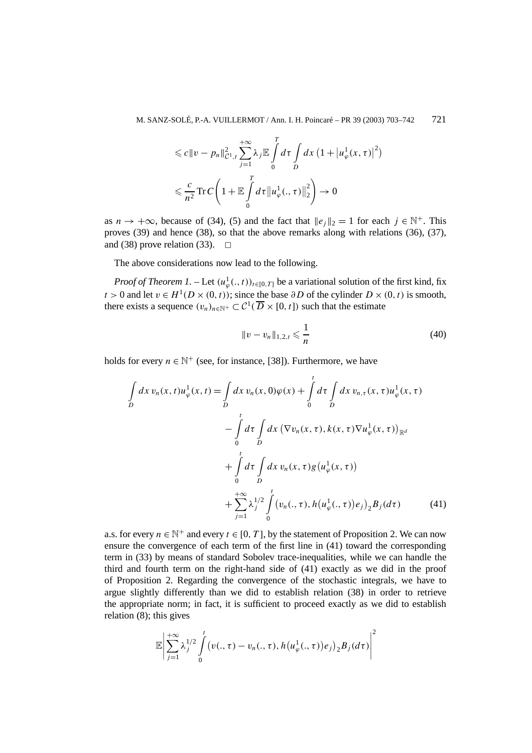$$\leqslant c\|v - p_n\|_{\mathcal{C}^1,t}^2 \sum_{j=1}^{+\infty} \lambda_j \mathbb{E} \int_0^T d\tau \int_D dx \left(1 + \left|u_\varphi^1(x,\tau)\right|^2\right)$$

$$\leqslant \frac{c}{n^2} \operatorname{Tr} C \left(1 + \mathbb{E} \int_0^T d\tau \left\|u_\varphi^1(.,\tau)\right\|_2^2\right) \to 0$$

as $n \to +\infty$, because of (34), (5) and the fact that $\|e_j\|_2 = 1$ for each $j \in \mathbb{N}^+$. This proves (39) and hence (38), so that the above remarks along with relations (36), (37), and (38) prove relation (33). $\square$

The above considerations now lead to the following.

*Proof of Theorem 1.* – Let $(u_\varphi^1(.,t))_{t\in[0,T]}$ be a variational solution of the first kind, fix $t > 0$ and let $v \in H^1(D \times (0,t))$; since the base $\partial D$ of the cylinder $D \times (0,t)$ is smooth, there exists a sequence $(v_n)_{n\in\mathbb{N}^+} \subset \mathcal{C}^1(\overline{D} \times [0,t])$ such that the estimate

$$\|v - v_n\|_{1,2,t} \leqslant \frac{1}{n} \tag{40}$$

holds for every $n \in \mathbb{N}^+$ (see, for instance, [38]). Furthermore, we have

$$\begin{aligned}
\int_D dx\, v_n(x,t) u_\varphi^1(x,t) &= \int_D dx\, v_n(x,0)\varphi(x) + \int_0^t d\tau \int_D dx\, v_{n,\tau}(x,\tau) u_\varphi^1(x,\tau) \\
&\quad - \int_0^t d\tau \int_D dx \left(\nabla v_n(x,\tau), k(x,\tau)\nabla u_\varphi^1(x,\tau)\right)_{\mathbb{R}^d} \\
&\quad + \int_0^t d\tau \int_D dx\, v_n(x,\tau) g\left(u_\varphi^1(x,\tau)\right) \\
&\quad + \sum_{j=1}^{+\infty} \lambda_j^{1/2} \int_0^t \left(v_n(.,\tau), h\left(u_\varphi^1(.,\tau)\right)e_j\right)_2 B_j(d\tau)
\end{aligned} \tag{41}$$

a.s. for every $n \in \mathbb{N}^+$ and every $t \in [0,T]$, by the statement of Proposition 2. We can now ensure the convergence of each term of the first line in (41) toward the corresponding term in (33) by means of standard Sobolev trace-inequalities, while we can handle the third and fourth term on the right-hand side of (41) exactly as we did in the proof of Proposition 2. Regarding the convergence of the stochastic integrals, we have to argue slightly differently than we did to establish relation (38) in order to retrieve the appropriate norm; in fact, it is sufficient to proceed exactly as we did to establish relation (8); this gives

$$\mathbb{E}\left|\sum_{j=1}^{+\infty} \lambda_j^{1/2} \int_0^t \left(v(.,\tau) - v_n(.,\tau), h\left(u_\varphi^1(.,\tau)\right)e_j\right)_2 B_j(d\tau)\right|^2$$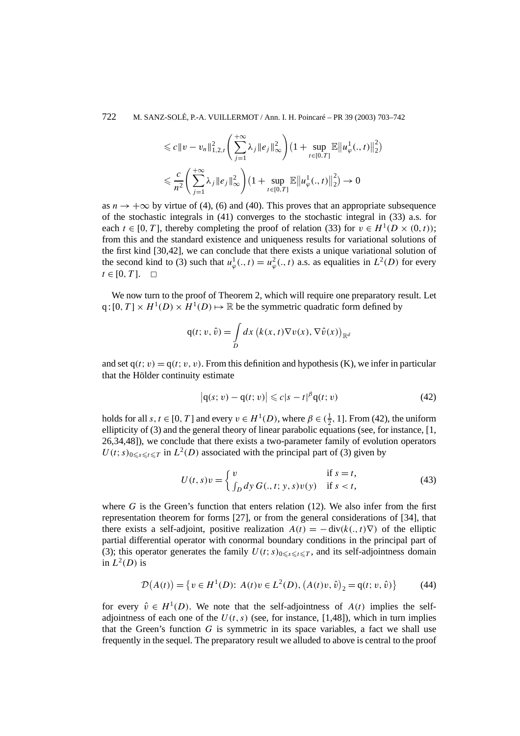$$\leqslant c\|v - v_n\|_{1,2,t}^2 \left( \sum_{j=1}^{+\infty} \lambda_j \|e_j\|_\infty^2 \right) \left(1 + \sup_{t \in [0,T]} \mathbb{E}\left\|u_\varphi^1(.,t)\right\|_2^2\right)$$

$$\leqslant \frac{c}{n^2} \left( \sum_{j=1}^{+\infty} \lambda_j \|e_j\|_\infty^2 \right) \left(1 + \sup_{t \in [0,T]} \mathbb{E}\left\|u_\varphi^1(.,t)\right\|_2^2\right) \to 0$$

as $n \to +\infty$ by virtue of (4), (6) and (40). This proves that an appropriate subsequence of the stochastic integrals in (41) converges to the stochastic integral in (33) a.s. for each $t \in [0, T]$, thereby completing the proof of relation (33) for $v \in H^1(D \times (0,t))$; from this and the standard existence and uniqueness results for variational solutions of the first kind [30,42], we can conclude that there exists a unique variational solution of the second kind to (3) such that $u_\varphi^1(.,t) = u_\varphi^2(.,t)$ a.s. as equalities in $L^2(D)$ for every $t \in [0, T]$. $\square$

We now turn to the proof of Theorem 2, which will require one preparatory result. Let $\mathrm{q} : [0, T] \times H^1(D) \times H^1(D) \mapsto \mathbb{R}$ be the symmetric quadratic form defined by

$$\mathrm{q}(t; v, \hat{v}) = \int_D dx\, \big(k(x,t)\nabla v(x), \nabla \hat{v}(x)\big)_{\mathbb{R}^d}$$

and set $\mathrm{q}(t; v) = \mathrm{q}(t; v, v)$. From this definition and hypothesis (K), we infer in particular that the Hölder continuity estimate

$$\big|\mathrm{q}(s; v) - \mathrm{q}(t; v)\big| \leqslant c|s - t|^\beta \mathrm{q}(t; v) \tag{42}$$

holds for all $s, t \in [0, T]$ and every $v \in H^1(D)$, where $\beta \in (\frac{1}{2}, 1]$. From (42), the uniform ellipticity of (3) and the general theory of linear parabolic equations (see, for instance, [1, 26,34,48]), we conclude that there exists a two-parameter family of evolution operators $U(t; s)_{0 \leqslant s \leqslant t \leqslant T}$ in $L^2(D)$ associated with the principal part of (3) given by

$$U(t,s)v = \begin{cases} v & \text{if } s = t, \\ \int_D dy\, G(.,t; y,s)v(y) & \text{if } s < t, \end{cases} \tag{43}$$

where $G$ is the Green's function that enters relation (12). We also infer from the first representation theorem for forms [27], or from the general considerations of [34], that there exists a self-adjoint, positive realization $A(t) = -\operatorname{div}(k(.,t)\nabla)$ of the elliptic partial differential operator with conormal boundary conditions in the principal part of (3); this operator generates the family $U(t; s)_{0 \leqslant s \leqslant t \leqslant T}$, and its self-adjointness domain in $L^2(D)$ is

$$\mathcal{D}\big(A(t)\big) = \big\{v \in H^1(D):\ A(t)v \in L^2(D),\ \big(A(t)v, \hat{v}\big)_2 = \mathrm{q}(t; v, \hat{v})\big\} \tag{44}$$

for every $\hat{v} \in H^1(D)$. We note that the self-adjointness of $A(t)$ implies the self-adjointness of each one of the $U(t,s)$ (see, for instance, [1,48]), which in turn implies that the Green's function $G$ is symmetric in its space variables, a fact we shall use frequently in the sequel. The preparatory result we alluded to above is central to the proof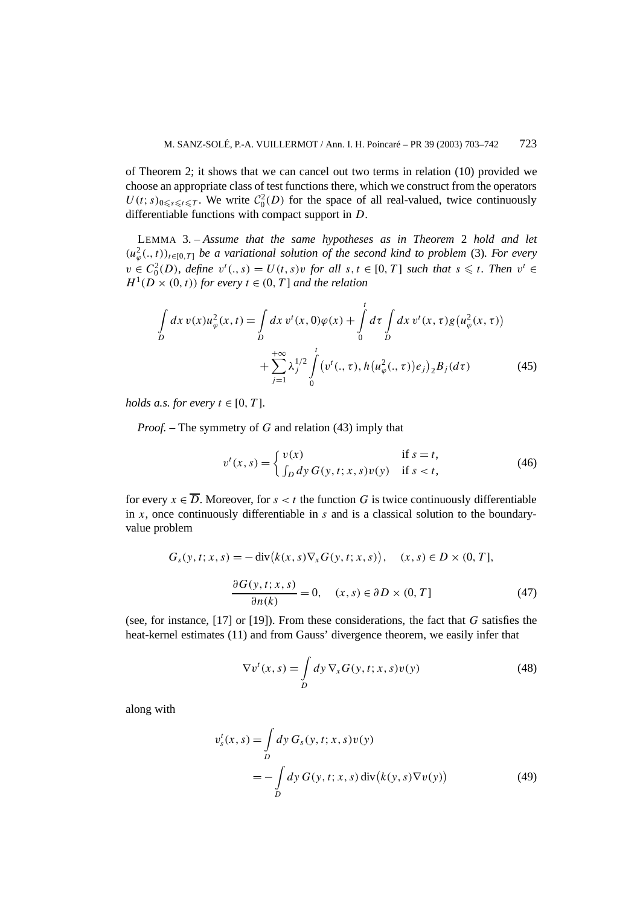of Theorem 2; it shows that we can cancel out two terms in relation (10) provided we choose an appropriate class of test functions there, which we construct from the operators $U(t;s)_{0\leqslant s\leqslant t\leqslant T}$. We write $\mathcal{C}_0^2(D)$ for the space of all real-valued, twice continuously differentiable functions with compact support in $D$.

LEMMA 3. – *Assume that the same hypotheses as in Theorem* 2 *hold and let* $(u_\varphi^2(.,t))_{t\in[0,T]}$ *be a variational solution of the second kind to problem* (3)*. For every* $v \in C_0^2(D)$*, define* $v^t(.,s) = U(t,s)v$ *for all* $s,t \in [0,T]$ *such that* $s \leqslant t$*. Then* $v^t \in H^1(D\times(0,t))$ *for every* $t \in (0,T]$ *and the relation*

$$\int_D dx\, v(x)u_\varphi^2(x,t) = \int_D dx\, v^t(x,0)\varphi(x) + \int_0^t d\tau \int_D dx\, v^t(x,\tau)g\big(u_\varphi^2(x,\tau)\big) + \sum_{j=1}^{+\infty} \lambda_j^{1/2} \int_0^t \big(v^t(.,\tau), h\big(u_\varphi^2(.,\tau)\big)e_j\big)_2 B_j(d\tau) \tag{45}$$

*holds a.s. for every* $t \in [0,T]$.

*Proof.* – The symmetry of $G$ and relation (43) imply that

$$v^t(x,s) = \begin{cases} v(x) & \text{if } s = t, \\ \int_D dy\, G(y,t;x,s)v(y) & \text{if } s < t, \end{cases} \tag{46}$$

for every $x \in \overline{D}$. Moreover, for $s < t$ the function $G$ is twice continuously differentiable in $x$, once continuously differentiable in $s$ and is a classical solution to the boundary-value problem

$$G_s(y,t;x,s) = -\operatorname{div}\big(k(x,s)\nabla_x G(y,t;x,s)\big), \quad (x,s) \in D\times(0,T],$$

$$\frac{\partial G(y,t;x,s)}{\partial n(k)} = 0, \quad (x,s) \in \partial D\times(0,T] \tag{47}$$

(see, for instance, [17] or [19]). From these considerations, the fact that $G$ satisfies the heat-kernel estimates (11) and from Gauss' divergence theorem, we easily infer that

$$\nabla v^t(x,s) = \int_D dy\, \nabla_x G(y,t;x,s)v(y) \tag{48}$$

along with

$$v_s^t(x,s) = \int_D dy\, G_s(y,t;x,s)v(y) = -\int_D dy\, G(y,t;x,s)\operatorname{div}\big(k(y,s)\nabla v(y)\big) \tag{49}$$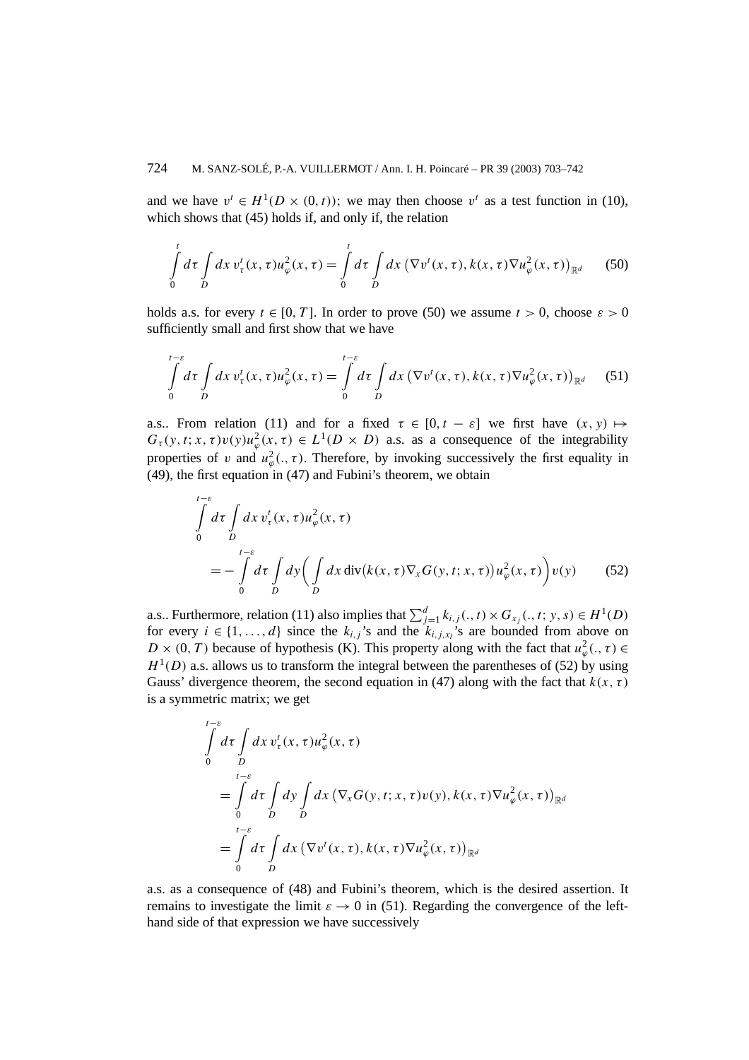and we have $v^t \in H^1(D \times (0,t))$; we may then choose $v^t$ as a test function in (10), which shows that (45) holds if, and only if, the relation

$$\int_0^t d\tau \int_D dx\, v_\tau^t(x,\tau) u_\varphi^2(x,\tau) = \int_0^t d\tau \int_D dx\, \big(\nabla v^t(x,\tau), k(x,\tau)\nabla u_\varphi^2(x,\tau)\big)_{\mathbb{R}^d} \tag{50}$$

holds a.s. for every $t \in [0,T]$. In order to prove (50) we assume $t > 0$, choose $\varepsilon > 0$ sufficiently small and first show that we have

$$\int_0^{t-\varepsilon} d\tau \int_D dx\, v_\tau^t(x,\tau) u_\varphi^2(x,\tau) = \int_0^{t-\varepsilon} d\tau \int_D dx\, \big(\nabla v^t(x,\tau), k(x,\tau)\nabla u_\varphi^2(x,\tau)\big)_{\mathbb{R}^d} \tag{51}$$

a.s.. From relation (11) and for a fixed $\tau \in [0, t-\varepsilon]$ we first have $(x,y) \mapsto G_\tau(y,t;x,\tau)v(y)u_\varphi^2(x,\tau) \in L^1(D \times D)$ a.s. as a consequence of the integrability properties of $v$ and $u_\varphi^2(.,\tau)$. Therefore, by invoking successively the first equality in (49), the first equation in (47) and Fubini's theorem, we obtain

$$\begin{aligned}
&\int_0^{t-\varepsilon} d\tau \int_D dx\, v_\tau^t(x,\tau) u_\varphi^2(x,\tau) \\
&\quad = -\int_0^{t-\varepsilon} d\tau \int_D dy \bigg( \int_D dx\, \operatorname{div}\big(k(x,\tau)\nabla_x G(y,t;x,\tau)\big) u_\varphi^2(x,\tau) \bigg) v(y)
\end{aligned} \tag{52}$$

a.s.. Furthermore, relation (11) also implies that $\sum_{j=1}^d k_{i,j}(.,t) \times G_{x_j}(.,t;y,s) \in H^1(D)$ for every $i \in \{1,\dots,d\}$ since the $k_{i,j}$'s and the $k_{i,j,x_l}$'s are bounded from above on $D \times (0,T)$ because of hypothesis (K). This property along with the fact that $u_\varphi^2(.,\tau) \in H^1(D)$ a.s. allows us to transform the integral between the parentheses of (52) by using Gauss' divergence theorem, the second equation in (47) along with the fact that $k(x,\tau)$ is a symmetric matrix; we get

$$\begin{aligned}
&\int_0^{t-\varepsilon} d\tau \int_D dx\, v_\tau^t(x,\tau) u_\varphi^2(x,\tau) \\
&\quad = \int_0^{t-\varepsilon} d\tau \int_D dy \int_D dx\, \big(\nabla_x G(y,t;x,\tau)v(y), k(x,\tau)\nabla u_\varphi^2(x,\tau)\big)_{\mathbb{R}^d} \\
&\quad = \int_0^{t-\varepsilon} d\tau \int_D dx\, \big(\nabla v^t(x,\tau), k(x,\tau)\nabla u_\varphi^2(x,\tau)\big)_{\mathbb{R}^d}
\end{aligned}$$

a.s. as a consequence of (48) and Fubini's theorem, which is the desired assertion. It remains to investigate the limit $\varepsilon \to 0$ in (51). Regarding the convergence of the left-hand side of that expression we have successively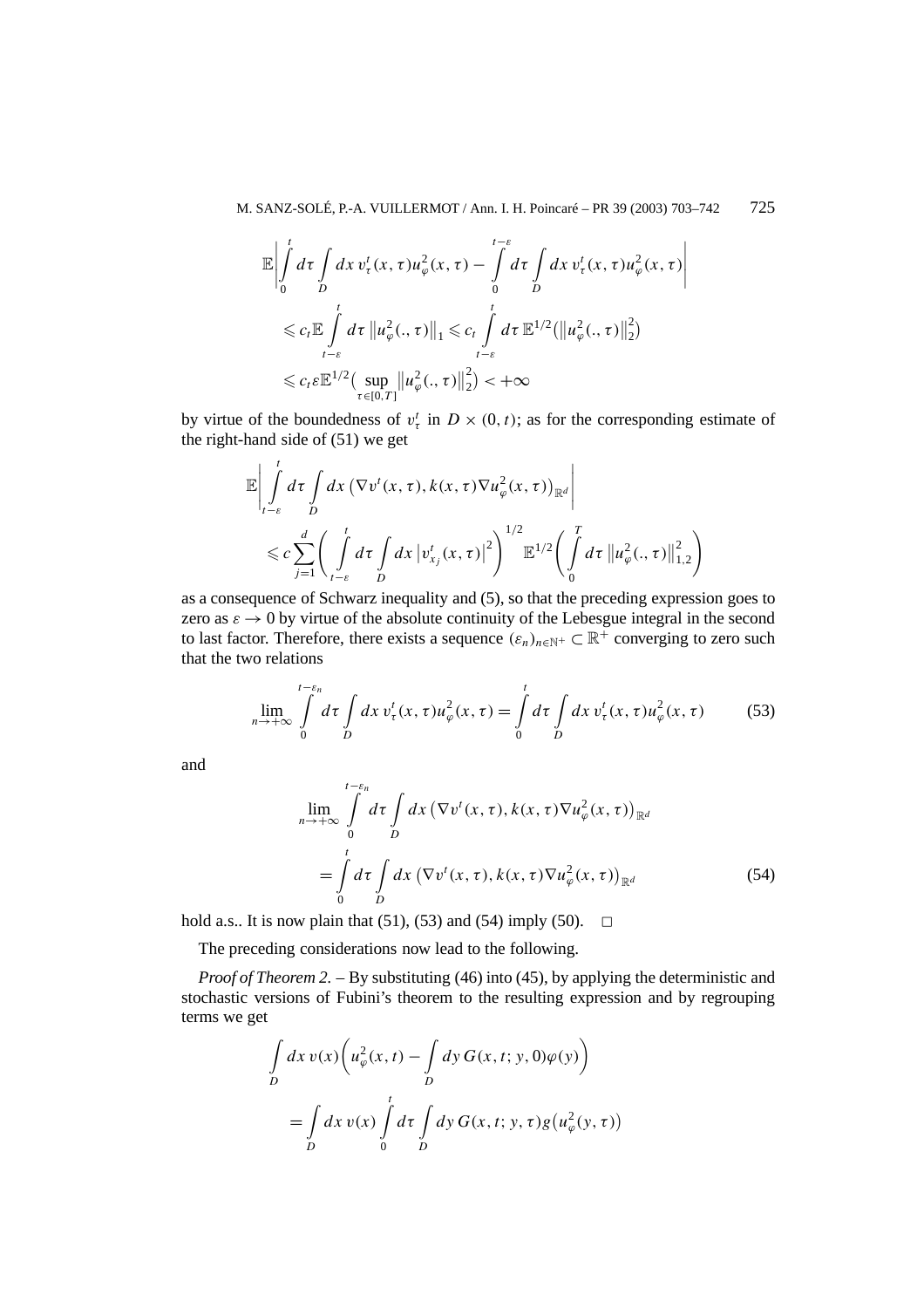$$\mathbb{E}\left|\int_0^t d\tau \int_D dx\, v_\tau^t(x,\tau)u_\varphi^2(x,\tau) - \int_0^{t-\varepsilon} d\tau \int_D dx\, v_\tau^t(x,\tau)u_\varphi^2(x,\tau)\right|$$
$$\leqslant c_t \mathbb{E}\int_{t-\varepsilon}^t d\tau\, \left\|u_\varphi^2(.,\tau)\right\|_1 \leqslant c_t \int_{t-\varepsilon}^t d\tau\, \mathbb{E}^{1/2}\left(\left\|u_\varphi^2(.,\tau)\right\|_2^2\right)$$
$$\leqslant c_t \varepsilon \mathbb{E}^{1/2}\left(\sup_{\tau\in[0,T]}\left\|u_\varphi^2(.,\tau)\right\|_2^2\right) < +\infty$$

by virtue of the boundedness of $v_\tau^t$ in $D \times (0,t)$; as for the corresponding estimate of the right-hand side of (51) we get

$$\mathbb{E}\left|\int_{t-\varepsilon}^t d\tau \int_D dx\, \left(\nabla v^t(x,\tau), k(x,\tau)\nabla u_\varphi^2(x,\tau)\right)_{\mathbb{R}^d}\right|$$
$$\leqslant c\sum_{j=1}^d \left(\int_{t-\varepsilon}^t d\tau \int_D dx\, \left|v_{x_j}^t(x,\tau)\right|^2\right)^{1/2} \mathbb{E}^{1/2}\left(\int_0^T d\tau\, \left\|u_\varphi^2(.,\tau)\right\|_{1,2}^2\right)$$

as a consequence of Schwarz inequality and (5), so that the preceding expression goes to zero as $\varepsilon \to 0$ by virtue of the absolute continuity of the Lebesgue integral in the second to last factor. Therefore, there exists a sequence $(\varepsilon_n)_{n\in\mathbb{N}^+} \subset \mathbb{R}^+$ converging to zero such that the two relations

$$\lim_{n\to+\infty}\int_0^{t-\varepsilon_n} d\tau \int_D dx\, v_\tau^t(x,\tau)u_\varphi^2(x,\tau) = \int_0^t d\tau \int_D dx\, v_\tau^t(x,\tau)u_\varphi^2(x,\tau) \tag{53}$$

and

$$\lim_{n\to+\infty}\int_0^{t-\varepsilon_n} d\tau \int_D dx\, \left(\nabla v^t(x,\tau), k(x,\tau)\nabla u_\varphi^2(x,\tau)\right)_{\mathbb{R}^d}$$
$$= \int_0^t d\tau \int_D dx\, \left(\nabla v^t(x,\tau), k(x,\tau)\nabla u_\varphi^2(x,\tau)\right)_{\mathbb{R}^d} \tag{54}$$

hold a.s.. It is now plain that (51), (53) and (54) imply (50). $\square$

The preceding considerations now lead to the following.

*Proof of Theorem 2.* – By substituting (46) into (45), by applying the deterministic and stochastic versions of Fubini's theorem to the resulting expression and by regrouping terms we get

$$\int_D dx\, v(x)\left(u_\varphi^2(x,t) - \int_D dy\, G(x,t;y,0)\varphi(y)\right)$$
$$= \int_D dx\, v(x)\int_0^t d\tau \int_D dy\, G(x,t;y,\tau)g\left(u_\varphi^2(y,\tau)\right)$$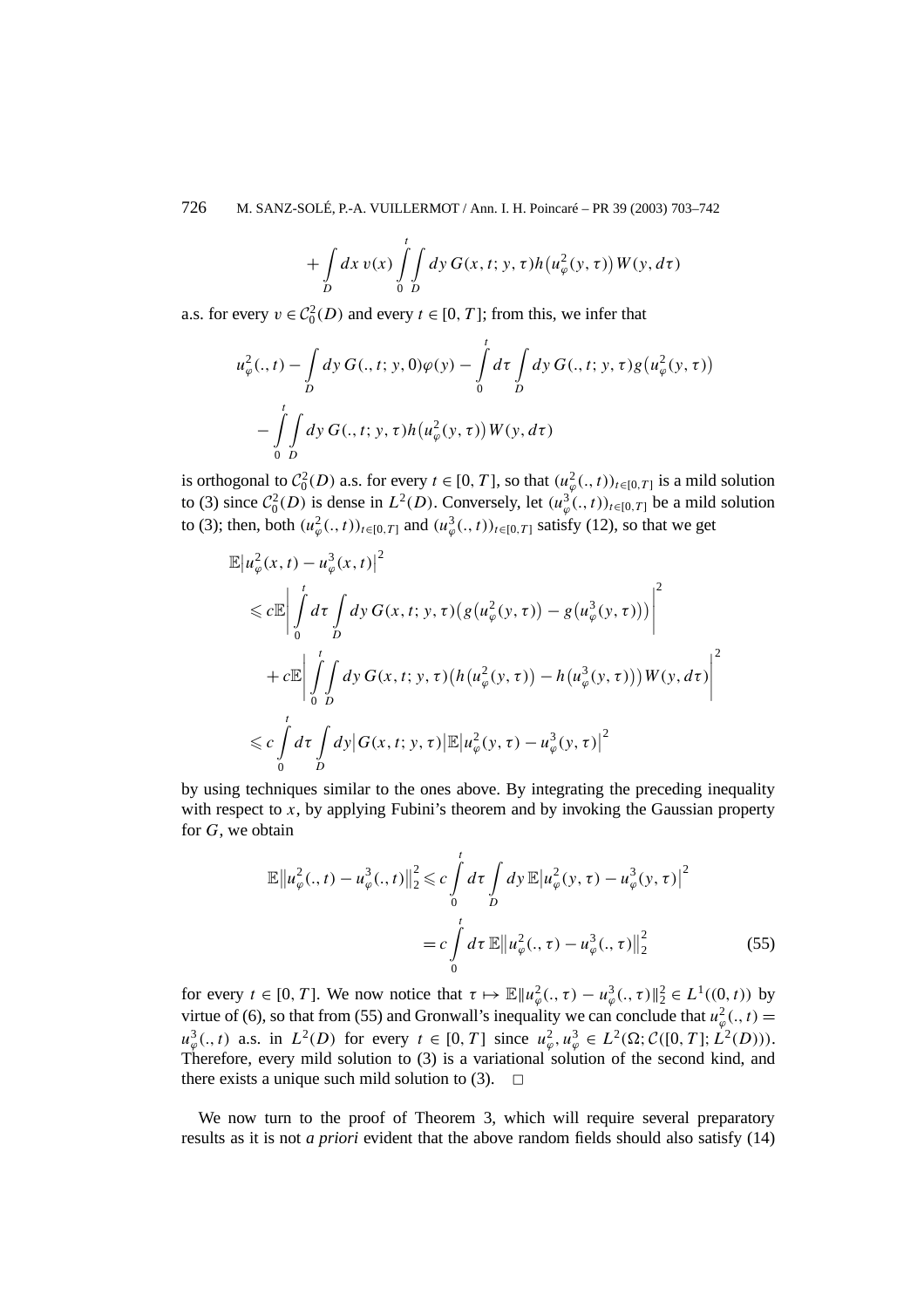$$+\int_D dx\, v(x) \int_0^t \int_D dy\, G(x,t;y,\tau) h\big(u_\varphi^2(y,\tau)\big) W(y,d\tau)$$

a.s. for every $v \in \mathcal{C}_0^2(D)$ and every $t \in [0,T]$; from this, we infer that

$$u_\varphi^2(.,t) - \int_D dy\, G(.,t;y,0)\varphi(y) - \int_0^t d\tau \int_D dy\, G(.,t;y,\tau) g\big(u_\varphi^2(y,\tau)\big)$$
$$- \int_0^t \int_D dy\, G(.,t;y,\tau) h\big(u_\varphi^2(y,\tau)\big) W(y,d\tau)$$

is orthogonal to $\mathcal{C}_0^2(D)$ a.s. for every $t \in [0,T]$, so that $(u_\varphi^2(.,t))_{t\in[0,T]}$ is a mild solution to (3) since $\mathcal{C}_0^2(D)$ is dense in $L^2(D)$. Conversely, let $(u_\varphi^3(.,t))_{t\in[0,T]}$ be a mild solution to (3); then, both $(u_\varphi^2(.,t))_{t\in[0,T]}$ and $(u_\varphi^3(.,t))_{t\in[0,T]}$ satisfy (12), so that we get

$$\begin{aligned}
&\mathbb{E}\big|u_\varphi^2(x,t) - u_\varphi^3(x,t)\big|^2 \\
&\quad\leqslant c\mathbb{E}\left|\int_0^t d\tau \int_D dy\, G(x,t;y,\tau)\big(g\big(u_\varphi^2(y,\tau)\big) - g\big(u_\varphi^3(y,\tau)\big)\big)\right|^2 \\
&\qquad + c\mathbb{E}\left|\int_0^t \int_D dy\, G(x,t;y,\tau)\big(h\big(u_\varphi^2(y,\tau)\big) - h\big(u_\varphi^3(y,\tau)\big)\big) W(y,d\tau)\right|^2 \\
&\quad\leqslant c \int_0^t d\tau \int_D dy \big|G(x,t;y,\tau)\big| \mathbb{E}\big|u_\varphi^2(y,\tau) - u_\varphi^3(y,\tau)\big|^2
\end{aligned}$$

by using techniques similar to the ones above. By integrating the preceding inequality with respect to $x$, by applying Fubini's theorem and by invoking the Gaussian property for $G$, we obtain

$$\begin{aligned}
\mathbb{E}\big\|u_\varphi^2(.,t) - u_\varphi^3(.,t)\big\|_2^2 &\leqslant c \int_0^t d\tau \int_D dy\, \mathbb{E}\big|u_\varphi^2(y,\tau) - u_\varphi^3(y,\tau)\big|^2 \\
&= c \int_0^t d\tau\, \mathbb{E}\big\|u_\varphi^2(.,\tau) - u_\varphi^3(.,\tau)\big\|_2^2 \qquad (55)
\end{aligned}$$

for every $t \in [0,T]$. We now notice that $\tau \mapsto \mathbb{E}\|u_\varphi^2(.,\tau) - u_\varphi^3(.,\tau)\|_2^2 \in L^1((0,t))$ by virtue of (6), so that from (55) and Gronwall's inequality we can conclude that $u_\varphi^2(.,t) = u_\varphi^3(.,t)$ a.s. in $L^2(D)$ for every $t \in [0,T]$ since $u_\varphi^2, u_\varphi^3 \in L^2(\Omega; \mathcal{C}([0,T]; L^2(D)))$. Therefore, every mild solution to (3) is a variational solution of the second kind, and there exists a unique such mild solution to (3). $\square$

We now turn to the proof of Theorem 3, which will require several preparatory results as it is not *a priori* evident that the above random fields should also satisfy (14)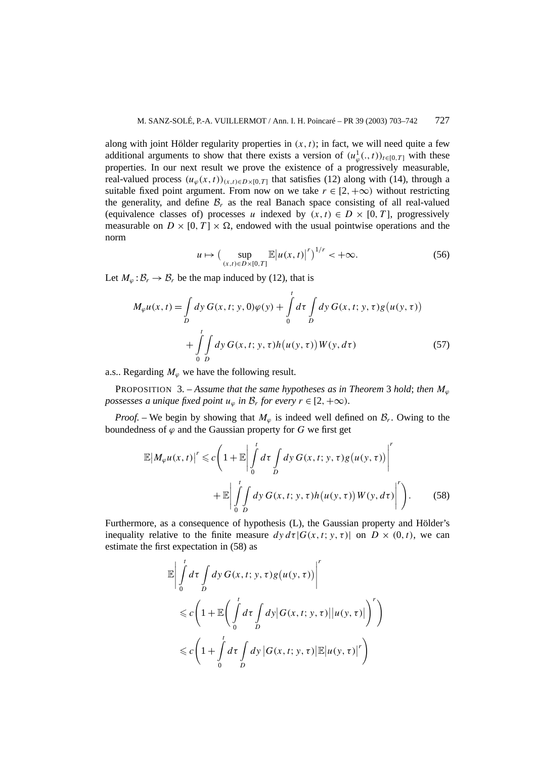along with joint Hölder regularity properties in $(x,t)$; in fact, we will need quite a few additional arguments to show that there exists a version of $(u^1_\varphi(.,t))_{t\in[0,T]}$ with these properties. In our next result we prove the existence of a progressively measurable, real-valued process $(u_\varphi(x,t))_{(x,t)\in D\times[0,T]}$ that satisfies (12) along with (14), through a suitable fixed point argument. From now on we take $r\in[2,+\infty)$ without restricting the generality, and define $\mathcal{B}_r$ as the real Banach space consisting of all real-valued (equivalence classes of) processes $u$ indexed by $(x,t)\in D\times[0,T]$, progressively measurable on $D\times[0,T]\times\Omega$, endowed with the usual pointwise operations and the norm

$$
u\mapsto \Big(\sup_{(x,t)\in D\times[0,T]}\mathbb{E}\big|u(x,t)\big|^r\Big)^{1/r}<+\infty. \tag{56}
$$

Let $M_\varphi:\mathcal{B}_r\to\mathcal{B}_r$ be the map induced by (12), that is

$$
\begin{aligned}
M_\varphi u(x,t) = \int_D dy\, G(x,t;y,0)\varphi(y) + \int_0^t d\tau \int_D dy\, G(x,t;y,\tau) g\big(u(y,\tau)\big) \\
+ \int_0^t\int_D dy\, G(x,t;y,\tau) h\big(u(y,\tau)\big) W(y,d\tau)
\end{aligned}
\tag{57}
$$

a.s.. Regarding $M_\varphi$ we have the following result.

PROPOSITION 3. – *Assume that the same hypotheses as in Theorem* 3 *hold*; *then $M_\varphi$ possesses a unique fixed point $u_\varphi$ in $\mathcal{B}_r$ for every $r\in[2,+\infty)$.*

*Proof.* – We begin by showing that $M_\varphi$ is indeed well defined on $\mathcal{B}_r$. Owing to the boundedness of $\varphi$ and the Gaussian property for $G$ we first get

$$
\begin{aligned}
\mathbb{E}\big|M_\varphi u(x,t)\big|^r \leqslant c\Bigg(1+\mathbb{E}\bigg|\int_0^t d\tau\int_D dy\, G(x,t;y,\tau)g\big(u(y,\tau)\big)\bigg|^r \\
+\mathbb{E}\bigg|\int_0^t\int_D dy\, G(x,t;y,\tau)h\big(u(y,\tau)\big)W(y,d\tau)\bigg|^r\Bigg).
\end{aligned}
\tag{58}
$$

Furthermore, as a consequence of hypothesis (L), the Gaussian property and Hölder's inequality relative to the finite measure $dy\,d\tau|G(x,t;y,\tau)|$ on $D\times(0,t)$, we can estimate the first expectation in (58) as

$$
\begin{aligned}
&\mathbb{E}\bigg|\int_0^t d\tau\int_D dy\, G(x,t;y,\tau)g\big(u(y,\tau)\big)\bigg|^r \\
&\quad\leqslant c\Bigg(1+\mathbb{E}\bigg(\int_0^t d\tau\int_D dy\big|G(x,t;y,\tau)\big|\big|u(y,\tau)\big|\bigg)^r\Bigg) \\
&\quad\leqslant c\Bigg(1+\int_0^t d\tau\int_D dy\,\big|G(x,t;y,\tau)\big|\mathbb{E}\big|u(y,\tau)\big|^r\Bigg)
\end{aligned}
$$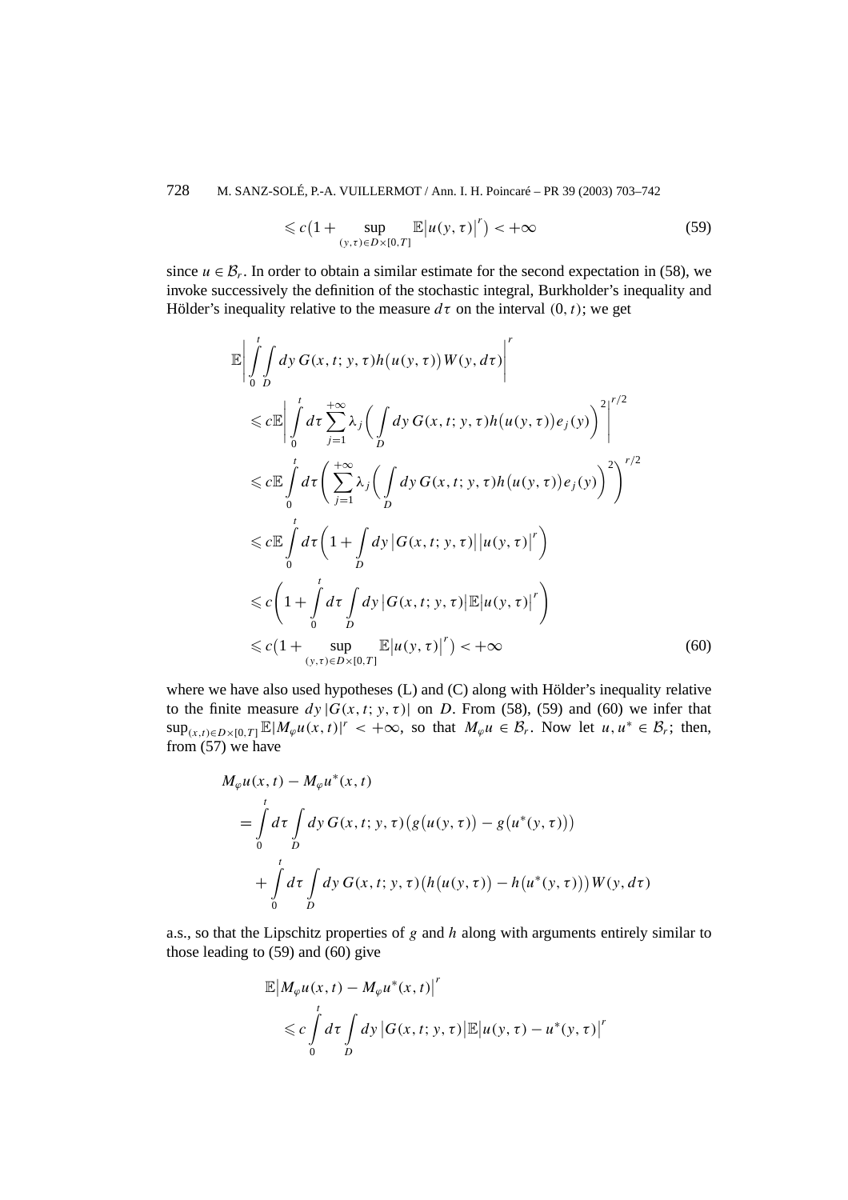$$\leqslant c\big(1+\sup_{(y,\tau)\in D\times[0,T]}\mathbb{E}\big|u(y,\tau)\big|^{r}\big)<+\infty \tag{59}$$

since $u\in\mathcal{B}_r$. In order to obtain a similar estimate for the second expectation in (58), we invoke successively the definition of the stochastic integral, Burkholder's inequality and Hölder's inequality relative to the measure $d\tau$ on the interval $(0,t)$; we get

$$\begin{aligned}
&\mathbb{E}\left|\int_0^t\int_D dy\,G(x,t;y,\tau)h\big(u(y,\tau)\big)W(y,d\tau)\right|^{r}\\
&\quad\leqslant c\mathbb{E}\left|\int_0^t d\tau\sum_{j=1}^{+\infty}\lambda_j\bigg(\int_D dy\,G(x,t;y,\tau)h\big(u(y,\tau)\big)e_j(y)\bigg)^2\right|^{r/2}\\
&\quad\leqslant c\mathbb{E}\int_0^t d\tau\bigg(\sum_{j=1}^{+\infty}\lambda_j\bigg(\int_D dy\,G(x,t;y,\tau)h\big(u(y,\tau)\big)e_j(y)\bigg)^2\bigg)^{r/2}\\
&\quad\leqslant c\mathbb{E}\int_0^t d\tau\bigg(1+\int_D dy\,\big|G(x,t;y,\tau)\big|\big|u(y,\tau)\big|^{r}\bigg)\\
&\quad\leqslant c\bigg(1+\int_0^t d\tau\int_D dy\,\big|G(x,t;y,\tau)\big|\mathbb{E}\big|u(y,\tau)\big|^{r}\bigg)\\
&\quad\leqslant c\big(1+\sup_{(y,\tau)\in D\times[0,T]}\mathbb{E}\big|u(y,\tau)\big|^{r}\big)<+\infty
\end{aligned} \tag{60}$$

where we have also used hypotheses (L) and (C) along with Hölder's inequality relative to the finite measure $dy\,|G(x,t;y,\tau)|$ on $D$. From (58), (59) and (60) we infer that $\sup_{(x,t)\in D\times[0,T]}\mathbb{E}|M_\varphi u(x,t)|^r<+\infty$, so that $M_\varphi u\in\mathcal{B}_r$. Now let $u,u^*\in\mathcal{B}_r$; then, from (57) we have

$$\begin{aligned}
&M_\varphi u(x,t)-M_\varphi u^*(x,t)\\
&\quad=\int_0^t d\tau\int_D dy\,G(x,t;y,\tau)\big(g\big(u(y,\tau)\big)-g\big(u^*(y,\tau)\big)\big)\\
&\qquad+\int_0^t d\tau\int_D dy\,G(x,t;y,\tau)\big(h\big(u(y,\tau)\big)-h\big(u^*(y,\tau)\big)\big)W(y,d\tau)
\end{aligned}$$

a.s., so that the Lipschitz properties of $g$ and $h$ along with arguments entirely similar to those leading to (59) and (60) give

$$\begin{aligned}
&\mathbb{E}\big|M_\varphi u(x,t)-M_\varphi u^*(x,t)\big|^r\\
&\quad\leqslant c\int_0^t d\tau\int_D dy\,\big|G(x,t;y,\tau)\big|\mathbb{E}\big|u(y,\tau)-u^*(y,\tau)\big|^r
\end{aligned}$$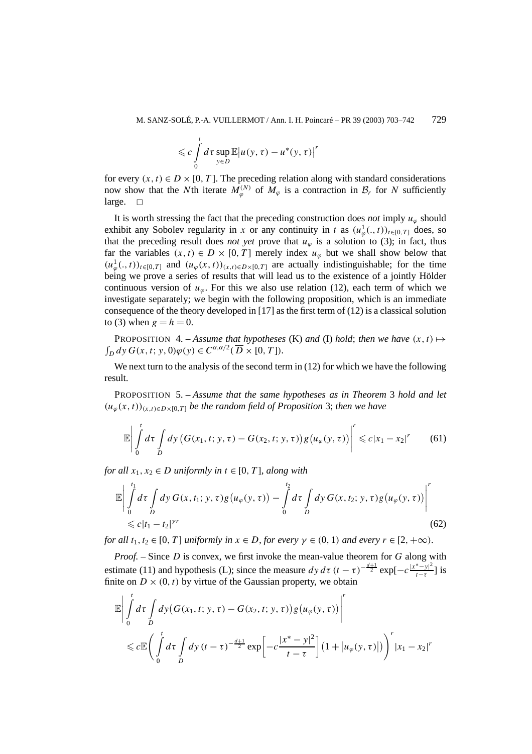$$\leqslant c \int_0^t d\tau \sup_{y \in D} \mathbb{E}\left|u(y,\tau) - u^*(y,\tau)\right|^r$$

for every $(x,t) \in D \times [0,T]$. The preceding relation along with standard considerations now show that the $N$th iterate $M_\varphi^{(N)}$ of $M_\varphi$ is a contraction in $\mathcal{B}_r$ for $N$ sufficiently large. □

It is worth stressing the fact that the preceding construction does *not* imply $u_\varphi$ should exhibit any Sobolev regularity in $x$ or any continuity in $t$ as $(u_\varphi^1(.,t))_{t\in[0,T]}$ does, so that the preceding result does *not yet* prove that $u_\varphi$ is a solution to (3); in fact, thus far the variables $(x,t) \in D \times [0,T]$ merely index $u_\varphi$ but we shall show below that $(u_\varphi^1(.,t))_{t\in[0,T]}$ and $(u_\varphi(x,t))_{(x,t)\in D\times[0,T]}$ are actually indistinguishable; for the time being we prove a series of results that will lead us to the existence of a jointly Hölder continuous version of $u_\varphi$. For this we also use relation (12), each term of which we investigate separately; we begin with the following proposition, which is an immediate consequence of the theory developed in [17] as the first term of (12) is a classical solution to (3) when $g = h = 0$.

PROPOSITION 4. – *Assume that hypotheses* (K) *and* (I) *hold*; *then we have* $(x,t) \mapsto \int_D dy\, G(x,t;y,0)\varphi(y) \in C^{\alpha,\alpha/2}(\overline{D} \times [0,T])$.

We next turn to the analysis of the second term in (12) for which we have the following result.

PROPOSITION 5. – *Assume that the same hypotheses as in Theorem* 3 *hold and let* $(u_\varphi(x,t))_{(x,t)\in D\times[0,T]}$ *be the random field of Proposition* 3; *then we have*

$$\mathbb{E}\left|\int_0^t d\tau \int_D dy \left(G(x_1,t;y,\tau) - G(x_2,t;y,\tau)\right) g\left(u_\varphi(y,\tau)\right)\right|^r \leqslant c|x_1 - x_2|^r \tag{61}$$

*for all* $x_1, x_2 \in D$ *uniformly in* $t \in [0,T]$, *along with*

$$\mathbb{E}\left|\int_0^{t_1} d\tau \int_D dy\, G(x,t_1;y,\tau) g\left(u_\varphi(y,\tau)\right) - \int_0^{t_2} d\tau \int_D dy\, G(x,t_2;y,\tau) g\left(u_\varphi(y,\tau)\right)\right|^r$$
$$\leqslant c|t_1 - t_2|^{\gamma r} \tag{62}$$

*for all* $t_1, t_2 \in [0,T]$ *uniformly in* $x \in D$, *for every* $\gamma \in (0,1)$ *and every* $r \in [2,+\infty)$.

*Proof.* – Since $D$ is convex, we first invoke the mean-value theorem for $G$ along with estimate (11) and hypothesis (L); since the measure $dy\, d\tau\, (t-\tau)^{-\frac{d+1}{2}} \exp[-c\frac{|x^*-y|^2}{t-\tau}]$ is finite on $D \times (0,t)$ by virtue of the Gaussian property, we obtain

$$\mathbb{E}\left|\int_0^t d\tau \int_D dy \left(G(x_1,t;y,\tau) - G(x_2,t;y,\tau)\right) g\left(u_\varphi(y,\tau)\right)\right|^r$$
$$\leqslant c\mathbb{E}\left(\int_0^t d\tau \int_D dy\, (t-\tau)^{-\frac{d+1}{2}} \exp\left[-c\frac{|x^*-y|^2}{t-\tau}\right]\left(1 + \left|u_\varphi(y,\tau)\right|\right)\right)^r |x_1 - x_2|^r$$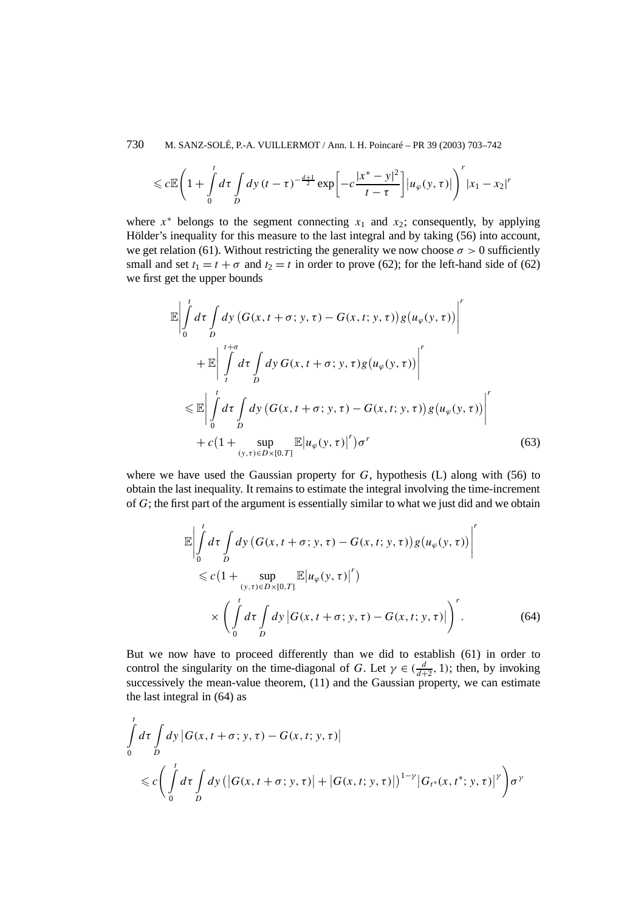$$\leqslant c\mathbb{E}\left(1+\int_0^t d\tau \int_D dy\,(t-\tau)^{-\frac{d+1}{2}}\exp\left[-c\frac{|x^*-y|^2}{t-\tau}\right]\left|u_\varphi(y,\tau)\right|\right)^r |x_1-x_2|^r$$

where $x^*$ belongs to the segment connecting $x_1$ and $x_2$; consequently, by applying Hölder's inequality for this measure to the last integral and by taking (56) into account, we get relation (61). Without restricting the generality we now choose $\sigma > 0$ sufficiently small and set $t_1 = t+\sigma$ and $t_2 = t$ in order to prove (62); for the left-hand side of (62) we first get the upper bounds

$$\begin{aligned}
&\mathbb{E}\left|\int_0^t d\tau \int_D dy\,\big(G(x,t+\sigma;y,\tau)-G(x,t;y,\tau)\big)g\big(u_\varphi(y,\tau)\big)\right|^r \\
&\quad + \mathbb{E}\left|\int_t^{t+\sigma} d\tau \int_D dy\, G(x,t+\sigma;y,\tau)g\big(u_\varphi(y,\tau)\big)\right|^r \\
&\leqslant \mathbb{E}\left|\int_0^t d\tau \int_D dy\,\big(G(x,t+\sigma;y,\tau)-G(x,t;y,\tau)\big)g\big(u_\varphi(y,\tau)\big)\right|^r \\
&\quad + c\big(1+\sup_{(y,\tau)\in D\times[0,T]}\mathbb{E}\left|u_\varphi(y,\tau)\right|^r\big)\sigma^r
\end{aligned} \tag{63}$$

where we have used the Gaussian property for $G$, hypothesis (L) along with (56) to obtain the last inequality. It remains to estimate the integral involving the time-increment of $G$; the first part of the argument is essentially similar to what we just did and we obtain

$$\begin{aligned}
&\mathbb{E}\left|\int_0^t d\tau \int_D dy\,\big(G(x,t+\sigma;y,\tau)-G(x,t;y,\tau)\big)g\big(u_\varphi(y,\tau)\big)\right|^r \\
&\quad\leqslant c\big(1+\sup_{(y,\tau)\in D\times[0,T]}\mathbb{E}\left|u_\varphi(y,\tau)\right|^r\big) \\
&\qquad\times\left(\int_0^t d\tau \int_D dy\,\left|G(x,t+\sigma;y,\tau)-G(x,t;y,\tau)\right|\right)^r.
\end{aligned} \tag{64}$$

But we now have to proceed differently than we did to establish (61) in order to control the singularity on the time-diagonal of $G$. Let $\gamma \in (\frac{d}{d+2}, 1)$; then, by invoking successively the mean-value theorem, (11) and the Gaussian property, we can estimate the last integral in (64) as

$$\begin{aligned}
&\int_0^t d\tau \int_D dy\,\left|G(x,t+\sigma;y,\tau)-G(x,t;y,\tau)\right| \\
&\quad\leqslant c\left(\int_0^t d\tau \int_D dy\,\big(\left|G(x,t+\sigma;y,\tau)\right|+\left|G(x,t;y,\tau)\right|\big)^{1-\gamma}\left|G_{t^*}(x,t^*;y,\tau)\right|^\gamma\right)\sigma^\gamma
\end{aligned}$$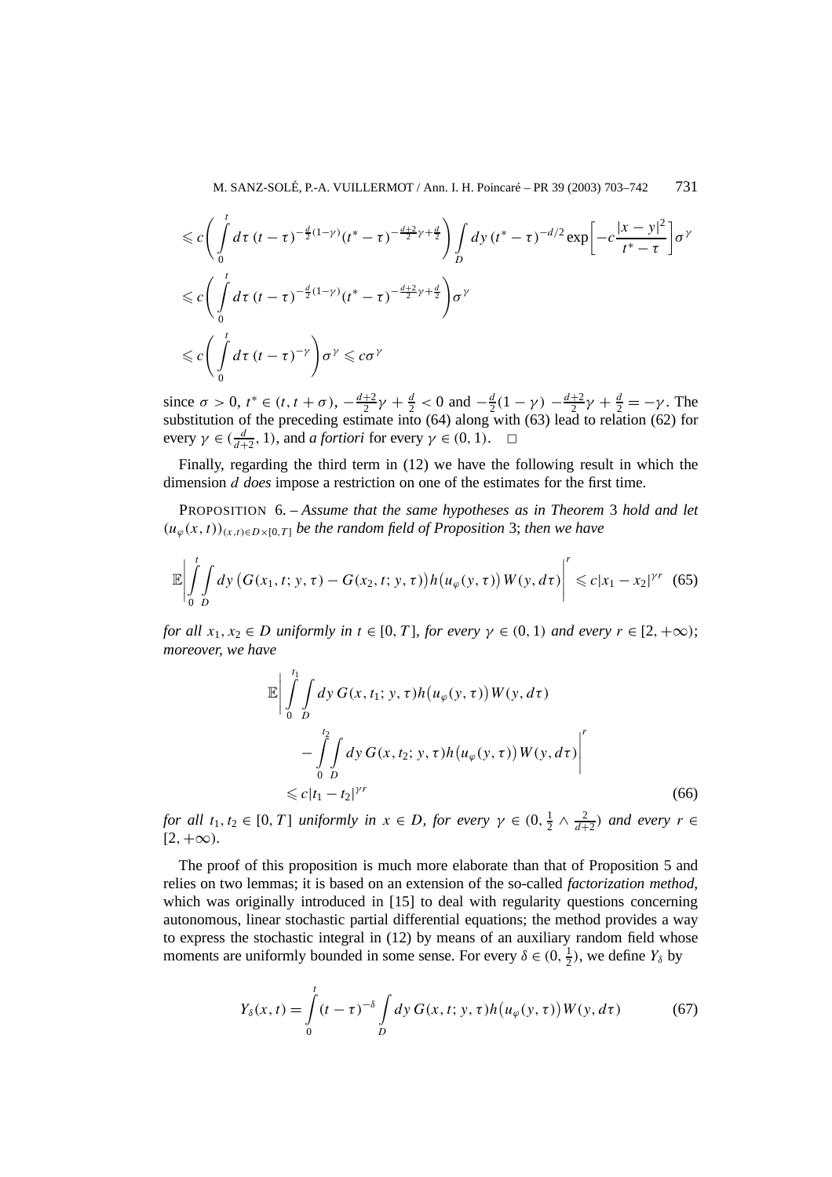$$
\begin{aligned}
&\leqslant c\left(\int_0^t d\tau\,(t-\tau)^{-\frac{d}{2}(1-\gamma)}(t^*-\tau)^{-\frac{d+2}{2}\gamma+\frac{d}{2}}\right)\int_D dy\,(t^*-\tau)^{-d/2}\exp\left[-c\frac{|x-y|^2}{t^*-\tau}\right]\sigma^\gamma\\
&\leqslant c\left(\int_0^t d\tau\,(t-\tau)^{-\frac{d}{2}(1-\gamma)}(t^*-\tau)^{-\frac{d+2}{2}\gamma+\frac{d}{2}}\right)\sigma^\gamma\\
&\leqslant c\left(\int_0^t d\tau\,(t-\tau)^{-\gamma}\right)\sigma^\gamma\leqslant c\sigma^\gamma
\end{aligned}
$$

since $\sigma>0$, $t^*\in(t,t+\sigma)$, $-\frac{d+2}{2}\gamma+\frac{d}{2}<0$ and $-\frac{d}{2}(1-\gamma)-\frac{d+2}{2}\gamma+\frac{d}{2}=-\gamma$. The substitution of the preceding estimate into (64) along with (63) lead to relation (62) for every $\gamma\in(\frac{d}{d+2},1)$, and *a fortiori* for every $\gamma\in(0,1)$. $\square$

Finally, regarding the third term in (12) we have the following result in which the dimension $d$ *does* impose a restriction on one of the estimates for the first time.

PROPOSITION 6. – *Assume that the same hypotheses as in Theorem* 3 *hold and let* $(u_\varphi(x,t))_{(x,t)\in D\times[0,T]}$ *be the random field of Proposition* 3; *then we have*

$$
\mathbb{E}\left|\int_0^t\int_D dy\,\big(G(x_1,t;y,\tau)-G(x_2,t;y,\tau)\big)h\big(u_\varphi(y,\tau)\big)\,W(y,d\tau)\right|^r\leqslant c|x_1-x_2|^{\gamma r}\quad(65)
$$

*for all* $x_1,x_2\in D$ *uniformly in* $t\in[0,T]$, *for every* $\gamma\in(0,1)$ *and every* $r\in[2,+\infty)$; *moreover, we have*

$$
\begin{aligned}
\mathbb{E}\Bigg|&\int_0^{t_1}\int_D dy\,G(x,t_1;y,\tau)h\big(u_\varphi(y,\tau)\big)W(y,d\tau)\\
&-\int_0^{t_2}\int_D dy\,G(x,t_2;y,\tau)h\big(u_\varphi(y,\tau)\big)W(y,d\tau)\Bigg|^r\\
&\leqslant c|t_1-t_2|^{\gamma r}
\end{aligned}
\quad(66)
$$

*for all* $t_1,t_2\in[0,T]$ *uniformly in* $x\in D$, *for every* $\gamma\in(0,\frac{1}{2}\wedge\frac{2}{d+2})$ *and every* $r\in[2,+\infty)$.

The proof of this proposition is much more elaborate than that of Proposition 5 and relies on two lemmas; it is based on an extension of the so-called *factorization method*, which was originally introduced in [15] to deal with regularity questions concerning autonomous, linear stochastic partial differential equations; the method provides a way to express the stochastic integral in (12) by means of an auxiliary random field whose moments are uniformly bounded in some sense. For every $\delta\in(0,\frac{1}{2})$, we define $Y_\delta$ by

$$
Y_\delta(x,t)=\int_0^t(t-\tau)^{-\delta}\int_D dy\,G(x,t;y,\tau)h\big(u_\varphi(y,\tau)\big)W(y,d\tau)\quad(67)
$$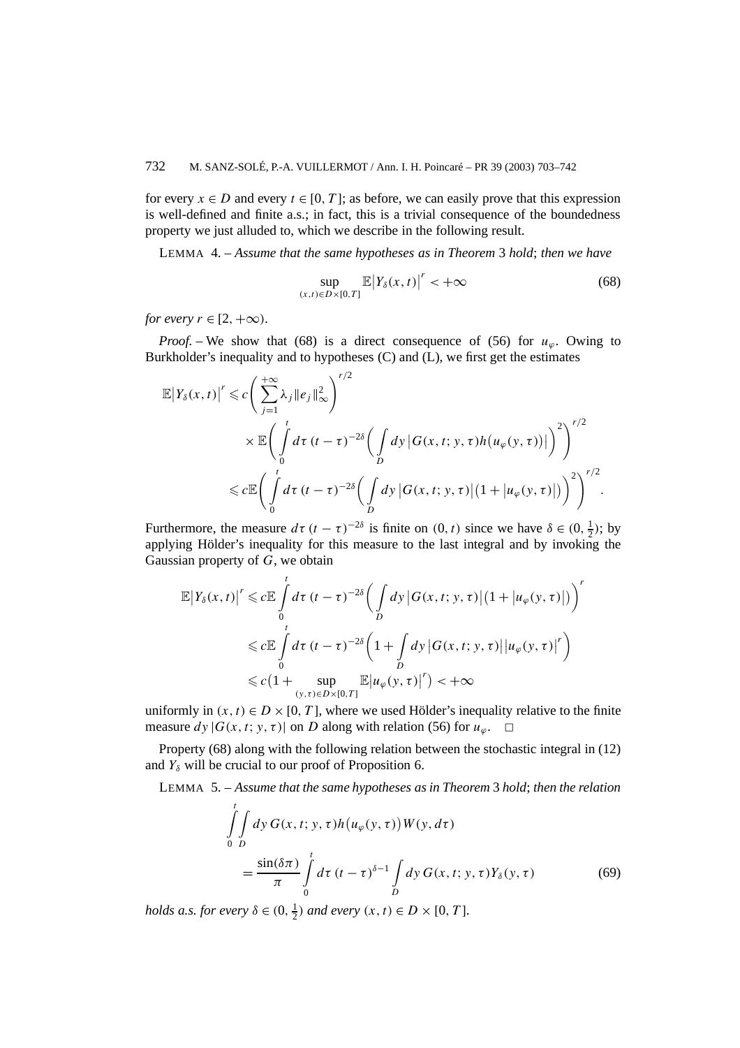for every $x \in D$ and every $t \in [0, T]$; as before, we can easily prove that this expression is well-defined and finite a.s.; in fact, this is a trivial consequence of the boundedness property we just alluded to, which we describe in the following result.

LEMMA 4. – *Assume that the same hypotheses as in Theorem* 3 *hold*; *then we have*

$$\sup_{(x,t)\in D\times[0,T]} \mathbb{E}\left|Y_\delta(x,t)\right|^r < +\infty \tag{68}$$

*for every* $r \in [2, +\infty)$.

*Proof.* – We show that (68) is a direct consequence of (56) for $u_\varphi$. Owing to Burkholder's inequality and to hypotheses (C) and (L), we first get the estimates

$$\begin{aligned}
\mathbb{E}\left|Y_\delta(x,t)\right|^r &\leqslant c\left(\sum_{j=1}^{+\infty}\lambda_j\|e_j\|_\infty^2\right)^{r/2} \\
&\quad\times \mathbb{E}\left(\int_0^t d\tau\,(t-\tau)^{-2\delta}\left(\int_D dy\left|G(x,t;y,\tau)h\big(u_\varphi(y,\tau)\big)\right|\right)^2\right)^{r/2} \\
&\leqslant c\mathbb{E}\left(\int_0^t d\tau\,(t-\tau)^{-2\delta}\left(\int_D dy\left|G(x,t;y,\tau)\right|\big(1+\left|u_\varphi(y,\tau)\right|\big)\right)^2\right)^{r/2}.
\end{aligned}$$

Furthermore, the measure $d\tau\,(t-\tau)^{-2\delta}$ is finite on $(0,t)$ since we have $\delta \in (0, \frac{1}{2})$; by applying Hölder's inequality for this measure to the last integral and by invoking the Gaussian property of $G$, we obtain

$$\begin{aligned}
\mathbb{E}\left|Y_\delta(x,t)\right|^r &\leqslant c\mathbb{E}\int_0^t d\tau\,(t-\tau)^{-2\delta}\left(\int_D dy\left|G(x,t;y,\tau)\right|\big(1+\left|u_\varphi(y,\tau)\right|\big)\right)^r \\
&\leqslant c\mathbb{E}\int_0^t d\tau\,(t-\tau)^{-2\delta}\left(1+\int_D dy\left|G(x,t;y,\tau)\right|\left|u_\varphi(y,\tau)\right|^r\right) \\
&\leqslant c\Big(1+\sup_{(y,\tau)\in D\times[0,T]}\mathbb{E}\left|u_\varphi(y,\tau)\right|^r\Big) < +\infty
\end{aligned}$$

uniformly in $(x,t) \in D \times [0,T]$, where we used Hölder's inequality relative to the finite measure $dy\,|G(x,t;y,\tau)|$ on $D$ along with relation (56) for $u_\varphi$. $\square$

Property (68) along with the following relation between the stochastic integral in (12) and $Y_\delta$ will be crucial to our proof of Proposition 6.

LEMMA 5. – *Assume that the same hypotheses as in Theorem* 3 *hold*; *then the relation*

$$\begin{aligned}
&\int_0^t\int_D dy\,G(x,t;y,\tau)h\big(u_\varphi(y,\tau)\big)W(y,d\tau) \\
&\quad= \frac{\sin(\delta\pi)}{\pi}\int_0^t d\tau\,(t-\tau)^{\delta-1}\int_D dy\,G(x,t;y,\tau)Y_\delta(y,\tau)
\end{aligned} \tag{69}$$

*holds a.s. for every* $\delta \in (0, \frac{1}{2})$ *and every* $(x,t) \in D \times [0,T]$.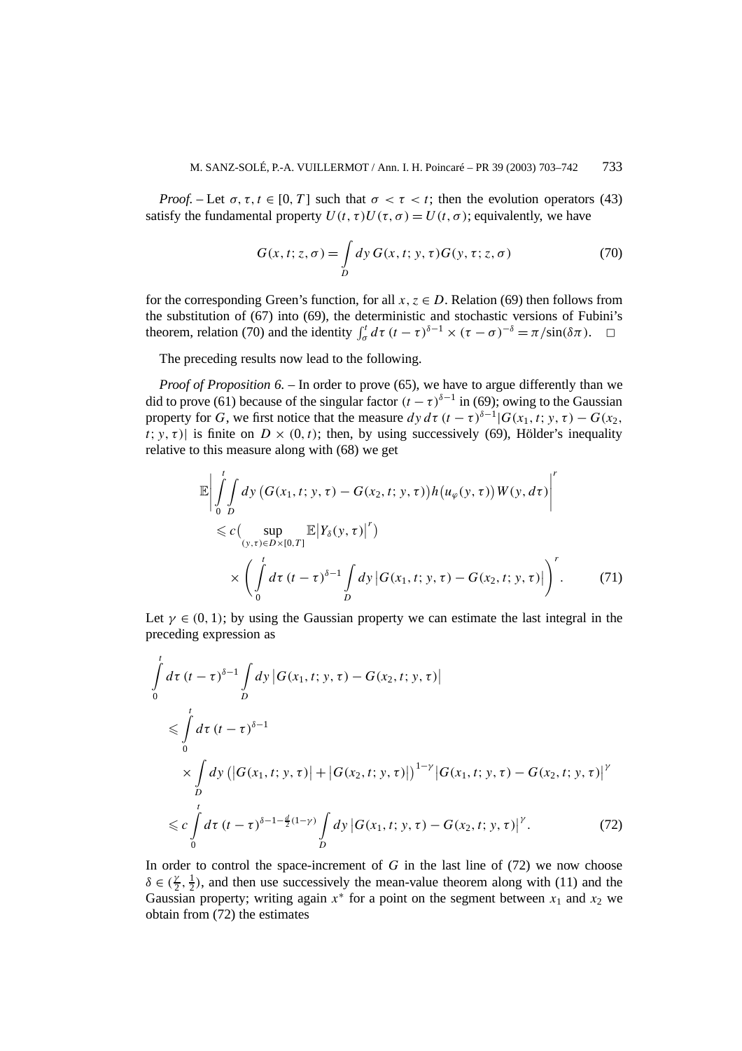*Proof.* – Let $\sigma, \tau, t \in [0, T]$ such that $\sigma < \tau < t$; then the evolution operators (43) satisfy the fundamental property $U(t,\tau)U(\tau,\sigma) = U(t,\sigma)$; equivalently, we have

$$G(x,t;z,\sigma) = \int_D dy\, G(x,t;y,\tau) G(y,\tau;z,\sigma) \tag{70}$$

for the corresponding Green's function, for all $x, z \in D$. Relation (69) then follows from the substitution of (67) into (69), the deterministic and stochastic versions of Fubini's theorem, relation (70) and the identity $\int_\sigma^t d\tau\,(t-\tau)^{\delta-1} \times (\tau-\sigma)^{-\delta} = \pi/\sin(\delta\pi)$. $\square$

The preceding results now lead to the following.

*Proof of Proposition 6.* – In order to prove (65), we have to argue differently than we did to prove (61) because of the singular factor $(t-\tau)^{\delta-1}$ in (69); owing to the Gaussian property for $G$, we first notice that the measure $dy\,d\tau\,(t-\tau)^{\delta-1}|G(x_1,t;y,\tau) - G(x_2,t;y,\tau)|$ is finite on $D \times (0,t)$; then, by using successively (69), Hölder's inequality relative to this measure along with (68) we get

$$\begin{aligned}
&\mathbb{E}\left|\int_0^t \int_D dy\,\big(G(x_1,t;y,\tau) - G(x_2,t;y,\tau)\big) h\big(u_\varphi(y,\tau)\big) W(y,d\tau)\right|^r \\
&\quad \leqslant c\Big(\sup_{(y,\tau)\in D\times[0,T]} \mathbb{E}\big|Y_\delta(y,\tau)\big|^r\Big) \\
&\qquad \times \left(\int_0^t d\tau\,(t-\tau)^{\delta-1} \int_D dy\,\big|G(x_1,t;y,\tau) - G(x_2,t;y,\tau)\big|\right)^r.
\end{aligned} \tag{71}$$

Let $\gamma \in (0,1)$; by using the Gaussian property we can estimate the last integral in the preceding expression as

$$\begin{aligned}
&\int_0^t d\tau\,(t-\tau)^{\delta-1} \int_D dy\,\big|G(x_1,t;y,\tau) - G(x_2,t;y,\tau)\big| \\
&\quad \leqslant \int_0^t d\tau\,(t-\tau)^{\delta-1} \\
&\qquad \times \int_D dy\,\big(\big|G(x_1,t;y,\tau)\big| + \big|G(x_2,t;y,\tau)\big|\big)^{1-\gamma} \big|G(x_1,t;y,\tau) - G(x_2,t;y,\tau)\big|^\gamma \\
&\quad \leqslant c\int_0^t d\tau\,(t-\tau)^{\delta-1-\frac{d}{2}(1-\gamma)} \int_D dy\,\big|G(x_1,t;y,\tau) - G(x_2,t;y,\tau)\big|^\gamma.
\end{aligned} \tag{72}$$

In order to control the space-increment of $G$ in the last line of (72) we now choose $\delta \in (\frac{\gamma}{2}, \frac{1}{2})$, and then use successively the mean-value theorem along with (11) and the Gaussian property; writing again $x^*$ for a point on the segment between $x_1$ and $x_2$ we obtain from (72) the estimates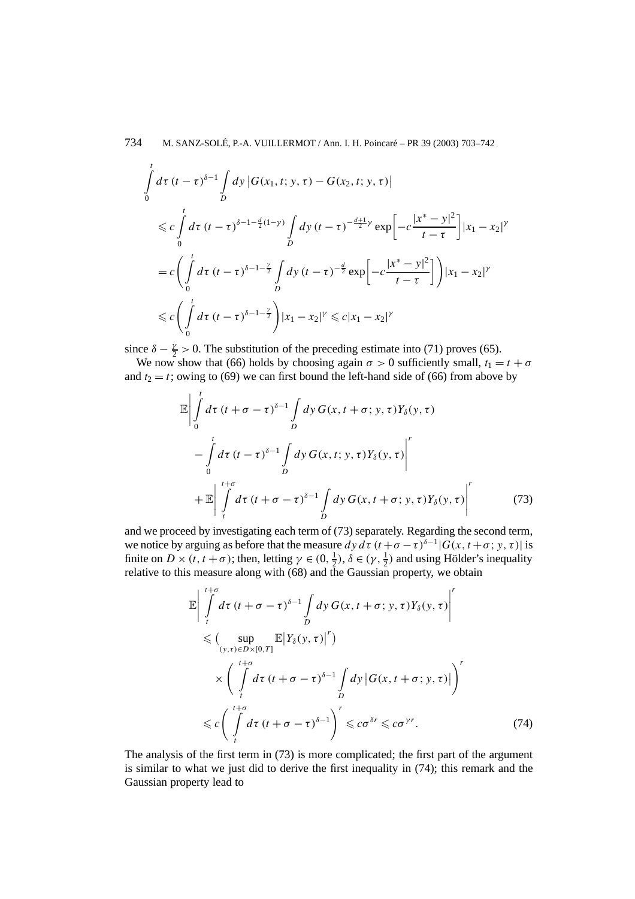$$
\begin{aligned}
&\int_0^t d\tau\,(t-\tau)^{\delta-1}\int_D dy\,\bigl|G(x_1,t;y,\tau)-G(x_2,t;y,\tau)\bigr|\\
&\quad\leqslant c\int_0^t d\tau\,(t-\tau)^{\delta-1-\frac{d}{2}(1-\gamma)}\int_D dy\,(t-\tau)^{-\frac{d+1}{2}\gamma}\exp\biggl[-c\frac{|x^*-y|^2}{t-\tau}\biggr]|x_1-x_2|^{\gamma}\\
&\quad= c\biggl(\int_0^t d\tau\,(t-\tau)^{\delta-1-\frac{\gamma}{2}}\int_D dy\,(t-\tau)^{-\frac{d}{2}}\exp\biggl[-c\frac{|x^*-y|^2}{t-\tau}\biggr]\biggr)|x_1-x_2|^{\gamma}\\
&\quad\leqslant c\biggl(\int_0^t d\tau\,(t-\tau)^{\delta-1-\frac{\gamma}{2}}\biggr)|x_1-x_2|^{\gamma}\leqslant c|x_1-x_2|^{\gamma}
\end{aligned}
$$

since $\delta-\frac{\gamma}{2}>0$. The substitution of the preceding estimate into (71) proves (65).

We now show that (66) holds by choosing again $\sigma>0$ sufficiently small, $t_1=t+\sigma$ and $t_2=t$; owing to (69) we can first bound the left-hand side of (66) from above by

$$
\begin{aligned}
&\mathbb{E}\biggl|\int_0^t d\tau\,(t+\sigma-\tau)^{\delta-1}\int_D dy\,G(x,t+\sigma;y,\tau)Y_\delta(y,\tau)\\
&\qquad-\int_0^t d\tau\,(t-\tau)^{\delta-1}\int_D dy\,G(x,t;y,\tau)Y_\delta(y,\tau)\biggr|^r\\
&\qquad+\mathbb{E}\biggl|\int_t^{t+\sigma} d\tau\,(t+\sigma-\tau)^{\delta-1}\int_D dy\,G(x,t+\sigma;y,\tau)Y_\delta(y,\tau)\biggr|^r
\end{aligned}
\tag{73}
$$

and we proceed by investigating each term of (73) separately. Regarding the second term, we notice by arguing as before that the measure $dy\,d\tau\,(t+\sigma-\tau)^{\delta-1}|G(x,t+\sigma;y,\tau)|$ is finite on $D\times(t,t+\sigma)$; then, letting $\gamma\in(0,\frac{1}{2})$, $\delta\in(\gamma,\frac{1}{2})$ and using Hölder's inequality relative to this measure along with (68) and the Gaussian property, we obtain

$$
\begin{aligned}
&\mathbb{E}\biggl|\int_t^{t+\sigma} d\tau\,(t+\sigma-\tau)^{\delta-1}\int_D dy\,G(x,t+\sigma;y,\tau)Y_\delta(y,\tau)\biggr|^r\\
&\quad\leqslant\Bigl(\sup_{(y,\tau)\in D\times[0,T]}\mathbb{E}\bigl|Y_\delta(y,\tau)\bigr|^r\Bigr)\\
&\qquad\times\biggl(\int_t^{t+\sigma} d\tau\,(t+\sigma-\tau)^{\delta-1}\int_D dy\,\bigl|G(x,t+\sigma;y,\tau)\bigr|\biggr)^r\\
&\quad\leqslant c\biggl(\int_t^{t+\sigma} d\tau\,(t+\sigma-\tau)^{\delta-1}\biggr)^r\leqslant c\sigma^{\delta r}\leqslant c\sigma^{\gamma r}.
\end{aligned}
\tag{74}
$$

The analysis of the first term in (73) is more complicated; the first part of the argument is similar to what we just did to derive the first inequality in (74); this remark and the Gaussian property lead to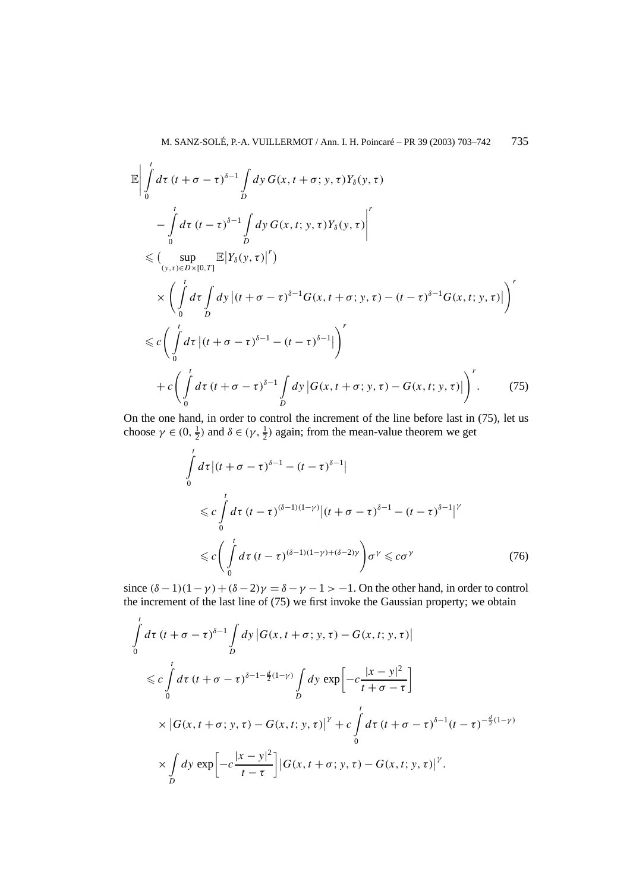$$
\begin{aligned}
&\mathbb{E}\left|\int_0^t d\tau\,(t+\sigma-\tau)^{\delta-1}\int_D dy\, G(x,t+\sigma;y,\tau)Y_\delta(y,\tau)\right.\\
&\qquad\left.-\int_0^t d\tau\,(t-\tau)^{\delta-1}\int_D dy\, G(x,t;y,\tau)Y_\delta(y,\tau)\right|^r\\
&\quad\leqslant \Big(\sup_{(y,\tau)\in D\times[0,T]}\mathbb{E}\big|Y_\delta(y,\tau)\big|^r\Big)\\
&\qquad\times\left(\int_0^t d\tau\int_D dy\,\big|(t+\sigma-\tau)^{\delta-1}G(x,t+\sigma;y,\tau)-(t-\tau)^{\delta-1}G(x,t;y,\tau)\big|\right)^r\\
&\quad\leqslant c\left(\int_0^t d\tau\,\big|(t+\sigma-\tau)^{\delta-1}-(t-\tau)^{\delta-1}\big|\right)^r\\
&\qquad+c\left(\int_0^t d\tau\,(t+\sigma-\tau)^{\delta-1}\int_D dy\,\big|G(x,t+\sigma;y,\tau)-G(x,t;y,\tau)\big|\right)^r. \qquad (75)
\end{aligned}
$$

On the one hand, in order to control the increment of the line before last in (75), let us choose $\gamma\in(0,\frac{1}{2})$ and $\delta\in(\gamma,\frac{1}{2})$ again; from the mean-value theorem we get

$$
\begin{aligned}
&\int_0^t d\tau\big|(t+\sigma-\tau)^{\delta-1}-(t-\tau)^{\delta-1}\big|\\
&\qquad\leqslant c\int_0^t d\tau\,(t-\tau)^{(\delta-1)(1-\gamma)}\big|(t+\sigma-\tau)^{\delta-1}-(t-\tau)^{\delta-1}\big|^\gamma\\
&\qquad\leqslant c\left(\int_0^t d\tau\,(t-\tau)^{(\delta-1)(1-\gamma)+(\delta-2)\gamma}\right)\sigma^\gamma\leqslant c\sigma^\gamma \qquad (76)
\end{aligned}
$$

since $(\delta-1)(1-\gamma)+(\delta-2)\gamma=\delta-\gamma-1>-1$. On the other hand, in order to control the increment of the last line of (75) we first invoke the Gaussian property; we obtain

$$
\begin{aligned}
&\int_0^t d\tau\,(t+\sigma-\tau)^{\delta-1}\int_D dy\,\big|G(x,t+\sigma;y,\tau)-G(x,t;y,\tau)\big|\\
&\quad\leqslant c\int_0^t d\tau\,(t+\sigma-\tau)^{\delta-1-\frac{d}{2}(1-\gamma)}\int_D dy\,\exp\left[-c\frac{|x-y|^2}{t+\sigma-\tau}\right]\\
&\qquad\times\big|G(x,t+\sigma;y,\tau)-G(x,t;y,\tau)\big|^\gamma+c\int_0^t d\tau\,(t+\sigma-\tau)^{\delta-1}(t-\tau)^{-\frac{d}{2}(1-\gamma)}\\
&\qquad\times\int_D dy\,\exp\left[-c\frac{|x-y|^2}{t-\tau}\right]\big|G(x,t+\sigma;y,\tau)-G(x,t;y,\tau)\big|^\gamma.
\end{aligned}
$$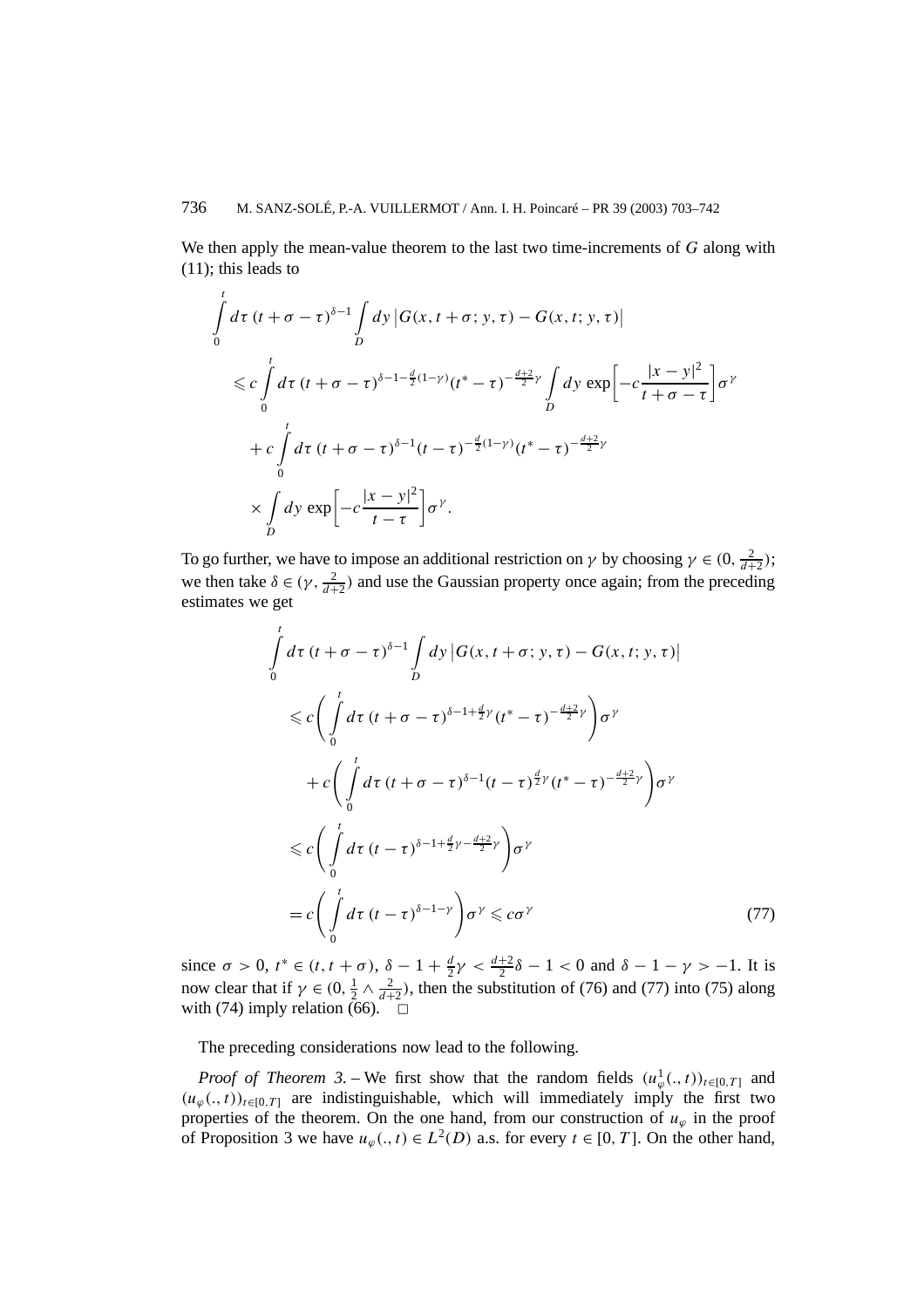We then apply the mean-value theorem to the last two time-increments of $G$ along with (11); this leads to

$$
\begin{aligned}
&\int_0^t d\tau\,(t+\sigma-\tau)^{\delta-1}\int_D dy\,\big|G(x,t+\sigma;y,\tau)-G(x,t;y,\tau)\big| \\
&\quad\leqslant c\int_0^t d\tau\,(t+\sigma-\tau)^{\delta-1-\frac{d}{2}(1-\gamma)}(t^*-\tau)^{-\frac{d+2}{2}\gamma}\int_D dy\,\exp\left[-c\frac{|x-y|^2}{t+\sigma-\tau}\right]\sigma^\gamma \\
&\qquad+c\int_0^t d\tau\,(t+\sigma-\tau)^{\delta-1}(t-\tau)^{-\frac{d}{2}(1-\gamma)}(t^*-\tau)^{-\frac{d+2}{2}\gamma} \\
&\qquad\times\int_D dy\,\exp\left[-c\frac{|x-y|^2}{t-\tau}\right]\sigma^\gamma.
\end{aligned}
$$

To go further, we have to impose an additional restriction on $\gamma$ by choosing $\gamma\in(0,\frac{2}{d+2})$; we then take $\delta\in(\gamma,\frac{2}{d+2})$ and use the Gaussian property once again; from the preceding estimates we get

$$
\begin{aligned}
&\int_0^t d\tau\,(t+\sigma-\tau)^{\delta-1}\int_D dy\,\big|G(x,t+\sigma;y,\tau)-G(x,t;y,\tau)\big| \\
&\quad\leqslant c\left(\int_0^t d\tau\,(t+\sigma-\tau)^{\delta-1+\frac{d}{2}\gamma}(t^*-\tau)^{-\frac{d+2}{2}\gamma}\right)\sigma^\gamma \\
&\qquad+c\left(\int_0^t d\tau\,(t+\sigma-\tau)^{\delta-1}(t-\tau)^{\frac{d}{2}\gamma}(t^*-\tau)^{-\frac{d+2}{2}\gamma}\right)\sigma^\gamma \\
&\quad\leqslant c\left(\int_0^t d\tau\,(t-\tau)^{\delta-1+\frac{d}{2}\gamma-\frac{d+2}{2}\gamma}\right)\sigma^\gamma \\
&\quad=c\left(\int_0^t d\tau\,(t-\tau)^{\delta-1-\gamma}\right)\sigma^\gamma\leqslant c\sigma^\gamma
\end{aligned}
\tag{77}
$$

since $\sigma>0$, $t^*\in(t,t+\sigma)$, $\delta-1+\frac{d}{2}\gamma<\frac{d+2}{2}\delta-1<0$ and $\delta-1-\gamma>-1$. It is now clear that if $\gamma\in(0,\frac{1}{2}\wedge\frac{2}{d+2})$, then the substitution of (76) and (77) into (75) along with (74) imply relation (66). $\square$

The preceding considerations now lead to the following.

*Proof of Theorem 3.* – We first show that the random fields $(u_\varphi^1(.,t))_{t\in[0,T]}$ and $(u_\varphi(.,t))_{t\in[0,T]}$ are indistinguishable, which will immediately imply the first two properties of the theorem. On the one hand, from our construction of $u_\varphi$ in the proof of Proposition 3 we have $u_\varphi(.,t)\in L^2(D)$ a.s. for every $t\in[0,T]$. On the other hand,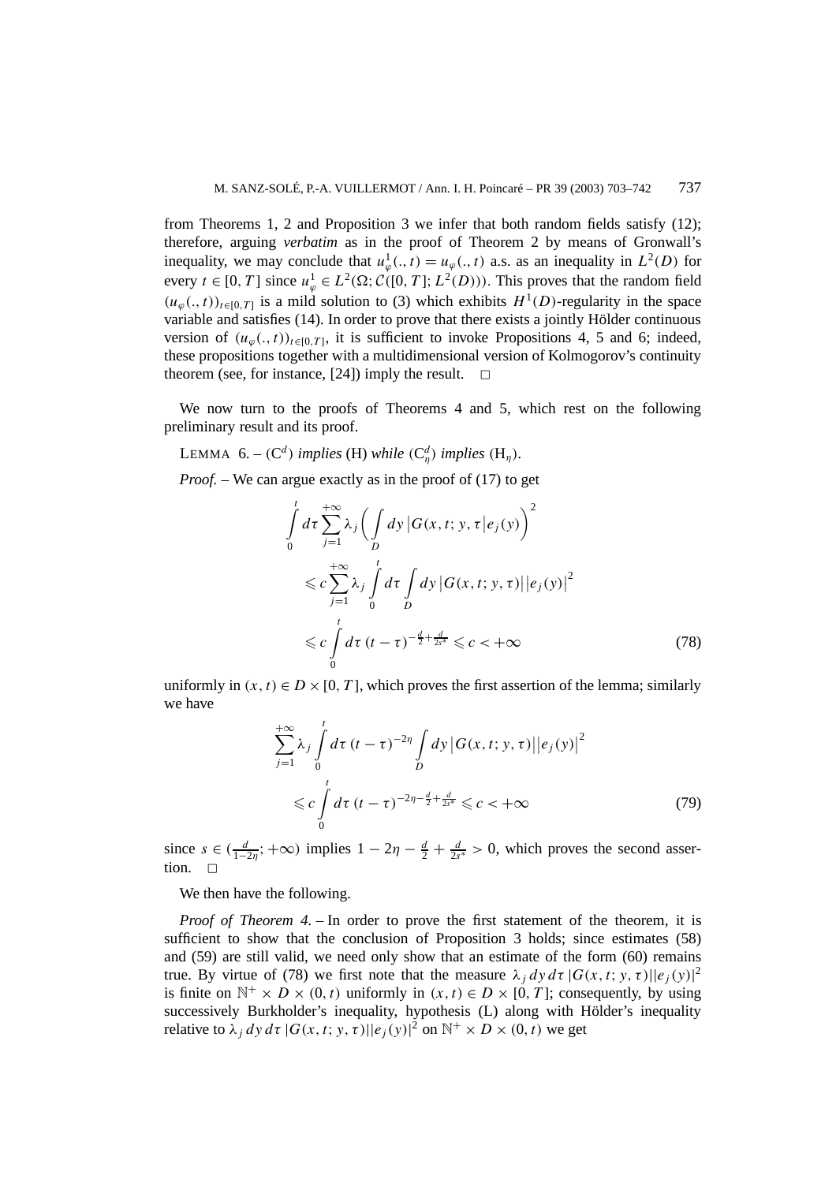from Theorems 1, 2 and Proposition 3 we infer that both random fields satisfy (12); therefore, arguing *verbatim* as in the proof of Theorem 2 by means of Gronwall's inequality, we may conclude that $u_\varphi^1(.,t) = u_\varphi(.,t)$ a.s. as an inequality in $L^2(D)$ for every $t \in [0,T]$ since $u_\varphi^1 \in L^2(\Omega; \mathcal{C}([0,T]; L^2(D)))$. This proves that the random field $(u_\varphi(.,t))_{t\in[0,T]}$ is a mild solution to (3) which exhibits $H^1(D)$-regularity in the space variable and satisfies (14). In order to prove that there exists a jointly Hölder continuous version of $(u_\varphi(.,t))_{t\in[0,T]}$, it is sufficient to invoke Propositions 4, 5 and 6; indeed, these propositions together with a multidimensional version of Kolmogorov's continuity theorem (see, for instance, [24]) imply the result. □

We now turn to the proofs of Theorems 4 and 5, which rest on the following preliminary result and its proof.

LEMMA 6. – $(\mathrm{C}^d)$ *implies* (H) *while* $(\mathrm{C}^d_\eta)$ *implies* $(\mathrm{H}_\eta)$.

*Proof.* – We can argue exactly as in the proof of (17) to get

$$
\begin{aligned}
\int_0^t d\tau \sum_{j=1}^{+\infty} \lambda_j \left( \int_D dy \left| G(x,t;y,\tau \right| e_j(y) \right)^2
&\leqslant c \sum_{j=1}^{+\infty} \lambda_j \int_0^t d\tau \int_D dy \left| G(x,t;y,\tau) \right| \left| e_j(y) \right|^2 \\
&\leqslant c \int_0^t d\tau \, (t-\tau)^{-\frac{d}{2}+\frac{d}{2s^*}} \leqslant c < +\infty
\end{aligned}
\tag{78}
$$

uniformly in $(x,t) \in D \times [0,T]$, which proves the first assertion of the lemma; similarly we have

$$
\begin{aligned}
\sum_{j=1}^{+\infty} \lambda_j \int_0^t d\tau \, (t-\tau)^{-2\eta} \int_D dy \left| G(x,t;y,\tau) \right| \left| e_j(y) \right|^2
&\leqslant c \int_0^t d\tau \, (t-\tau)^{-2\eta-\frac{d}{2}+\frac{d}{2s^*}} \leqslant c < +\infty
\end{aligned}
\tag{79}
$$

since $s \in (\frac{d}{1-2\eta}; +\infty)$ implies $1 - 2\eta - \frac{d}{2} + \frac{d}{2s^*} > 0$, which proves the second assertion. □

We then have the following.

*Proof of Theorem 4.* – In order to prove the first statement of the theorem, it is sufficient to show that the conclusion of Proposition 3 holds; since estimates (58) and (59) are still valid, we need only show that an estimate of the form (60) remains true. By virtue of (78) we first note that the measure $\lambda_j \, dy \, d\tau \, |G(x,t;y,\tau)||e_j(y)|^2$ is finite on $\mathbb{N}^+ \times D \times (0,t)$ uniformly in $(x,t) \in D \times [0,T]$; consequently, by using successively Burkholder's inequality, hypothesis (L) along with Hölder's inequality relative to $\lambda_j \, dy \, d\tau \, |G(x,t;y,\tau)||e_j(y)|^2$ on $\mathbb{N}^+ \times D \times (0,t)$ we get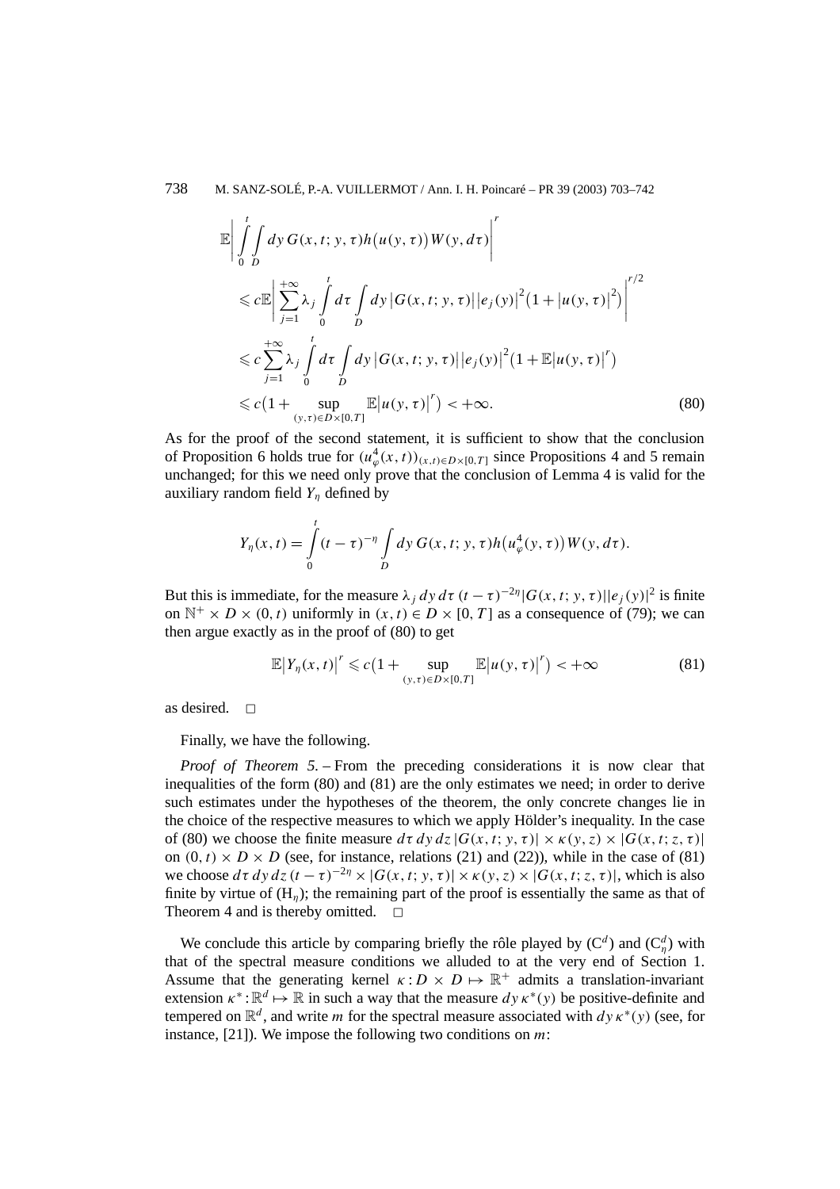$$
\begin{aligned}
&\mathbb{E}\left|\int_0^t \int_D dy\, G(x,t;y,\tau) h\big(u(y,\tau)\big) W(y,d\tau)\right|^r \\
&\quad \leqslant c\mathbb{E}\left|\sum_{j=1}^{+\infty} \lambda_j \int_0^t d\tau \int_D dy\, \big|G(x,t;y,\tau)\big| \big|e_j(y)\big|^2 \big(1+\big|u(y,\tau)\big|^2\big)\right|^{r/2} \\
&\quad \leqslant c\sum_{j=1}^{+\infty} \lambda_j \int_0^t d\tau \int_D dy\, \big|G(x,t;y,\tau)\big| \big|e_j(y)\big|^2 \big(1+\mathbb{E}\big|u(y,\tau)\big|^r\big) \\
&\quad \leqslant c\Big(1+\sup_{(y,\tau)\in D\times[0,T]} \mathbb{E}\big|u(y,\tau)\big|^r\Big) < +\infty.
\end{aligned}
\tag{80}
$$

As for the proof of the second statement, it is sufficient to show that the conclusion of Proposition 6 holds true for $(u_\varphi^4(x,t))_{(x,t)\in D\times[0,T]}$ since Propositions 4 and 5 remain unchanged; for this we need only prove that the conclusion of Lemma 4 is valid for the auxiliary random field $Y_\eta$ defined by

$$
Y_\eta(x,t) = \int_0^t (t-\tau)^{-\eta} \int_D dy\, G(x,t;y,\tau) h\big(u_\varphi^4(y,\tau)\big) W(y,d\tau).
$$

But this is immediate, for the measure $\lambda_j\, dy\, d\tau\, (t-\tau)^{-2\eta} |G(x,t;y,\tau)| |e_j(y)|^2$ is finite on $\mathbb{N}^+ \times D \times (0,t)$ uniformly in $(x,t) \in D \times [0,T]$ as a consequence of (79); we can then argue exactly as in the proof of (80) to get

$$
\mathbb{E}\big|Y_\eta(x,t)\big|^r \leqslant c\Big(1+\sup_{(y,\tau)\in D\times[0,T]} \mathbb{E}\big|u(y,\tau)\big|^r\Big) < +\infty
\tag{81}
$$

as desired. $\square$

Finally, we have the following.

*Proof of Theorem 5.* – From the preceding considerations it is now clear that inequalities of the form (80) and (81) are the only estimates we need; in order to derive such estimates under the hypotheses of the theorem, the only concrete changes lie in the choice of the respective measures to which we apply Hölder's inequality. In the case of (80) we choose the finite measure $d\tau\, dy\, dz\, |G(x,t;y,\tau)| \times \kappa(y,z) \times |G(x,t;z,\tau)|$ on $(0,t) \times D \times D$ (see, for instance, relations (21) and (22)), while in the case of (81) we choose $d\tau\, dy\, dz\, (t-\tau)^{-2\eta} \times |G(x,t;y,\tau)| \times \kappa(y,z) \times |G(x,t;z,\tau)|$, which is also finite by virtue of $(\mathrm{H}_\eta)$; the remaining part of the proof is essentially the same as that of Theorem 4 and is thereby omitted. $\square$

We conclude this article by comparing briefly the rôle played by $(\mathrm{C}^d)$ and $(\mathrm{C}_\eta^d)$ with that of the spectral measure conditions we alluded to at the very end of Section 1. Assume that the generating kernel $\kappa : D \times D \mapsto \mathbb{R}^+$ admits a translation-invariant extension $\kappa^* : \mathbb{R}^d \mapsto \mathbb{R}$ in such a way that the measure $dy\, \kappa^*(y)$ be positive-definite and tempered on $\mathbb{R}^d$, and write $m$ for the spectral measure associated with $dy\, \kappa^*(y)$ (see, for instance, [21]). We impose the following two conditions on $m$: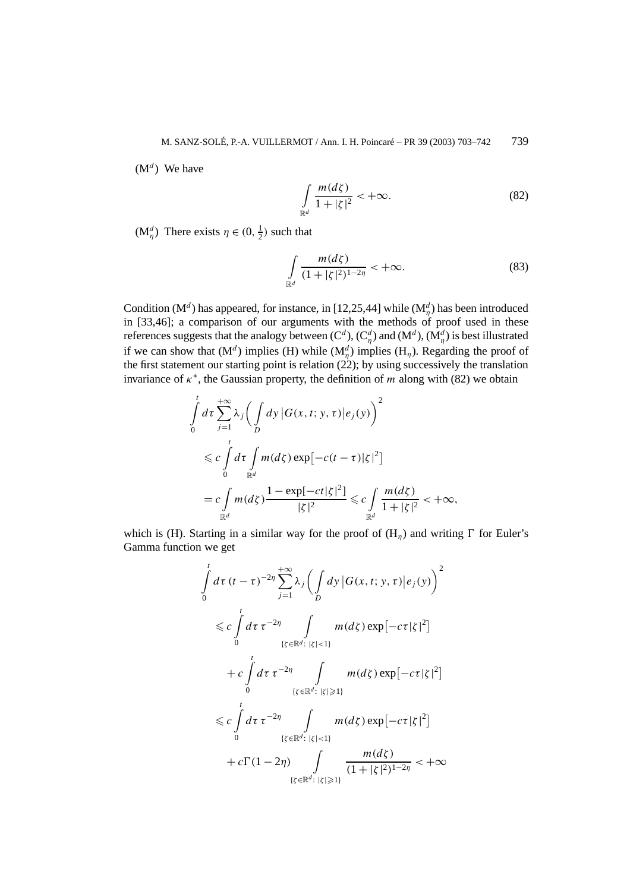($\mathrm{M}^d$) We have

$$\int_{\mathbb{R}^d} \frac{m(d\zeta)}{1+|\zeta|^2} < +\infty. \tag{82}$$

($\mathrm{M}^d_\eta$) There exists $\eta \in (0, \frac{1}{2})$ such that

$$\int_{\mathbb{R}^d} \frac{m(d\zeta)}{(1+|\zeta|^2)^{1-2\eta}} < +\infty. \tag{83}$$

Condition ($\mathrm{M}^d$) has appeared, for instance, in [12,25,44] while ($\mathrm{M}^d_\eta$) has been introduced in [33,46]; a comparison of our arguments with the methods of proof used in these references suggests that the analogy between ($\mathrm{C}^d$), ($\mathrm{C}^d_\eta$) and ($\mathrm{M}^d$), ($\mathrm{M}^d_\eta$) is best illustrated if we can show that ($\mathrm{M}^d$) implies (H) while ($\mathrm{M}^d_\eta$) implies ($\mathrm{H}_\eta$). Regarding the proof of the first statement our starting point is relation (22); by using successively the translation invariance of $\kappa^*$, the Gaussian property, the definition of $m$ along with (82) we obtain

$$\begin{aligned}
&\int_0^t d\tau \sum_{j=1}^{+\infty} \lambda_j \left( \int_D dy \, \bigl|G(x,t;y,\tau)\bigr| e_j(y) \right)^2 \\
&\quad \leqslant c \int_0^t d\tau \int_{\mathbb{R}^d} m(d\zeta) \exp\bigl[-c(t-\tau)|\zeta|^2\bigr] \\
&\quad = c \int_{\mathbb{R}^d} m(d\zeta) \frac{1-\exp[-ct|\zeta|^2]}{|\zeta|^2} \leqslant c \int_{\mathbb{R}^d} \frac{m(d\zeta)}{1+|\zeta|^2} < +\infty,
\end{aligned}$$

which is (H). Starting in a similar way for the proof of ($\mathrm{H}_\eta$) and writing $\Gamma$ for Euler's Gamma function we get

$$\begin{aligned}
&\int_0^t d\tau \, (t-\tau)^{-2\eta} \sum_{j=1}^{+\infty} \lambda_j \left( \int_D dy \, \bigl|G(x,t;y,\tau)\bigr| e_j(y) \right)^2 \\
&\quad \leqslant c \int_0^t d\tau \, \tau^{-2\eta} \int_{\{\zeta \in \mathbb{R}^d:\ |\zeta|<1\}} m(d\zeta) \exp\bigl[-c\tau|\zeta|^2\bigr] \\
&\qquad + c \int_0^t d\tau \, \tau^{-2\eta} \int_{\{\zeta \in \mathbb{R}^d:\ |\zeta|\geqslant 1\}} m(d\zeta) \exp\bigl[-c\tau|\zeta|^2\bigr] \\
&\quad \leqslant c \int_0^t d\tau \, \tau^{-2\eta} \int_{\{\zeta \in \mathbb{R}^d:\ |\zeta|<1\}} m(d\zeta) \exp\bigl[-c\tau|\zeta|^2\bigr] \\
&\qquad + c\Gamma(1-2\eta) \int_{\{\zeta \in \mathbb{R}^d:\ |\zeta|\geqslant 1\}} \frac{m(d\zeta)}{(1+|\zeta|^2)^{1-2\eta}} < +\infty
\end{aligned}$$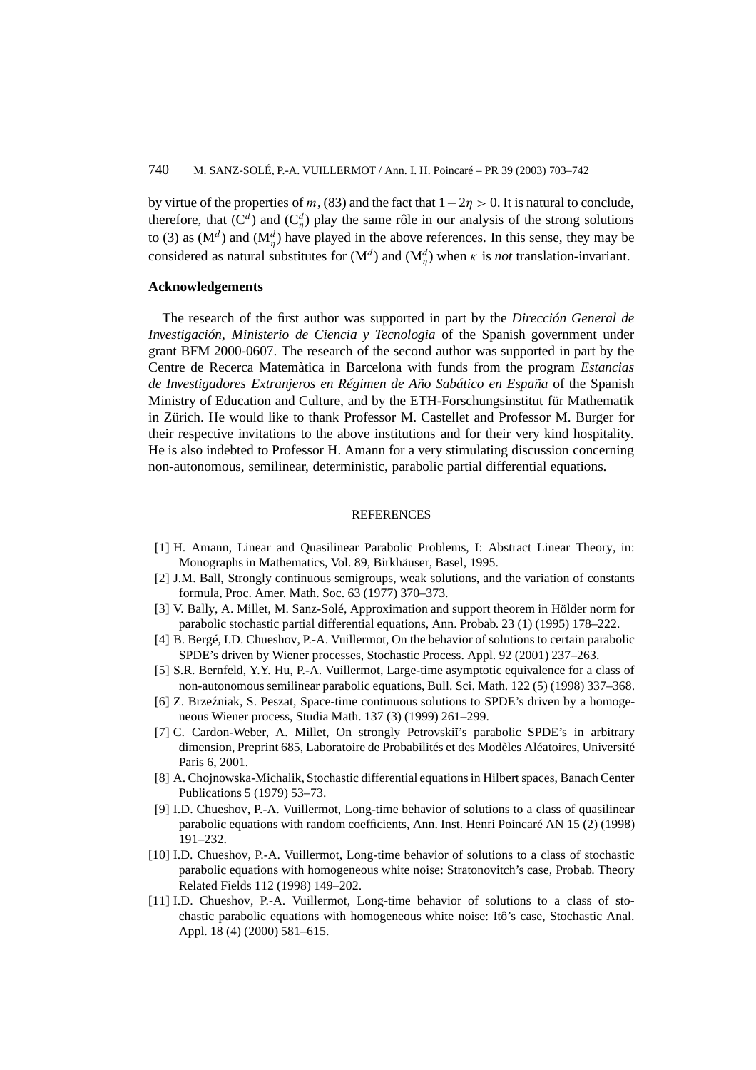by virtue of the properties of $m$, (83) and the fact that $1-2\eta > 0$. It is natural to conclude, therefore, that $(\mathrm{C}^d)$ and $(\mathrm{C}^d_\eta)$ play the same rôle in our analysis of the strong solutions to (3) as $(\mathrm{M}^d)$ and $(\mathrm{M}^d_\eta)$ have played in the above references. In this sense, they may be considered as natural substitutes for $(\mathrm{M}^d)$ and $(\mathrm{M}^d_\eta)$ when $\kappa$ is *not* translation-invariant.

## Acknowledgements

The research of the first author was supported in part by the *Dirección General de Investigación, Ministerio de Ciencia y Tecnologia* of the Spanish government under grant BFM 2000-0607. The research of the second author was supported in part by the Centre de Recerca Matemàtica in Barcelona with funds from the program *Estancias de Investigadores Extranjeros en Régimen de Año Sabático en España* of the Spanish Ministry of Education and Culture, and by the ETH-Forschungsinstitut für Mathematik in Zürich. He would like to thank Professor M. Castellet and Professor M. Burger for their respective invitations to the above institutions and for their very kind hospitality. He is also indebted to Professor H. Amann for a very stimulating discussion concerning non-autonomous, semilinear, deterministic, parabolic partial differential equations.

## REFERENCES

[1] H. Amann, Linear and Quasilinear Parabolic Problems, I: Abstract Linear Theory, in: Monographs in Mathematics, Vol. 89, Birkhäuser, Basel, 1995.

[2] J.M. Ball, Strongly continuous semigroups, weak solutions, and the variation of constants formula, Proc. Amer. Math. Soc. 63 (1977) 370–373.

[3] V. Bally, A. Millet, M. Sanz-Solé, Approximation and support theorem in Hölder norm for parabolic stochastic partial differential equations, Ann. Probab. 23 (1) (1995) 178–222.

[4] B. Bergé, I.D. Chueshov, P.-A. Vuillermot, On the behavior of solutions to certain parabolic SPDE's driven by Wiener processes, Stochastic Process. Appl. 92 (2001) 237–263.

[5] S.R. Bernfeld, Y.Y. Hu, P.-A. Vuillermot, Large-time asymptotic equivalence for a class of non-autonomous semilinear parabolic equations, Bull. Sci. Math. 122 (5) (1998) 337–368.

[6] Z. Brzeźniak, S. Peszat, Space-time continuous solutions to SPDE's driven by a homogeneous Wiener process, Studia Math. 137 (3) (1999) 261–299.

[7] C. Cardon-Weber, A. Millet, On strongly Petrovskiĭ's parabolic SPDE's in arbitrary dimension, Preprint 685, Laboratoire de Probabilités et des Modèles Aléatoires, Université Paris 6, 2001.

[8] A. Chojnowska-Michalik, Stochastic differential equations in Hilbert spaces, Banach Center Publications 5 (1979) 53–73.

[9] I.D. Chueshov, P.-A. Vuillermot, Long-time behavior of solutions to a class of quasilinear parabolic equations with random coefficients, Ann. Inst. Henri Poincaré AN 15 (2) (1998) 191–232.

[10] I.D. Chueshov, P.-A. Vuillermot, Long-time behavior of solutions to a class of stochastic parabolic equations with homogeneous white noise: Stratonovitch's case, Probab. Theory Related Fields 112 (1998) 149–202.

[11] I.D. Chueshov, P.-A. Vuillermot, Long-time behavior of solutions to a class of stochastic parabolic equations with homogeneous white noise: Itô's case, Stochastic Anal. Appl. 18 (4) (2000) 581–615.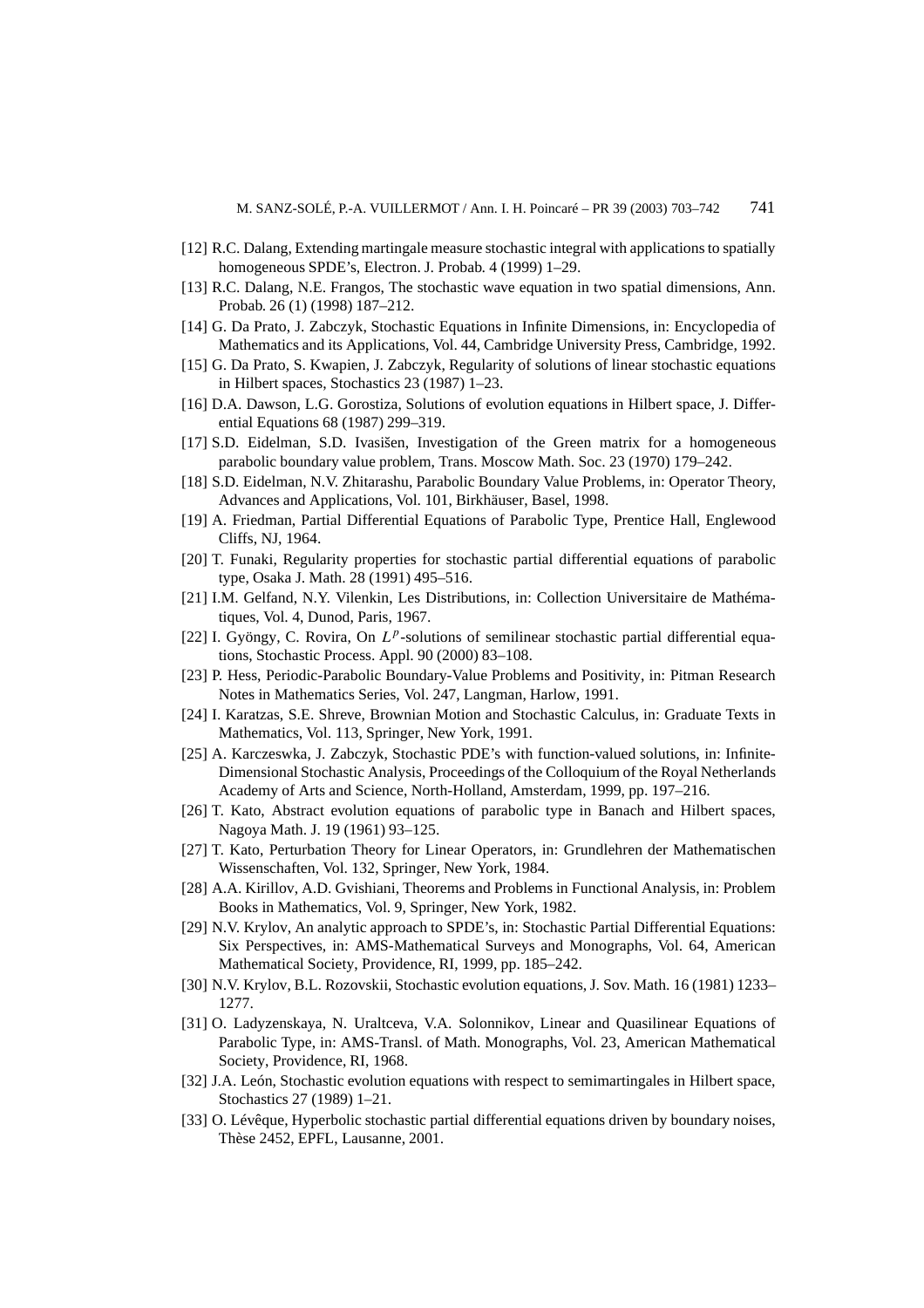[12] R.C. Dalang, Extending martingale measure stochastic integral with applications to spatially homogeneous SPDE's, Electron. J. Probab. 4 (1999) 1–29.

[13] R.C. Dalang, N.E. Frangos, The stochastic wave equation in two spatial dimensions, Ann. Probab. 26 (1) (1998) 187–212.

[14] G. Da Prato, J. Zabczyk, Stochastic Equations in Infinite Dimensions, in: Encyclopedia of Mathematics and its Applications, Vol. 44, Cambridge University Press, Cambridge, 1992.

[15] G. Da Prato, S. Kwapien, J. Zabczyk, Regularity of solutions of linear stochastic equations in Hilbert spaces, Stochastics 23 (1987) 1–23.

[16] D.A. Dawson, L.G. Gorostiza, Solutions of evolution equations in Hilbert space, J. Differential Equations 68 (1987) 299–319.

[17] S.D. Eidelman, S.D. Ivasišen, Investigation of the Green matrix for a homogeneous parabolic boundary value problem, Trans. Moscow Math. Soc. 23 (1970) 179–242.

[18] S.D. Eidelman, N.V. Zhitarashu, Parabolic Boundary Value Problems, in: Operator Theory, Advances and Applications, Vol. 101, Birkhäuser, Basel, 1998.

[19] A. Friedman, Partial Differential Equations of Parabolic Type, Prentice Hall, Englewood Cliffs, NJ, 1964.

[20] T. Funaki, Regularity properties for stochastic partial differential equations of parabolic type, Osaka J. Math. 28 (1991) 495–516.

[21] I.M. Gelfand, N.Y. Vilenkin, Les Distributions, in: Collection Universitaire de Mathématiques, Vol. 4, Dunod, Paris, 1967.

[22] I. Gyöngy, C. Rovira, On $L^p$-solutions of semilinear stochastic partial differential equations, Stochastic Process. Appl. 90 (2000) 83–108.

[23] P. Hess, Periodic-Parabolic Boundary-Value Problems and Positivity, in: Pitman Research Notes in Mathematics Series, Vol. 247, Langman, Harlow, 1991.

[24] I. Karatzas, S.E. Shreve, Brownian Motion and Stochastic Calculus, in: Graduate Texts in Mathematics, Vol. 113, Springer, New York, 1991.

[25] A. Karczeswka, J. Zabczyk, Stochastic PDE's with function-valued solutions, in: Infinite-Dimensional Stochastic Analysis, Proceedings of the Colloquium of the Royal Netherlands Academy of Arts and Science, North-Holland, Amsterdam, 1999, pp. 197–216.

[26] T. Kato, Abstract evolution equations of parabolic type in Banach and Hilbert spaces, Nagoya Math. J. 19 (1961) 93–125.

[27] T. Kato, Perturbation Theory for Linear Operators, in: Grundlehren der Mathematischen Wissenschaften, Vol. 132, Springer, New York, 1984.

[28] A.A. Kirillov, A.D. Gvishiani, Theorems and Problems in Functional Analysis, in: Problem Books in Mathematics, Vol. 9, Springer, New York, 1982.

[29] N.V. Krylov, An analytic approach to SPDE's, in: Stochastic Partial Differential Equations: Six Perspectives, in: AMS-Mathematical Surveys and Monographs, Vol. 64, American Mathematical Society, Providence, RI, 1999, pp. 185–242.

[30] N.V. Krylov, B.L. Rozovskii, Stochastic evolution equations, J. Sov. Math. 16 (1981) 1233–1277.

[31] O. Ladyzenskaya, N. Uraltceva, V.A. Solonnikov, Linear and Quasilinear Equations of Parabolic Type, in: AMS-Transl. of Math. Monographs, Vol. 23, American Mathematical Society, Providence, RI, 1968.

[32] J.A. León, Stochastic evolution equations with respect to semimartingales in Hilbert space, Stochastics 27 (1989) 1–21.

[33] O. Lévêque, Hyperbolic stochastic partial differential equations driven by boundary noises, Thèse 2452, EPFL, Lausanne, 2001.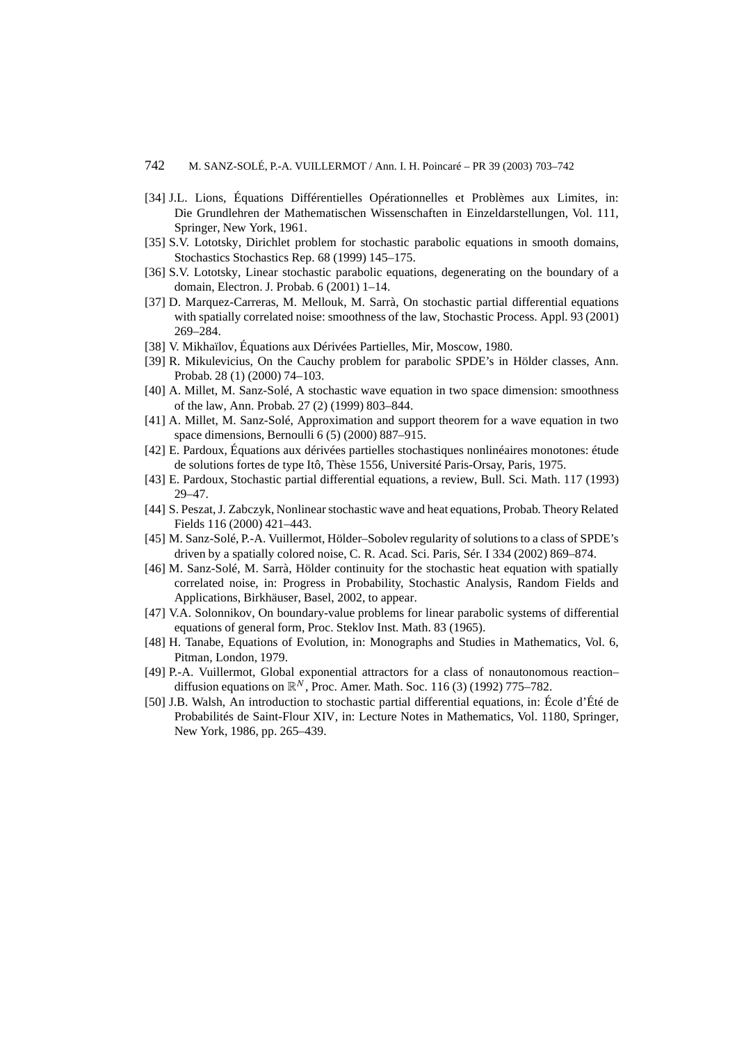[34] J.L. Lions, Équations Différentielles Opérationnelles et Problèmes aux Limites, in: Die Grundlehren der Mathematischen Wissenschaften in Einzeldarstellungen, Vol. 111, Springer, New York, 1961.

[35] S.V. Lototsky, Dirichlet problem for stochastic parabolic equations in smooth domains, Stochastics Stochastics Rep. 68 (1999) 145–175.

[36] S.V. Lototsky, Linear stochastic parabolic equations, degenerating on the boundary of a domain, Electron. J. Probab. 6 (2001) 1–14.

[37] D. Marquez-Carreras, M. Mellouk, M. Sarrà, On stochastic partial differential equations with spatially correlated noise: smoothness of the law, Stochastic Process. Appl. 93 (2001) 269–284.

[38] V. Mikhaïlov, Équations aux Dérivées Partielles, Mir, Moscow, 1980.

[39] R. Mikulevicius, On the Cauchy problem for parabolic SPDE's in Hölder classes, Ann. Probab. 28 (1) (2000) 74–103.

[40] A. Millet, M. Sanz-Solé, A stochastic wave equation in two space dimension: smoothness of the law, Ann. Probab. 27 (2) (1999) 803–844.

[41] A. Millet, M. Sanz-Solé, Approximation and support theorem for a wave equation in two space dimensions, Bernoulli 6 (5) (2000) 887–915.

[42] E. Pardoux, Équations aux dérivées partielles stochastiques nonlinéaires monotones: étude de solutions fortes de type Itô, Thèse 1556, Université Paris-Orsay, Paris, 1975.

[43] E. Pardoux, Stochastic partial differential equations, a review, Bull. Sci. Math. 117 (1993) 29–47.

[44] S. Peszat, J. Zabczyk, Nonlinear stochastic wave and heat equations, Probab. Theory Related Fields 116 (2000) 421–443.

[45] M. Sanz-Solé, P.-A. Vuillermot, Hölder–Sobolev regularity of solutions to a class of SPDE's driven by a spatially colored noise, C. R. Acad. Sci. Paris, Sér. I 334 (2002) 869–874.

[46] M. Sanz-Solé, M. Sarrà, Hölder continuity for the stochastic heat equation with spatially correlated noise, in: Progress in Probability, Stochastic Analysis, Random Fields and Applications, Birkhäuser, Basel, 2002, to appear.

[47] V.A. Solonnikov, On boundary-value problems for linear parabolic systems of differential equations of general form, Proc. Steklov Inst. Math. 83 (1965).

[48] H. Tanabe, Equations of Evolution, in: Monographs and Studies in Mathematics, Vol. 6, Pitman, London, 1979.

[49] P.-A. Vuillermot, Global exponential attractors for a class of nonautonomous reaction–diffusion equations on $\mathbb{R}^N$, Proc. Amer. Math. Soc. 116 (3) (1992) 775–782.

[50] J.B. Walsh, An introduction to stochastic partial differential equations, in: École d'Été de Probabilités de Saint-Flour XIV, in: Lecture Notes in Mathematics, Vol. 1180, Springer, New York, 1986, pp. 265–439.